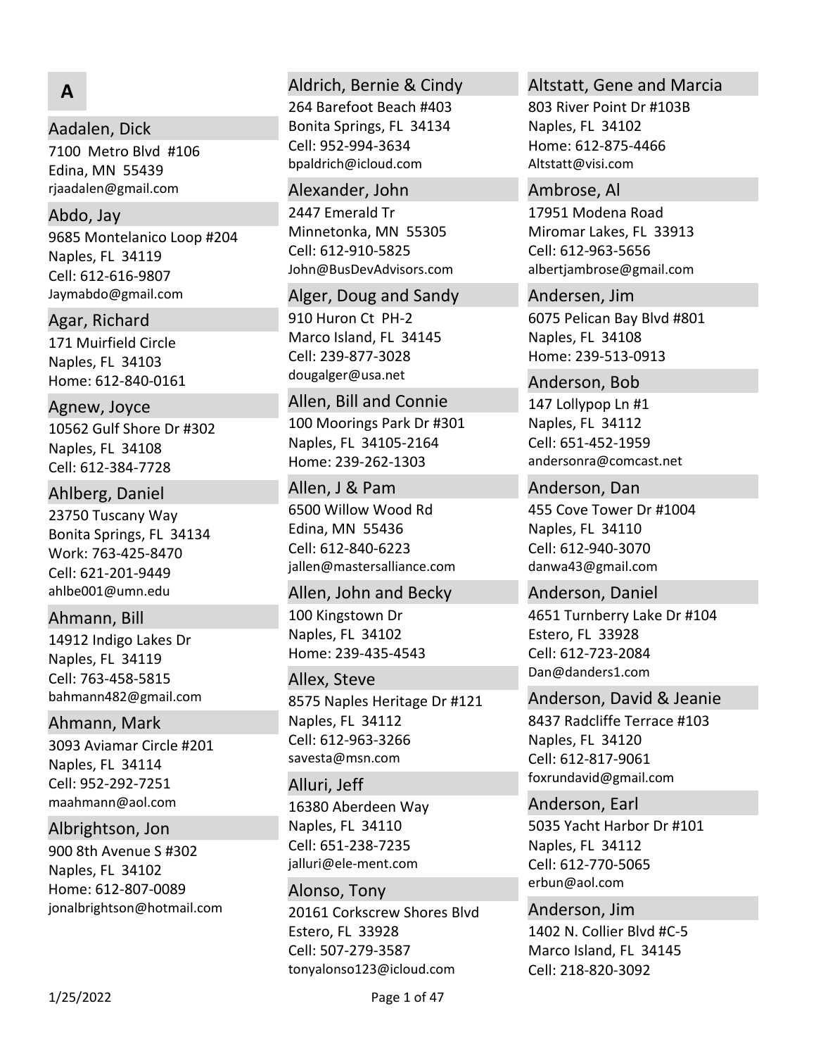# A

### Aadalen, Dick
7100 Metro Blvd #106
Edina, MN 55439
rjaadalen@gmail.com

### Abdo, Jay
9685 Montelanico Loop #204
Naples, FL 34119
Cell: 612-616-9807
Jaymabdo@gmail.com

### Agar, Richard
171 Muirfield Circle
Naples, FL 34103
Home: 612-840-0161

### Agnew, Joyce
10562 Gulf Shore Dr #302
Naples, FL 34108
Cell: 612-384-7728

### Ahlberg, Daniel
23750 Tuscany Way
Bonita Springs, FL 34134
Work: 763-425-8470
Cell: 621-201-9449
ahlbe001@umn.edu

### Ahmann, Bill
14912 Indigo Lakes Dr
Naples, FL 34119
Cell: 763-458-5815
bahmann482@gmail.com

### Ahmann, Mark
3093 Aviamar Circle #201
Naples, FL 34114
Cell: 952-292-7251
maahmann@aol.com

### Albrightson, Jon
900 8th Avenue S #302
Naples, FL 34102
Home: 612-807-0089
jonalbrightson@hotmail.com

### Aldrich, Bernie & Cindy
264 Barefoot Beach #403
Bonita Springs, FL 34134
Cell: 952-994-3634
bpaldrich@icloud.com

### Alexander, John
2447 Emerald Tr
Minnetonka, MN 55305
Cell: 612-910-5825
John@BusDevAdvisors.com

### Alger, Doug and Sandy
910 Huron Ct PH-2
Marco Island, FL 34145
Cell: 239-877-3028
dougalger@usa.net

### Allen, Bill and Connie
100 Moorings Park Dr #301
Naples, FL 34105-2164
Home: 239-262-1303

### Allen, J & Pam
6500 Willow Wood Rd
Edina, MN 55436
Cell: 612-840-6223
jallen@mastersalliance.com

### Allen, John and Becky
100 Kingstown Dr
Naples, FL 34102
Home: 239-435-4543

### Allex, Steve
8575 Naples Heritage Dr #121
Naples, FL 34112
Cell: 612-963-3266
savesta@msn.com

### Alluri, Jeff
16380 Aberdeen Way
Naples, FL 34110
Cell: 651-238-7235
jalluri@ele-ment.com

### Alonso, Tony
20161 Corkscrew Shores Blvd
Estero, FL 33928
Cell: 507-279-3587
tonyalonso123@icloud.com

### Altstatt, Gene and Marcia
803 River Point Dr #103B
Naples, FL 34102
Home: 612-875-4466
Altstatt@visi.com

### Ambrose, Al
17951 Modena Road
Miromar Lakes, FL 33913
Cell: 612-963-5656
albertjambrose@gmail.com

### Andersen, Jim
6075 Pelican Bay Blvd #801
Naples, FL 34108
Home: 239-513-0913

### Anderson, Bob
147 Lollypop Ln #1
Naples, FL 34112
Cell: 651-452-1959
andersonra@comcast.net

### Anderson, Dan
455 Cove Tower Dr #1004
Naples, FL 34110
Cell: 612-940-3070
danwa43@gmail.com

### Anderson, Daniel
4651 Turnberry Lake Dr #104
Estero, FL 33928
Cell: 612-723-2084
Dan@danders1.com

### Anderson, David & Jeanie
8437 Radcliffe Terrace #103
Naples, FL 34120
Cell: 612-817-9061
foxrundavid@gmail.com

### Anderson, Earl
5035 Yacht Harbor Dr #101
Naples, FL 34112
Cell: 612-770-5065
erbun@aol.com

### Anderson, Jim
1402 N. Collier Blvd #C-5
Marco Island, FL 34145
Cell: 218-820-3092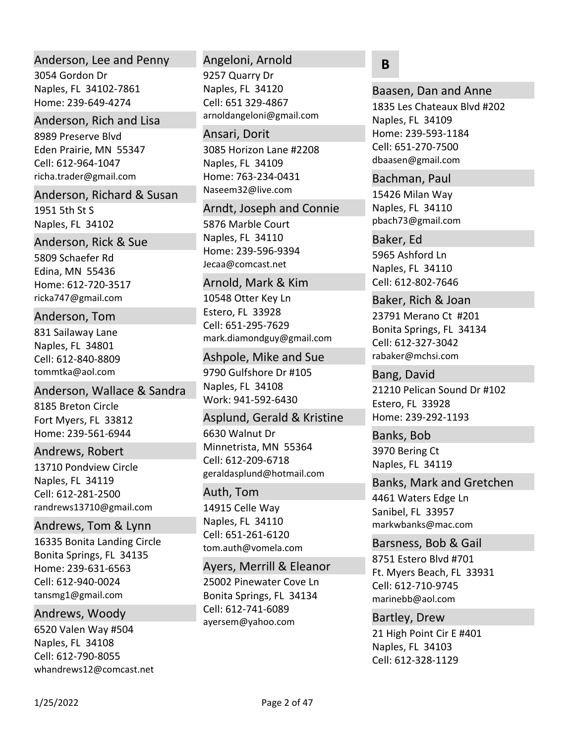### Anderson, Lee and Penny
3054 Gordon Dr
Naples, FL 34102-7861
Home: 239-649-4274

### Anderson, Rich and Lisa
8989 Preserve Blvd
Eden Prairie, MN 55347
Cell: 612-964-1047
richa.trader@gmail.com

### Anderson, Richard & Susan
1951 5th St S
Naples, FL 34102

### Anderson, Rick & Sue
5809 Schaefer Rd
Edina, MN 55436
Home: 612-720-3517
ricka747@gmail.com

### Anderson, Tom
831 Sailaway Lane
Naples, FL 34801
Cell: 612-840-8809
tommtka@aol.com

### Anderson, Wallace & Sandra
8185 Breton Circle
Fort Myers, FL 33812
Home: 239-561-6944

### Andrews, Robert
13710 Pondview Circle
Naples, FL 34119
Cell: 612-281-2500
randrews13710@gmail.com

### Andrews, Tom & Lynn
16335 Bonita Landing Circle
Bonita Springs, FL 34135
Home: 239-631-6563
Cell: 612-940-0024
tansmg1@gmail.com

### Andrews, Woody
6520 Valen Way #504
Naples, FL 34108
Cell: 612-790-8055
whandrews12@comcast.net

### Angeloni, Arnold
9257 Quarry Dr
Naples, FL 34120
Cell: 651 329-4867
arnoldangeloni@gmail.com

### Ansari, Dorit
3085 Horizon Lane #2208
Naples, FL 34109
Home: 763-234-0431
Naseem32@live.com

### Arndt, Joseph and Connie
5876 Marble Court
Naples, FL 34110
Home: 239-596-9394
Jecaa@comcast.net

### Arnold, Mark & Kim
10548 Otter Key Ln
Estero, FL 33928
Cell: 651-295-7629
mark.diamondguy@gmail.com

### Ashpole, Mike and Sue
9790 Gulfshore Dr #105
Naples, FL 34108
Work: 941-592-6430

### Asplund, Gerald & Kristine
6630 Walnut Dr
Minnetrista, MN 55364
Cell: 612-209-6718
geraldasplund@hotmail.com

### Auth, Tom
14915 Celle Way
Naples, FL 34110
Cell: 651-261-6120
tom.auth@vomela.com

### Ayers, Merrill & Eleanor
25002 Pinewater Cove Ln
Bonita Springs, FL 34134
Cell: 612-741-6089
ayersem@yahoo.com

## B

### Baasen, Dan and Anne
1835 Les Chateaux Blvd #202
Naples, FL 34109
Home: 239-593-1184
Cell: 651-270-7500
dbaasen@gmail.com

### Bachman, Paul
15426 Milan Way
Naples, FL 34110
pbach73@gmail.com

### Baker, Ed
5965 Ashford Ln
Naples, FL 34110
Cell: 612-802-7646

### Baker, Rich & Joan
23791 Merano Ct #201
Bonita Springs, FL 34134
Cell: 612-327-3042
rabaker@mchsi.com

### Bang, David
21210 Pelican Sound Dr #102
Estero, FL 33928
Home: 239-292-1193

### Banks, Bob
3970 Bering Ct
Naples, FL 34119

### Banks, Mark and Gretchen
4461 Waters Edge Ln
Sanibel, FL 33957
markwbanks@mac.com

### Barsness, Bob & Gail
8751 Estero Blvd #701
Ft. Myers Beach, FL 33931
Cell: 612-710-9745
marinebb@aol.com

### Bartley, Drew
21 High Point Cir E #401
Naples, FL 34103
Cell: 612-328-1129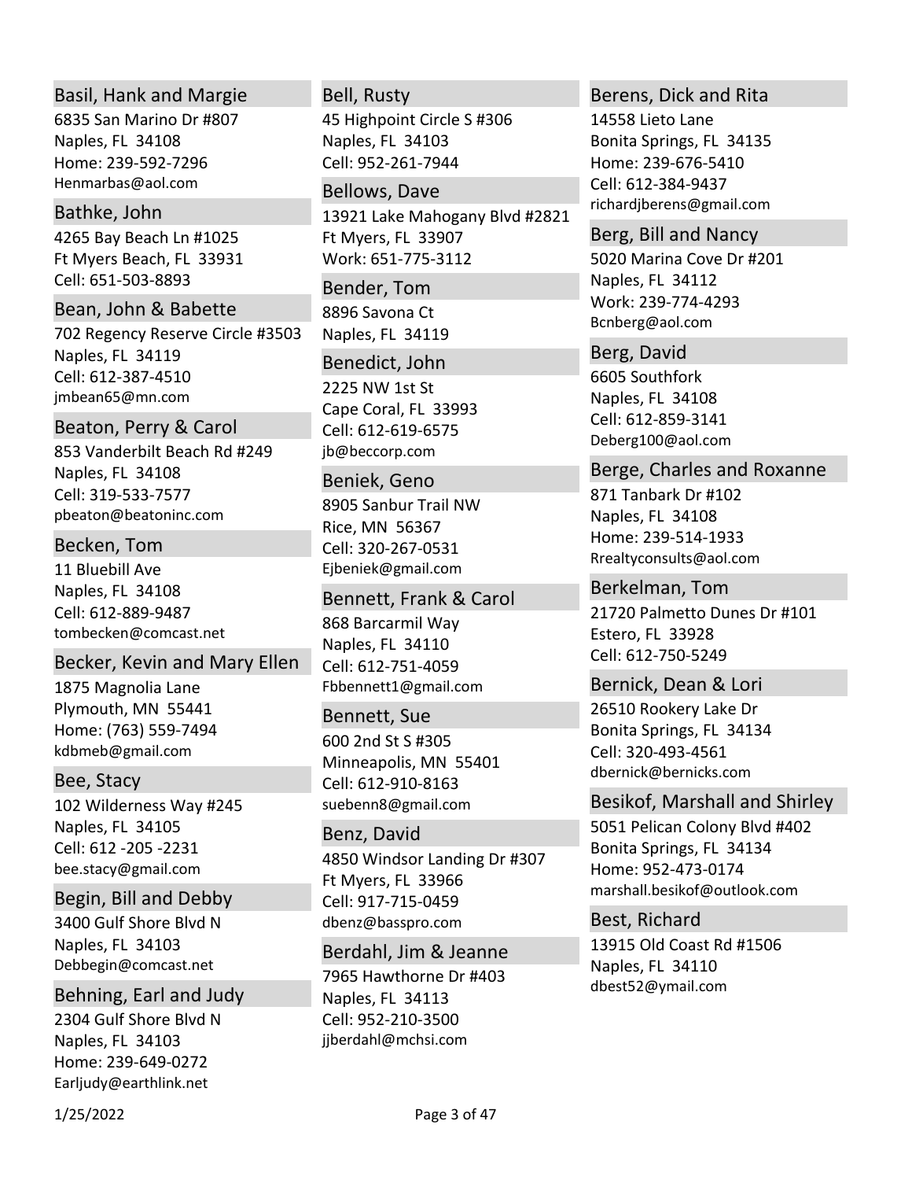### Basil, Hank and Margie
6835 San Marino Dr #807
Naples, FL 34108
Home: 239-592-7296
Henmarbas@aol.com

### Bathke, John
4265 Bay Beach Ln #1025
Ft Myers Beach, FL 33931
Cell: 651-503-8893

### Bean, John & Babette
702 Regency Reserve Circle #3503
Naples, FL 34119
Cell: 612-387-4510
jmbean65@mn.com

### Beaton, Perry & Carol
853 Vanderbilt Beach Rd #249
Naples, FL 34108
Cell: 319-533-7577
pbeaton@beatoninc.com

### Becken, Tom
11 Bluebill Ave
Naples, FL 34108
Cell: 612-889-9487
tombecken@comcast.net

### Becker, Kevin and Mary Ellen
1875 Magnolia Lane
Plymouth, MN 55441
Home: (763) 559-7494
kdbmeb@gmail.com

### Bee, Stacy
102 Wilderness Way #245
Naples, FL 34105
Cell: 612 -205 -2231
bee.stacy@gmail.com

### Begin, Bill and Debby
3400 Gulf Shore Blvd N
Naples, FL 34103
Debbegin@comcast.net

### Behning, Earl and Judy
2304 Gulf Shore Blvd N
Naples, FL 34103
Home: 239-649-0272
Earljudy@earthlink.net

### Bell, Rusty
45 Highpoint Circle S #306
Naples, FL 34103
Cell: 952-261-7944

### Bellows, Dave
13921 Lake Mahogany Blvd #2821
Ft Myers, FL 33907
Work: 651-775-3112

### Bender, Tom
8896 Savona Ct
Naples, FL 34119

### Benedict, John
2225 NW 1st St
Cape Coral, FL 33993
Cell: 612-619-6575
jb@beccorp.com

### Beniek, Geno
8905 Sanbur Trail NW
Rice, MN 56367
Cell: 320-267-0531
Ejbeniek@gmail.com

### Bennett, Frank & Carol
868 Barcarmil Way
Naples, FL 34110
Cell: 612-751-4059
Fbbennett1@gmail.com

### Bennett, Sue
600 2nd St S #305
Minneapolis, MN 55401
Cell: 612-910-8163
suebenn8@gmail.com

### Benz, David
4850 Windsor Landing Dr #307
Ft Myers, FL 33966
Cell: 917-715-0459
dbenz@basspro.com

### Berdahl, Jim & Jeanne
7965 Hawthorne Dr #403
Naples, FL 34113
Cell: 952-210-3500
jjberdahl@mchsi.com

### Berens, Dick and Rita
14558 Lieto Lane
Bonita Springs, FL 34135
Home: 239-676-5410
Cell: 612-384-9437
richardjberens@gmail.com

### Berg, Bill and Nancy
5020 Marina Cove Dr #201
Naples, FL 34112
Work: 239-774-4293
Bcnberg@aol.com

### Berg, David
6605 Southfork
Naples, FL 34108
Cell: 612-859-3141
Deberg100@aol.com

### Berge, Charles and Roxanne
871 Tanbark Dr #102
Naples, FL 34108
Home: 239-514-1933
Rrealtyconsults@aol.com

### Berkelman, Tom
21720 Palmetto Dunes Dr #101
Estero, FL 33928
Cell: 612-750-5249

### Bernick, Dean & Lori
26510 Rookery Lake Dr
Bonita Springs, FL 34134
Cell: 320-493-4561
dbernick@bernicks.com

### Besikof, Marshall and Shirley
5051 Pelican Colony Blvd #402
Bonita Springs, FL 34134
Home: 952-473-0174
marshall.besikof@outlook.com

### Best, Richard
13915 Old Coast Rd #1506
Naples, FL 34110
dbest52@ymail.com

1/25/2022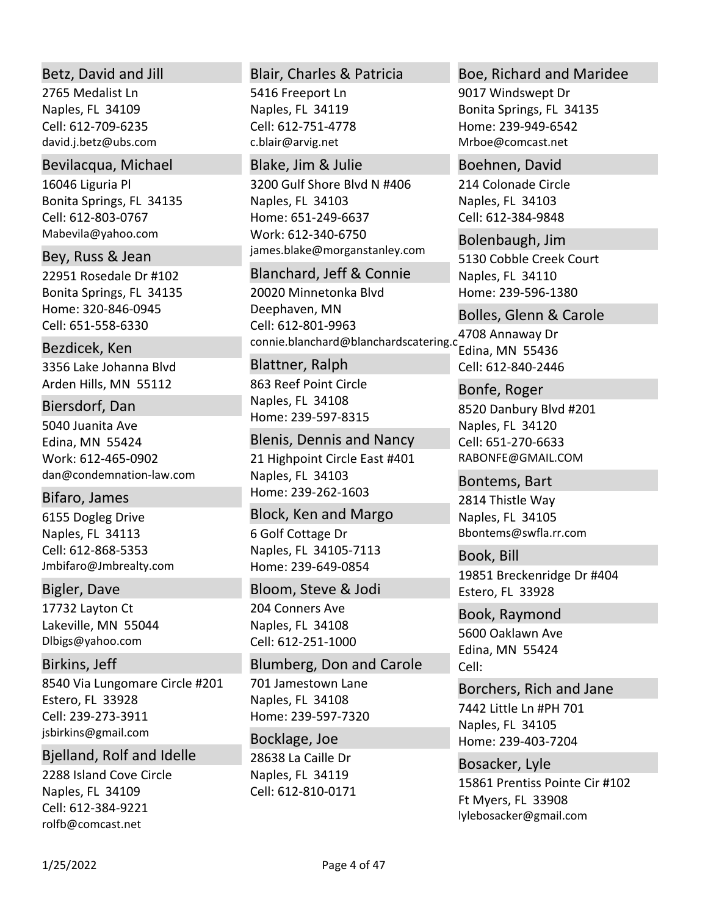### Betz, David and Jill
2765 Medalist Ln
Naples, FL 34109
Cell: 612-709-6235
david.j.betz@ubs.com

### Bevilacqua, Michael
16046 Liguria Pl
Bonita Springs, FL 34135
Cell: 612-803-0767
Mabevila@yahoo.com

### Bey, Russ & Jean
22951 Rosedale Dr #102
Bonita Springs, FL 34135
Home: 320-846-0945
Cell: 651-558-6330

### Bezdicek, Ken
3356 Lake Johanna Blvd
Arden Hills, MN 55112

### Biersdorf, Dan
5040 Juanita Ave
Edina, MN 55424
Work: 612-465-0902
dan@condemnation-law.com

### Bifaro, James
6155 Dogleg Drive
Naples, FL 34113
Cell: 612-868-5353
Jmbifaro@Jmbrealty.com

### Bigler, Dave
17732 Layton Ct
Lakeville, MN 55044
Dlbigs@yahoo.com

### Birkins, Jeff
8540 Via Lungomare Circle #201
Estero, FL 33928
Cell: 239-273-3911
jsbirkins@gmail.com

### Bjelland, Rolf and Idelle
2288 Island Cove Circle
Naples, FL 34109
Cell: 612-384-9221
rolfb@comcast.net

### Blair, Charles & Patricia
5416 Freeport Ln
Naples, FL 34119
Cell: 612-751-4778
c.blair@arvig.net

### Blake, Jim & Julie
3200 Gulf Shore Blvd N #406
Naples, FL 34103
Home: 651-249-6637
Work: 612-340-6750
james.blake@morganstanley.com

### Blanchard, Jeff & Connie
20020 Minnetonka Blvd
Deephaven, MN
Cell: 612-801-9963
connie.blanchard@blanchardscatering.c

### Blattner, Ralph
863 Reef Point Circle
Naples, FL 34108
Home: 239-597-8315

### Blenis, Dennis and Nancy
21 Highpoint Circle East #401
Naples, FL 34103
Home: 239-262-1603

### Block, Ken and Margo
6 Golf Cottage Dr
Naples, FL 34105-7113
Home: 239-649-0854

### Bloom, Steve & Jodi
204 Conners Ave
Naples, FL 34108
Cell: 612-251-1000

### Blumberg, Don and Carole
701 Jamestown Lane
Naples, FL 34108
Home: 239-597-7320

### Bocklage, Joe
28638 La Caille Dr
Naples, FL 34119
Cell: 612-810-0171

### Boe, Richard and Maridee
9017 Windswept Dr
Bonita Springs, FL 34135
Home: 239-949-6542
Mrboe@comcast.net

### Boehnen, David
214 Colonade Circle
Naples, FL 34103
Cell: 612-384-9848

### Bolenbaugh, Jim
5130 Cobble Creek Court
Naples, FL 34110
Home: 239-596-1380

### Bolles, Glenn & Carole
4708 Annaway Dr
Edina, MN 55436
Cell: 612-840-2446

### Bonfe, Roger
8520 Danbury Blvd #201
Naples, FL 34120
Cell: 651-270-6633
RABONFE@GMAIL.COM

### Bontems, Bart
2814 Thistle Way
Naples, FL 34105
Bbontems@swfla.rr.com

### Book, Bill
19851 Breckenridge Dr #404
Estero, FL 33928

### Book, Raymond
5600 Oaklawn Ave
Edina, MN 55424
Cell:

### Borchers, Rich and Jane
7442 Little Ln #PH 701
Naples, FL 34105
Home: 239-403-7204

### Bosacker, Lyle
15861 Prentiss Pointe Cir #102
Ft Myers, FL 33908
lylebosacker@gmail.com

1/25/2022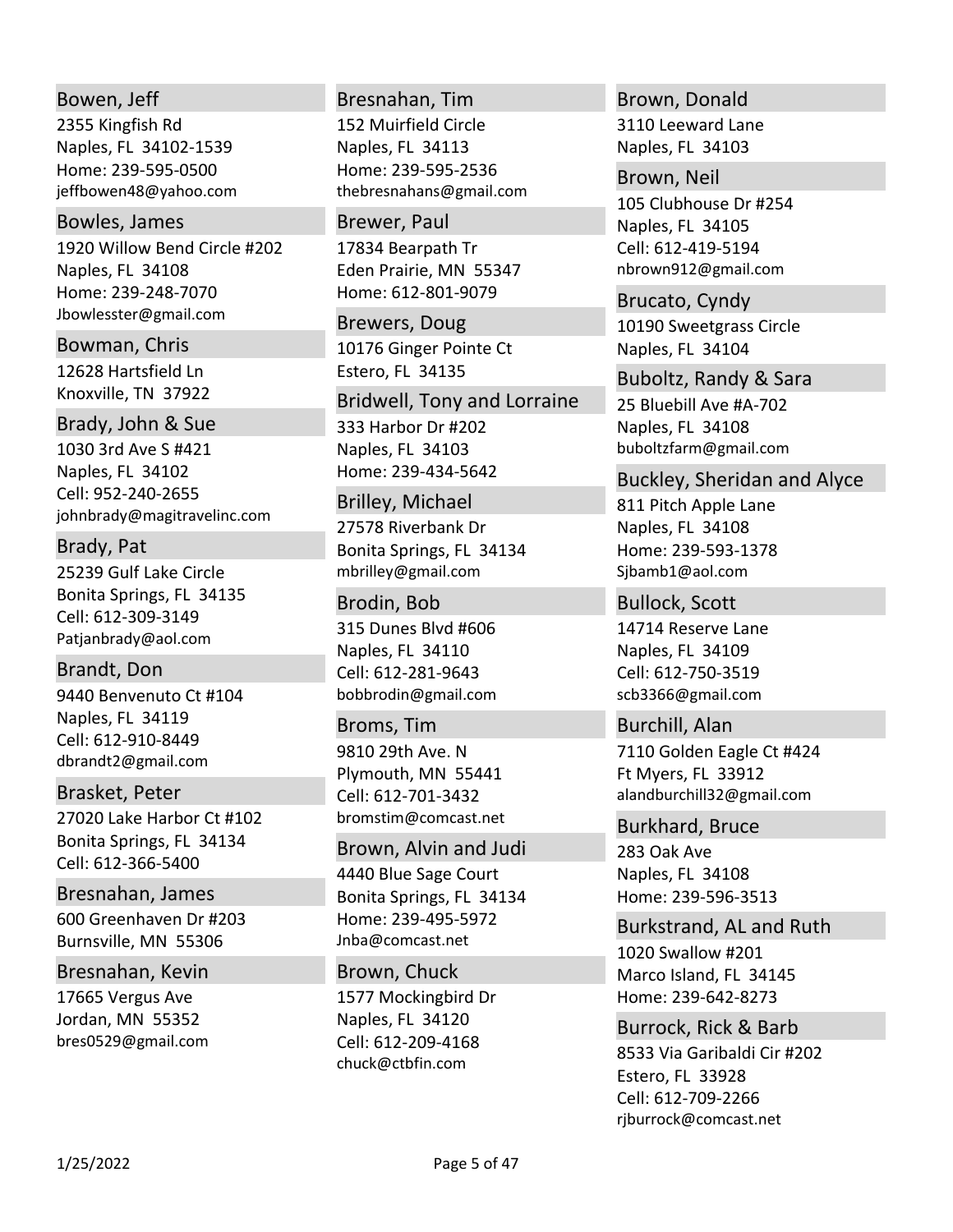### Bowen, Jeff
2355 Kingfish Rd
Naples, FL 34102-1539
Home: 239-595-0500
jeffbowen48@yahoo.com

### Bowles, James
1920 Willow Bend Circle #202
Naples, FL 34108
Home: 239-248-7070
Jbowlesster@gmail.com

### Bowman, Chris
12628 Hartsfield Ln
Knoxville, TN 37922

### Brady, John & Sue
1030 3rd Ave S #421
Naples, FL 34102
Cell: 952-240-2655
johnbrady@magitravelinc.com

### Brady, Pat
25239 Gulf Lake Circle
Bonita Springs, FL 34135
Cell: 612-309-3149
Patjanbrady@aol.com

### Brandt, Don
9440 Benvenuto Ct #104
Naples, FL 34119
Cell: 612-910-8449
dbrandt2@gmail.com

### Brasket, Peter
27020 Lake Harbor Ct #102
Bonita Springs, FL 34134
Cell: 612-366-5400

### Bresnahan, James
600 Greenhaven Dr #203
Burnsville, MN 55306

### Bresnahan, Kevin
17665 Vergus Ave
Jordan, MN 55352
bres0529@gmail.com

### Bresnahan, Tim
152 Muirfield Circle
Naples, FL 34113
Home: 239-595-2536
thebresnahans@gmail.com

### Brewer, Paul
17834 Bearpath Tr
Eden Prairie, MN 55347
Home: 612-801-9079

### Brewers, Doug
10176 Ginger Pointe Ct
Estero, FL 34135

### Bridwell, Tony and Lorraine
333 Harbor Dr #202
Naples, FL 34103
Home: 239-434-5642

### Brilley, Michael
27578 Riverbank Dr
Bonita Springs, FL 34134
mbrilley@gmail.com

### Brodin, Bob
315 Dunes Blvd #606
Naples, FL 34110
Cell: 612-281-9643
bobbrodin@gmail.com

### Broms, Tim
9810 29th Ave. N
Plymouth, MN 55441
Cell: 612-701-3432
bromstim@comcast.net

### Brown, Alvin and Judi
4440 Blue Sage Court
Bonita Springs, FL 34134
Home: 239-495-5972
Jnba@comcast.net

### Brown, Chuck
1577 Mockingbird Dr
Naples, FL 34120
Cell: 612-209-4168
chuck@ctbfin.com

### Brown, Donald
3110 Leeward Lane
Naples, FL 34103

### Brown, Neil
105 Clubhouse Dr #254
Naples, FL 34105
Cell: 612-419-5194
nbrown912@gmail.com

### Brucato, Cyndy
10190 Sweetgrass Circle
Naples, FL 34104

### Buboltz, Randy & Sara
25 Bluebill Ave #A-702
Naples, FL 34108
buboltzfarm@gmail.com

### Buckley, Sheridan and Alyce
811 Pitch Apple Lane
Naples, FL 34108
Home: 239-593-1378
Sjbamb1@aol.com

### Bullock, Scott
14714 Reserve Lane
Naples, FL 34109
Cell: 612-750-3519
scb3366@gmail.com

### Burchill, Alan
7110 Golden Eagle Ct #424
Ft Myers, FL 33912
alandburchill32@gmail.com

### Burkhard, Bruce
283 Oak Ave
Naples, FL 34108
Home: 239-596-3513

### Burkstrand, AL and Ruth
1020 Swallow #201
Marco Island, FL 34145
Home: 239-642-8273

### Burrock, Rick & Barb
8533 Via Garibaldi Cir #202
Estero, FL 33928
Cell: 612-709-2266
rjburrock@comcast.net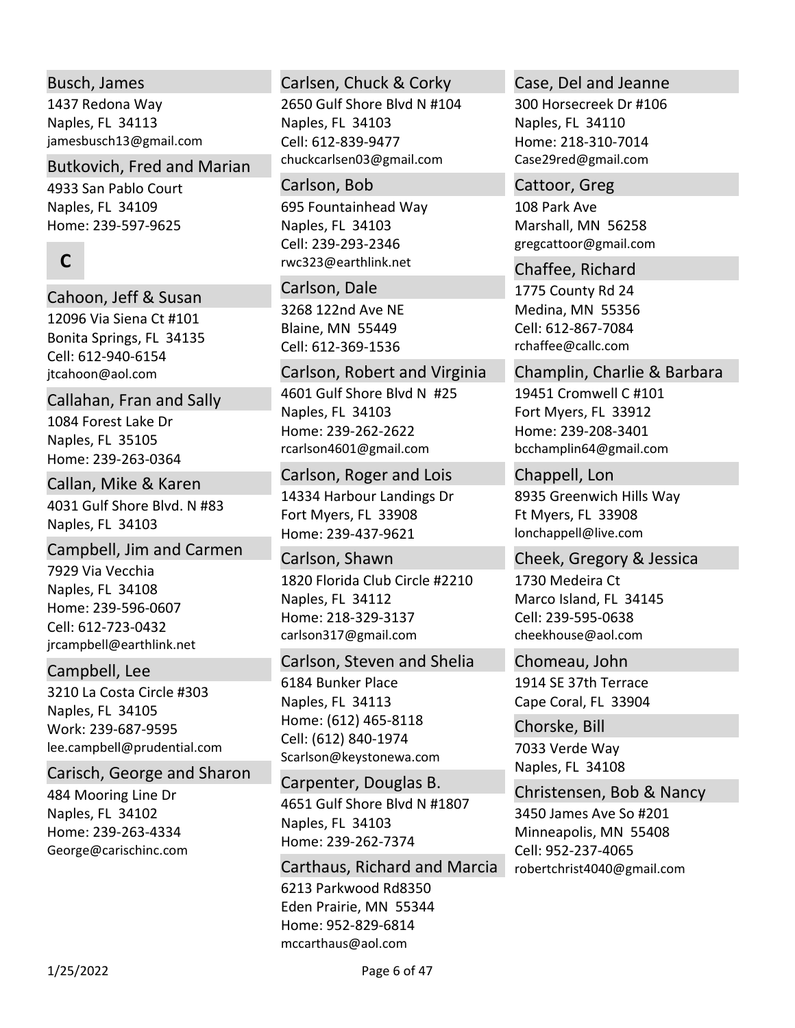### Busch, James
1437 Redona Way
Naples, FL 34113
jamesbusch13@gmail.com

### Butkovich, Fred and Marian
4933 San Pablo Court
Naples, FL 34109
Home: 239-597-9625

## C

### Cahoon, Jeff & Susan
12096 Via Siena Ct #101
Bonita Springs, FL 34135
Cell: 612-940-6154
jtcahoon@aol.com

### Callahan, Fran and Sally
1084 Forest Lake Dr
Naples, FL 35105
Home: 239-263-0364

### Callan, Mike & Karen
4031 Gulf Shore Blvd. N #83
Naples, FL 34103

### Campbell, Jim and Carmen
7929 Via Vecchia
Naples, FL 34108
Home: 239-596-0607
Cell: 612-723-0432
jrcampbell@earthlink.net

### Campbell, Lee
3210 La Costa Circle #303
Naples, FL 34105
Work: 239-687-9595
lee.campbell@prudential.com

### Carisch, George and Sharon
484 Mooring Line Dr
Naples, FL 34102
Home: 239-263-4334
George@carischinc.com

### Carlsen, Chuck & Corky
2650 Gulf Shore Blvd N #104
Naples, FL 34103
Cell: 612-839-9477
chuckcarlsen03@gmail.com

### Carlson, Bob
695 Fountainhead Way
Naples, FL 34103
Cell: 239-293-2346
rwc323@earthlink.net

### Carlson, Dale
3268 122nd Ave NE
Blaine, MN 55449
Cell: 612-369-1536

### Carlson, Robert and Virginia
4601 Gulf Shore Blvd N #25
Naples, FL 34103
Home: 239-262-2622
rcarlson4601@gmail.com

### Carlson, Roger and Lois
14334 Harbour Landings Dr
Fort Myers, FL 33908
Home: 239-437-9621

### Carlson, Shawn
1820 Florida Club Circle #2210
Naples, FL 34112
Home: 218-329-3137
carlson317@gmail.com

### Carlson, Steven and Shelia
6184 Bunker Place
Naples, FL 34113
Home: (612) 465-8118
Cell: (612) 840-1974
Scarlson@keystonewa.com

### Carpenter, Douglas B.
4651 Gulf Shore Blvd N #1807
Naples, FL 34103
Home: 239-262-7374

### Carthaus, Richard and Marcia
6213 Parkwood Rd8350
Eden Prairie, MN 55344
Home: 952-829-6814
mccarthaus@aol.com

### Case, Del and Jeanne
300 Horsecreek Dr #106
Naples, FL 34110
Home: 218-310-7014
Case29red@gmail.com

### Cattoor, Greg
108 Park Ave
Marshall, MN 56258
gregcattoor@gmail.com

### Chaffee, Richard
1775 County Rd 24
Medina, MN 55356
Cell: 612-867-7084
rchaffee@callc.com

### Champlin, Charlie & Barbara
19451 Cromwell C #101
Fort Myers, FL 33912
Home: 239-208-3401
bcchamplin64@gmail.com

### Chappell, Lon
8935 Greenwich Hills Way
Ft Myers, FL 33908
lonchappell@live.com

### Cheek, Gregory & Jessica
1730 Medeira Ct
Marco Island, FL 34145
Cell: 239-595-0638
cheekhouse@aol.com

### Chomeau, John
1914 SE 37th Terrace
Cape Coral, FL 33904

### Chorske, Bill
7033 Verde Way
Naples, FL 34108

### Christensen, Bob & Nancy
3450 James Ave So #201
Minneapolis, MN 55408
Cell: 952-237-4065
robertchrist4040@gmail.com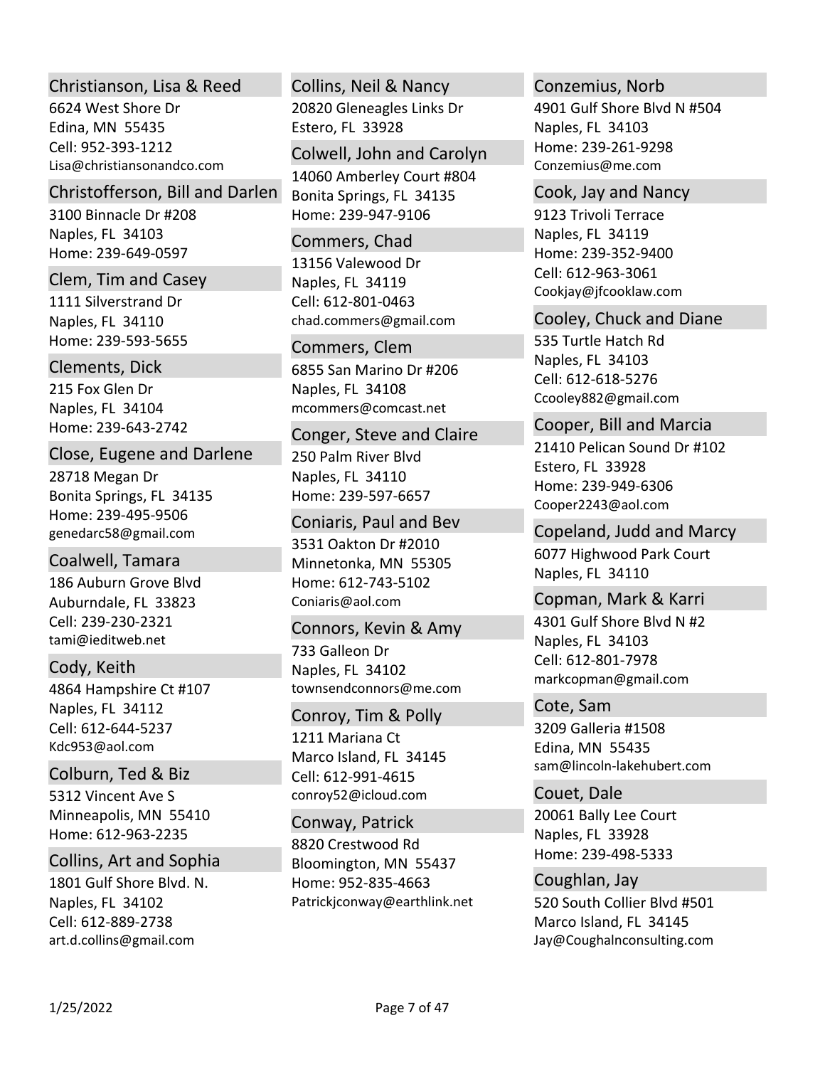### Christianson, Lisa & Reed
6624 West Shore Dr
Edina, MN  55435
Cell: 952-393-1212
Lisa@christiansonandco.com

### Christofferson, Bill and Darlen
3100 Binnacle Dr #208
Naples, FL  34103
Home: 239-649-0597

### Clem, Tim and Casey
1111 Silverstrand Dr
Naples, FL  34110
Home: 239-593-5655

### Clements, Dick
215 Fox Glen Dr
Naples, FL  34104
Home: 239-643-2742

### Close, Eugene and Darlene
28718 Megan Dr
Bonita Springs, FL  34135
Home: 239-495-9506
genedarc58@gmail.com

### Coalwell, Tamara
186 Auburn Grove Blvd
Auburndale, FL  33823
Cell: 239-230-2321
tami@ieditweb.net

### Cody, Keith
4864 Hampshire Ct #107
Naples, FL  34112
Cell: 612-644-5237
Kdc953@aol.com

### Colburn, Ted & Biz
5312 Vincent Ave S
Minneapolis, MN  55410
Home: 612-963-2235

### Collins, Art and Sophia
1801 Gulf Shore Blvd. N.
Naples, FL  34102
Cell: 612-889-2738
art.d.collins@gmail.com

### Collins, Neil & Nancy
20820 Gleneagles Links Dr
Estero, FL  33928

### Colwell, John and Carolyn
14060 Amberley Court #804
Bonita Springs, FL  34135
Home: 239-947-9106

### Commers, Chad
13156 Valewood Dr
Naples, FL  34119
Cell: 612-801-0463
chad.commers@gmail.com

### Commers, Clem
6855 San Marino Dr #206
Naples, FL  34108
mcommers@comcast.net

### Conger, Steve and Claire
250 Palm River Blvd
Naples, FL  34110
Home: 239-597-6657

### Coniaris, Paul and Bev
3531 Oakton Dr #2010
Minnetonka, MN  55305
Home: 612-743-5102
Coniaris@aol.com

### Connors, Kevin & Amy
733 Galleon Dr
Naples, FL  34102
townsendconnors@me.com

### Conroy, Tim & Polly
1211 Mariana Ct
Marco Island, FL  34145
Cell: 612-991-4615
conroy52@icloud.com

### Conway, Patrick
8820 Crestwood Rd
Bloomington, MN  55437
Home: 952-835-4663
Patrickjconway@earthlink.net

### Conzemius, Norb
4901 Gulf Shore Blvd N #504
Naples, FL  34103
Home: 239-261-9298
Conzemius@me.com

### Cook, Jay and Nancy
9123 Trivoli Terrace
Naples, FL  34119
Home: 239-352-9400
Cell: 612-963-3061
Cookjay@jfcooklaw.com

### Cooley, Chuck and Diane
535 Turtle Hatch Rd
Naples, FL  34103
Cell: 612-618-5276
Ccooley882@gmail.com

### Cooper, Bill and Marcia
21410 Pelican Sound Dr #102
Estero, FL  33928
Home: 239-949-6306
Cooper2243@aol.com

### Copeland, Judd and Marcy
6077 Highwood Park Court
Naples, FL  34110

### Copman, Mark & Karri
4301 Gulf Shore Blvd N #2
Naples, FL  34103
Cell: 612-801-7978
markcopman@gmail.com

### Cote, Sam
3209 Galleria #1508
Edina, MN  55435
sam@lincoln-lakehubert.com

### Couet, Dale
20061 Bally Lee Court
Naples, FL  33928
Home: 239-498-5333

### Coughlan, Jay
520 South Collier Blvd #501
Marco Island, FL  34145
Jay@Coughalnconsulting.com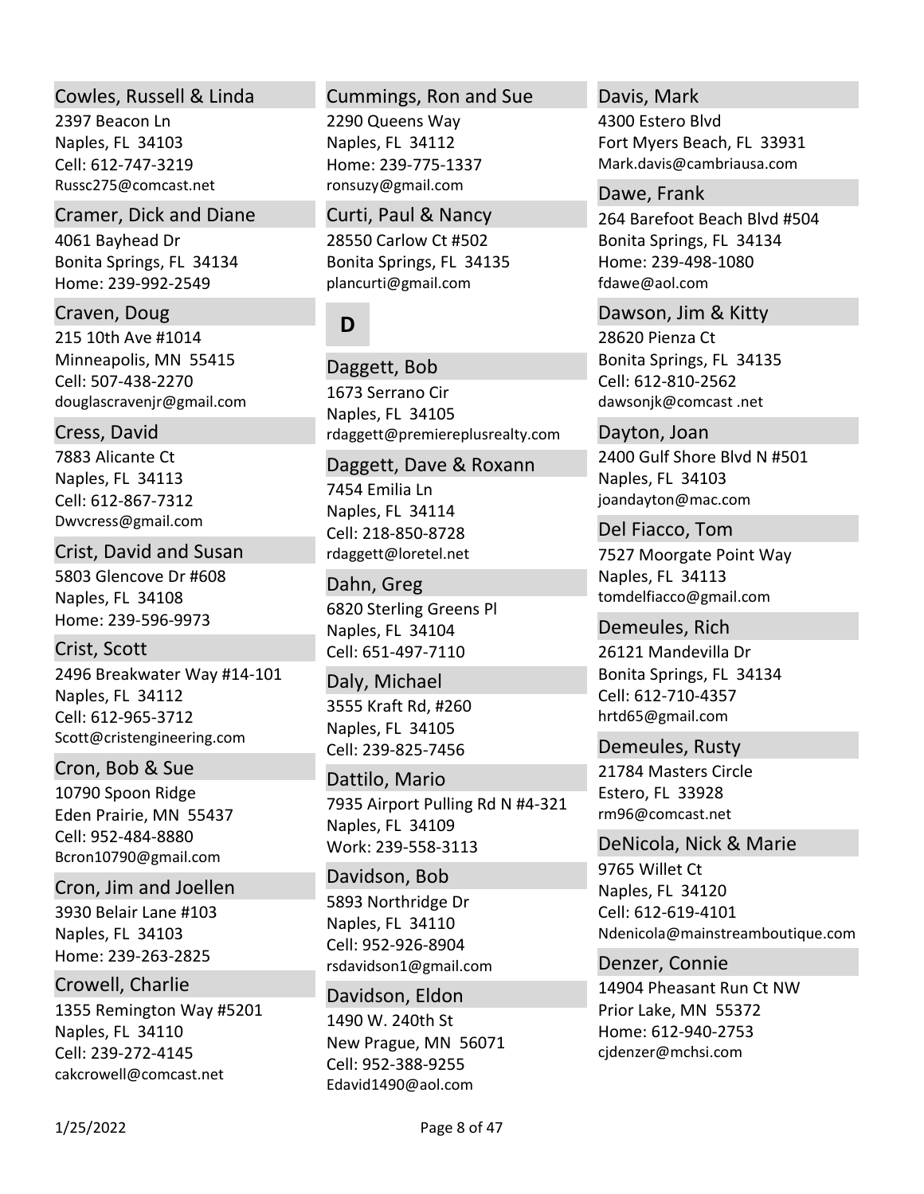### Cowles, Russell & Linda
2397 Beacon Ln
Naples, FL 34103
Cell: 612-747-3219
Russc275@comcast.net

### Cramer, Dick and Diane
4061 Bayhead Dr
Bonita Springs, FL 34134
Home: 239-992-2549

### Craven, Doug
215 10th Ave #1014
Minneapolis, MN 55415
Cell: 507-438-2270
douglascravenjr@gmail.com

### Cress, David
7883 Alicante Ct
Naples, FL 34113
Cell: 612-867-7312
Dwvcress@gmail.com

### Crist, David and Susan
5803 Glencove Dr #608
Naples, FL 34108
Home: 239-596-9973

### Crist, Scott
2496 Breakwater Way #14-101
Naples, FL 34112
Cell: 612-965-3712
Scott@cristengineering.com

### Cron, Bob & Sue
10790 Spoon Ridge
Eden Prairie, MN 55437
Cell: 952-484-8880
Bcron10790@gmail.com

### Cron, Jim and Joellen
3930 Belair Lane #103
Naples, FL 34103
Home: 239-263-2825

### Crowell, Charlie
1355 Remington Way #5201
Naples, FL 34110
Cell: 239-272-4145
cakcrowell@comcast.net

### Cummings, Ron and Sue
2290 Queens Way
Naples, FL 34112
Home: 239-775-1337
ronsuzy@gmail.com

### Curti, Paul & Nancy
28550 Carlow Ct #502
Bonita Springs, FL 34135
plancurti@gmail.com

## D

### Daggett, Bob
1673 Serrano Cir
Naples, FL 34105
rdaggett@premiereplusrealty.com

### Daggett, Dave & Roxann
7454 Emilia Ln
Naples, FL 34114
Cell: 218-850-8728
rdaggett@loretel.net

### Dahn, Greg
6820 Sterling Greens Pl
Naples, FL 34104
Cell: 651-497-7110

### Daly, Michael
3555 Kraft Rd, #260
Naples, FL 34105
Cell: 239-825-7456

### Dattilo, Mario
7935 Airport Pulling Rd N #4-321
Naples, FL 34109
Work: 239-558-3113

### Davidson, Bob
5893 Northridge Dr
Naples, FL 34110
Cell: 952-926-8904
rsdavidson1@gmail.com

### Davidson, Eldon
1490 W. 240th St
New Prague, MN 56071
Cell: 952-388-9255
Edavid1490@aol.com

### Davis, Mark
4300 Estero Blvd
Fort Myers Beach, FL 33931
Mark.davis@cambriausa.com

### Dawe, Frank
264 Barefoot Beach Blvd #504
Bonita Springs, FL 34134
Home: 239-498-1080
fdawe@aol.com

### Dawson, Jim & Kitty
28620 Pienza Ct
Bonita Springs, FL 34135
Cell: 612-810-2562
dawsonjk@comcast .net

### Dayton, Joan
2400 Gulf Shore Blvd N #501
Naples, FL 34103
joandayton@mac.com

### Del Fiacco, Tom
7527 Moorgate Point Way
Naples, FL 34113
tomdelfiacco@gmail.com

### Demeules, Rich
26121 Mandevilla Dr
Bonita Springs, FL 34134
Cell: 612-710-4357
hrtd65@gmail.com

### Demeules, Rusty
21784 Masters Circle
Estero, FL 33928
rm96@comcast.net

### DeNicola, Nick & Marie
9765 Willet Ct
Naples, FL 34120
Cell: 612-619-4101
Ndenicola@mainstreamboutique.com

### Denzer, Connie
14904 Pheasant Run Ct NW
Prior Lake, MN 55372
Home: 612-940-2753
cjdenzer@mchsi.com

1/25/2022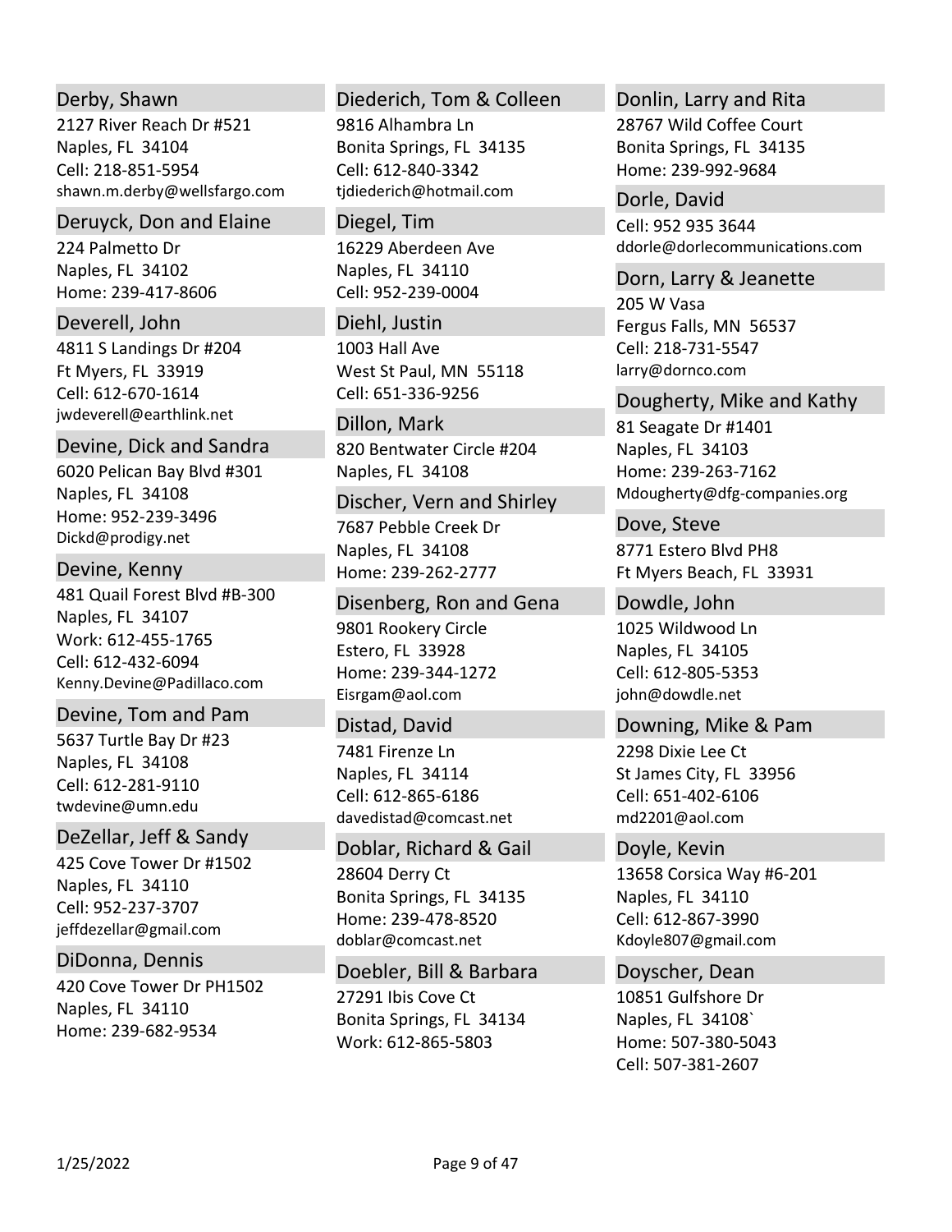### Derby, Shawn
2127 River Reach Dr #521
Naples, FL 34104
Cell: 218-851-5954
shawn.m.derby@wellsfargo.com

### Deruyck, Don and Elaine
224 Palmetto Dr
Naples, FL 34102
Home: 239-417-8606

### Deverell, John
4811 S Landings Dr #204
Ft Myers, FL 33919
Cell: 612-670-1614
jwdeverell@earthlink.net

### Devine, Dick and Sandra
6020 Pelican Bay Blvd #301
Naples, FL 34108
Home: 952-239-3496
Dickd@prodigy.net

### Devine, Kenny
481 Quail Forest Blvd #B-300
Naples, FL 34107
Work: 612-455-1765
Cell: 612-432-6094
Kenny.Devine@Padillaco.com

### Devine, Tom and Pam
5637 Turtle Bay Dr #23
Naples, FL 34108
Cell: 612-281-9110
twdevine@umn.edu

### DeZellar, Jeff & Sandy
425 Cove Tower Dr #1502
Naples, FL 34110
Cell: 952-237-3707
jeffdezellar@gmail.com

### DiDonna, Dennis
420 Cove Tower Dr PH1502
Naples, FL 34110
Home: 239-682-9534

### Diederich, Tom & Colleen
9816 Alhambra Ln
Bonita Springs, FL 34135
Cell: 612-840-3342
tjdiederich@hotmail.com

### Diegel, Tim
16229 Aberdeen Ave
Naples, FL 34110
Cell: 952-239-0004

### Diehl, Justin
1003 Hall Ave
West St Paul, MN 55118
Cell: 651-336-9256

### Dillon, Mark
820 Bentwater Circle #204
Naples, FL 34108

### Discher, Vern and Shirley
7687 Pebble Creek Dr
Naples, FL 34108
Home: 239-262-2777

### Disenberg, Ron and Gena
9801 Rookery Circle
Estero, FL 33928
Home: 239-344-1272
Eisrgam@aol.com

### Distad, David
7481 Firenze Ln
Naples, FL 34114
Cell: 612-865-6186
davedistad@comcast.net

### Doblar, Richard & Gail
28604 Derry Ct
Bonita Springs, FL 34135
Home: 239-478-8520
doblar@comcast.net

### Doebler, Bill & Barbara
27291 Ibis Cove Ct
Bonita Springs, FL 34134
Work: 612-865-5803

### Donlin, Larry and Rita
28767 Wild Coffee Court
Bonita Springs, FL 34135
Home: 239-992-9684

### Dorle, David
Cell: 952 935 3644
ddorle@dorlecommunications.com

### Dorn, Larry & Jeanette
205 W Vasa
Fergus Falls, MN 56537
Cell: 218-731-5547
larry@dornco.com

### Dougherty, Mike and Kathy
81 Seagate Dr #1401
Naples, FL 34103
Home: 239-263-7162
Mdougherty@dfg-companies.org

### Dove, Steve
8771 Estero Blvd PH8
Ft Myers Beach, FL 33931

### Dowdle, John
1025 Wildwood Ln
Naples, FL 34105
Cell: 612-805-5353
john@dowdle.net

### Downing, Mike & Pam
2298 Dixie Lee Ct
St James City, FL 33956
Cell: 651-402-6106
md2201@aol.com

### Doyle, Kevin
13658 Corsica Way #6-201
Naples, FL 34110
Cell: 612-867-3990
Kdoyle807@gmail.com

### Doyscher, Dean
10851 Gulfshore Dr
Naples, FL 34108`
Home: 507-380-5043
Cell: 507-381-2607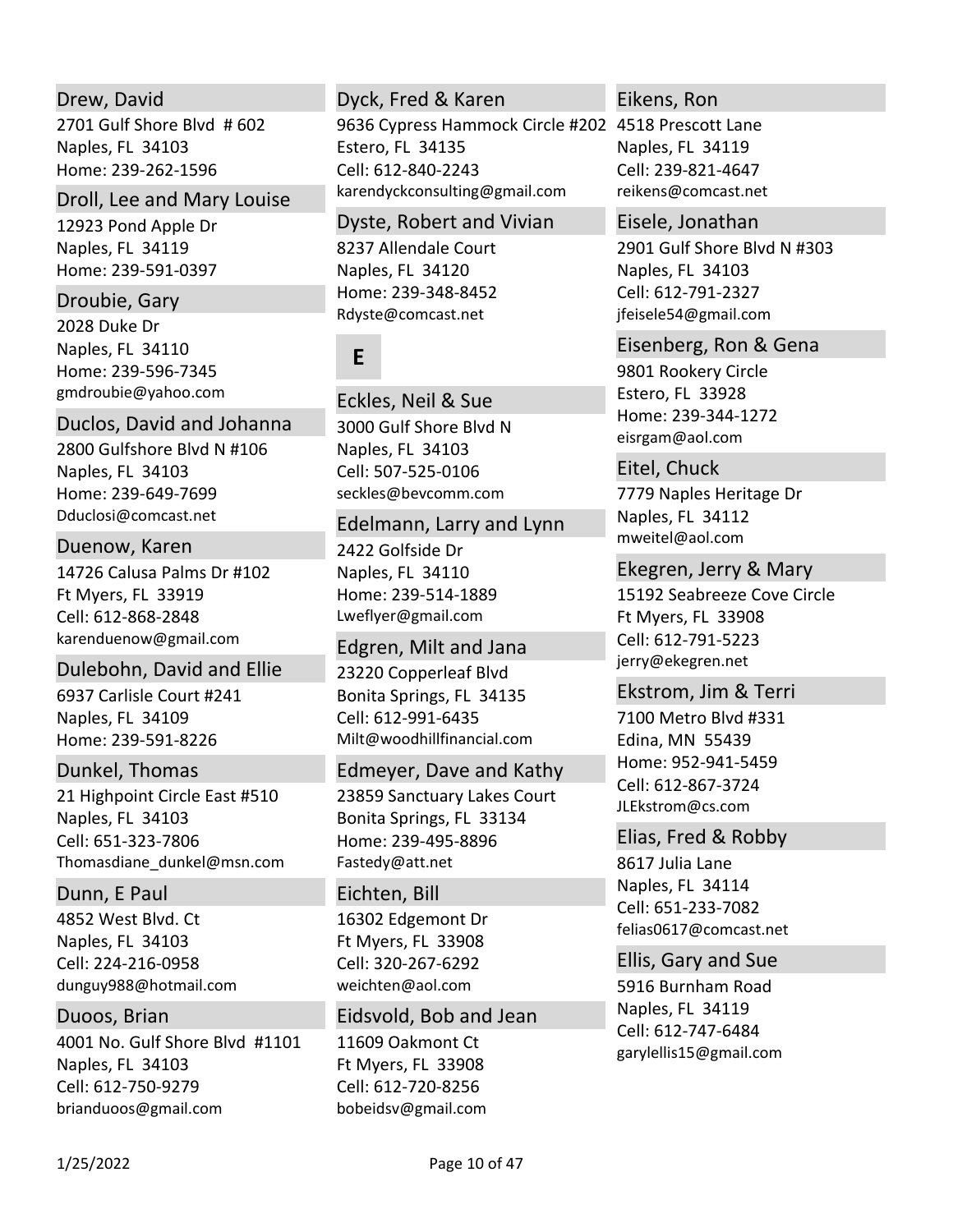### Drew, David
2701 Gulf Shore Blvd  # 602
Naples, FL  34103
Home: 239-262-1596

### Droll, Lee and Mary Louise
12923 Pond Apple Dr
Naples, FL  34119
Home: 239-591-0397

### Droubie, Gary
2028 Duke Dr
Naples, FL  34110
Home: 239-596-7345
gmdroubie@yahoo.com

### Duclos, David and Johanna
2800 Gulfshore Blvd N #106
Naples, FL  34103
Home: 239-649-7699
Dduclosi@comcast.net

### Duenow, Karen
14726 Calusa Palms Dr #102
Ft Myers, FL  33919
Cell: 612-868-2848
karenduenow@gmail.com

### Dulebohn, David and Ellie
6937 Carlisle Court #241
Naples, FL  34109
Home: 239-591-8226

### Dunkel, Thomas
21 Highpoint Circle East #510
Naples, FL  34103
Cell: 651-323-7806
Thomasdiane_dunkel@msn.com

### Dunn, E Paul
4852 West Blvd. Ct
Naples, FL  34103
Cell: 224-216-0958
dunguy988@hotmail.com

### Duoos, Brian
4001 No. Gulf Shore Blvd  #1101
Naples, FL  34103
Cell: 612-750-9279
brianduoos@gmail.com

### Dyck, Fred & Karen
9636 Cypress Hammock Circle #202
Estero, FL  34135
Cell: 612-840-2243
karendyckconsulting@gmail.com

### Dyste, Robert and Vivian
8237 Allendale Court
Naples, FL  34120
Home: 239-348-8452
Rdyste@comcast.net

## E

### Eckles, Neil & Sue
3000 Gulf Shore Blvd N
Naples, FL  34103
Cell: 507-525-0106
seckles@bevcomm.com

### Edelmann, Larry and Lynn
2422 Golfside Dr
Naples, FL  34110
Home: 239-514-1889
Lweflyer@gmail.com

### Edgren, Milt and Jana
23220 Copperleaf Blvd
Bonita Springs, FL  34135
Cell: 612-991-6435
Milt@woodhillfinancial.com

### Edmeyer, Dave and Kathy
23859 Sanctuary Lakes Court
Bonita Springs, FL  33134
Home: 239-495-8896
Fastedy@att.net

### Eichten, Bill
16302 Edgemont Dr
Ft Myers, FL  33908
Cell: 320-267-6292
weichten@aol.com

### Eidsvold, Bob and Jean
11609 Oakmont Ct
Ft Myers, FL  33908
Cell: 612-720-8256
bobeidsv@gmail.com

### Eikens, Ron
4518 Prescott Lane
Naples, FL  34119
Cell: 239-821-4647
reikens@comcast.net

### Eisele, Jonathan
2901 Gulf Shore Blvd N #303
Naples, FL  34103
Cell: 612-791-2327
jfeisele54@gmail.com

### Eisenberg, Ron & Gena
9801 Rookery Circle
Estero, FL  33928
Home: 239-344-1272
eisrgam@aol.com

### Eitel, Chuck
7779 Naples Heritage Dr
Naples, FL  34112
mweitel@aol.com

### Ekegren, Jerry & Mary
15192 Seabreeze Cove Circle
Ft Myers, FL  33908
Cell: 612-791-5223
jerry@ekegren.net

### Ekstrom, Jim & Terri
7100 Metro Blvd #331
Edina, MN  55439
Home: 952-941-5459
Cell: 612-867-3724
JLEkstrom@cs.com

### Elias, Fred & Robby
8617 Julia Lane
Naples, FL  34114
Cell: 651-233-7082
felias0617@comcast.net

### Ellis, Gary and Sue
5916 Burnham Road
Naples, FL  34119
Cell: 612-747-6484
garylellis15@gmail.com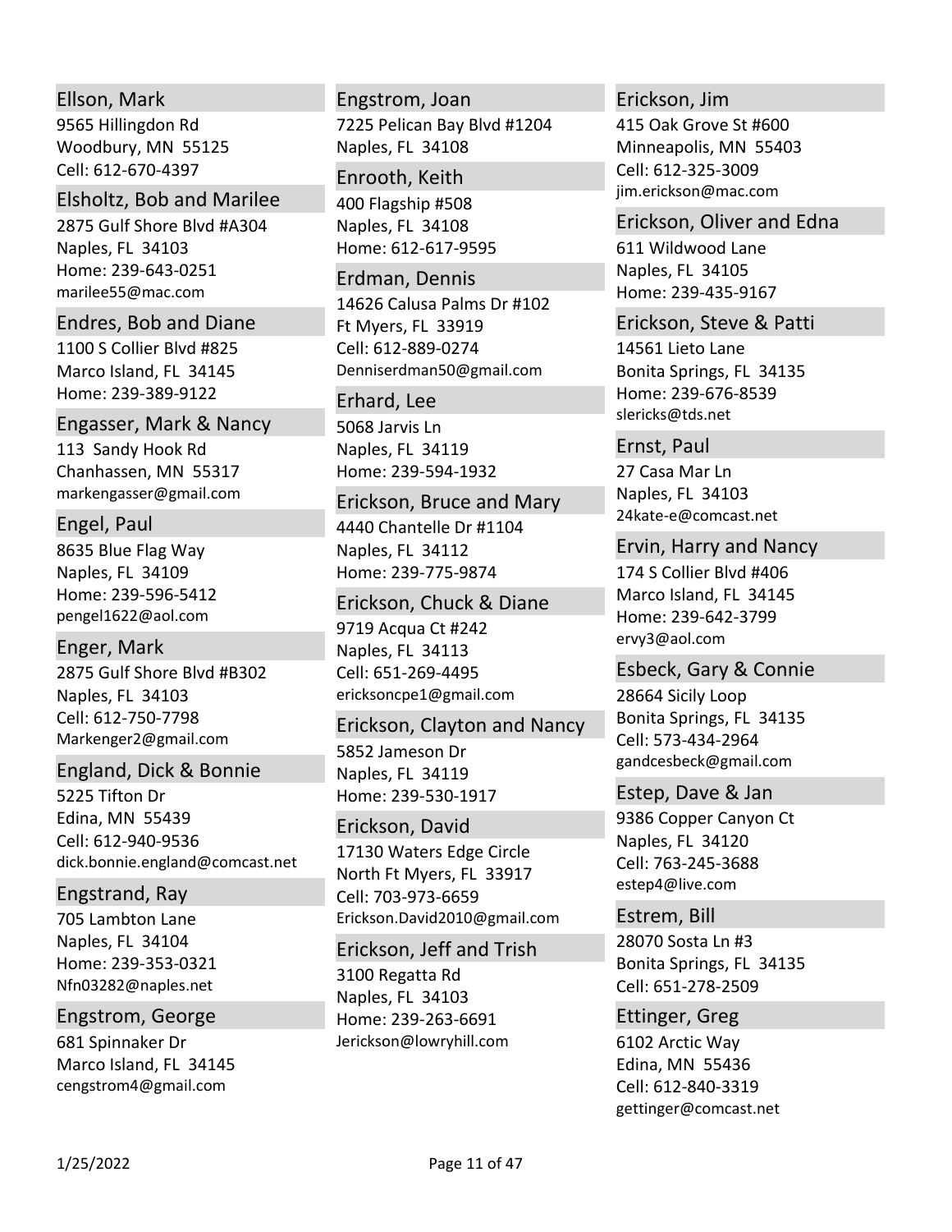### Ellson, Mark
9565 Hillingdon Rd
Woodbury, MN  55125
Cell: 612-670-4397

### Elsholtz, Bob and Marilee
2875 Gulf Shore Blvd #A304
Naples, FL  34103
Home: 239-643-0251
marilee55@mac.com

### Endres, Bob and Diane
1100 S Collier Blvd #825
Marco Island, FL  34145
Home: 239-389-9122

### Engasser, Mark & Nancy
113  Sandy Hook Rd
Chanhassen, MN  55317
markengasser@gmail.com

### Engel, Paul
8635 Blue Flag Way
Naples, FL  34109
Home: 239-596-5412
pengel1622@aol.com

### Enger, Mark
2875 Gulf Shore Blvd #B302
Naples, FL  34103
Cell: 612-750-7798
Markenger2@gmail.com

### England, Dick & Bonnie
5225 Tifton Dr
Edina, MN  55439
Cell: 612-940-9536
dick.bonnie.england@comcast.net

### Engstrand, Ray
705 Lambton Lane
Naples, FL  34104
Home: 239-353-0321
Nfn03282@naples.net

### Engstrom, George
681 Spinnaker Dr
Marco Island, FL  34145
cengstrom4@gmail.com

### Engstrom, Joan
7225 Pelican Bay Blvd #1204
Naples, FL  34108

### Enrooth, Keith
400 Flagship #508
Naples, FL  34108
Home: 612-617-9595

### Erdman, Dennis
14626 Calusa Palms Dr #102
Ft Myers, FL  33919
Cell: 612-889-0274
Denniserdman50@gmail.com

### Erhard, Lee
5068 Jarvis Ln
Naples, FL  34119
Home: 239-594-1932

### Erickson, Bruce and Mary
4440 Chantelle Dr #1104
Naples, FL  34112
Home: 239-775-9874

### Erickson, Chuck & Diane
9719 Acqua Ct #242
Naples, FL  34113
Cell: 651-269-4495
ericksoncpe1@gmail.com

### Erickson, Clayton and Nancy
5852 Jameson Dr
Naples, FL  34119
Home: 239-530-1917

### Erickson, David
17130 Waters Edge Circle
North Ft Myers, FL  33917
Cell: 703-973-6659
Erickson.David2010@gmail.com

### Erickson, Jeff and Trish
3100 Regatta Rd
Naples, FL  34103
Home: 239-263-6691
Jerickson@lowryhill.com

### Erickson, Jim
415 Oak Grove St #600
Minneapolis, MN  55403
Cell: 612-325-3009
jim.erickson@mac.com

### Erickson, Oliver and Edna
611 Wildwood Lane
Naples, FL  34105
Home: 239-435-9167

### Erickson, Steve & Patti
14561 Lieto Lane
Bonita Springs, FL  34135
Home: 239-676-8539
slericks@tds.net

### Ernst, Paul
27 Casa Mar Ln
Naples, FL  34103
24kate-e@comcast.net

### Ervin, Harry and Nancy
174 S Collier Blvd #406
Marco Island, FL  34145
Home: 239-642-3799
ervy3@aol.com

### Esbeck, Gary & Connie
28664 Sicily Loop
Bonita Springs, FL  34135
Cell: 573-434-2964
gandcesbeck@gmail.com

### Estep, Dave & Jan
9386 Copper Canyon Ct
Naples, FL  34120
Cell: 763-245-3688
estep4@live.com

### Estrem, Bill
28070 Sosta Ln #3
Bonita Springs, FL  34135
Cell: 651-278-2509

### Ettinger, Greg
6102 Arctic Way
Edina, MN  55436
Cell: 612-840-3319
gettinger@comcast.net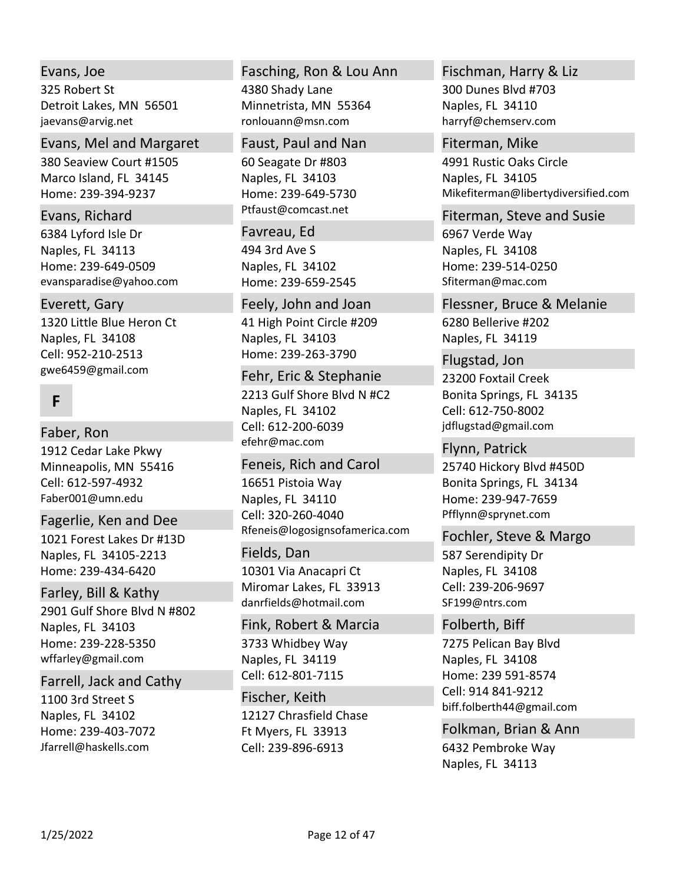### Evans, Joe
325 Robert St
Detroit Lakes, MN 56501
jaevans@arvig.net

### Evans, Mel and Margaret
380 Seaview Court #1505
Marco Island, FL 34145
Home: 239-394-9237

### Evans, Richard
6384 Lyford Isle Dr
Naples, FL 34113
Home: 239-649-0509
evansparadise@yahoo.com

### Everett, Gary
1320 Little Blue Heron Ct
Naples, FL 34108
Cell: 952-210-2513
gwe6459@gmail.com

## F

### Faber, Ron
1912 Cedar Lake Pkwy
Minneapolis, MN 55416
Cell: 612-597-4932
Faber001@umn.edu

### Fagerlie, Ken and Dee
1021 Forest Lakes Dr #13D
Naples, FL 34105-2213
Home: 239-434-6420

### Farley, Bill & Kathy
2901 Gulf Shore Blvd N #802
Naples, FL 34103
Home: 239-228-5350
wffarley@gmail.com

### Farrell, Jack and Cathy
1100 3rd Street S
Naples, FL 34102
Home: 239-403-7072
Jfarrell@haskells.com

### Fasching, Ron & Lou Ann
4380 Shady Lane
Minnetrista, MN 55364
ronlouann@msn.com

### Faust, Paul and Nan
60 Seagate Dr #803
Naples, FL 34103
Home: 239-649-5730
Ptfaust@comcast.net

### Favreau, Ed
494 3rd Ave S
Naples, FL 34102
Home: 239-659-2545

### Feely, John and Joan
41 High Point Circle #209
Naples, FL 34103
Home: 239-263-3790

### Fehr, Eric & Stephanie
2213 Gulf Shore Blvd N #C2
Naples, FL 34102
Cell: 612-200-6039
efehr@mac.com

### Feneis, Rich and Carol
16651 Pistoia Way
Naples, FL 34110
Cell: 320-260-4040
Rfeneis@logosignsofamerica.com

### Fields, Dan
10301 Via Anacapri Ct
Miromar Lakes, FL 33913
danrfields@hotmail.com

### Fink, Robert & Marcia
3733 Whidbey Way
Naples, FL 34119
Cell: 612-801-7115

### Fischer, Keith
12127 Chrasfield Chase
Ft Myers, FL 33913
Cell: 239-896-6913

### Fischman, Harry & Liz
300 Dunes Blvd #703
Naples, FL 34110
harryf@chemserv.com

### Fiterman, Mike
4991 Rustic Oaks Circle
Naples, FL 34105
Mikefiterman@libertydiversified.com

### Fiterman, Steve and Susie
6967 Verde Way
Naples, FL 34108
Home: 239-514-0250
Sfiterman@mac.com

### Flessner, Bruce & Melanie
6280 Bellerive #202
Naples, FL 34119

### Flugstad, Jon
23200 Foxtail Creek
Bonita Springs, FL 34135
Cell: 612-750-8002
jdflugstad@gmail.com

### Flynn, Patrick
25740 Hickory Blvd #450D
Bonita Springs, FL 34134
Home: 239-947-7659
Pfflynn@sprynet.com

### Fochler, Steve & Margo
587 Serendipity Dr
Naples, FL 34108
Cell: 239-206-9697
SF199@ntrs.com

### Folberth, Biff
7275 Pelican Bay Blvd
Naples, FL 34108
Home: 239 591-8574
Cell: 914 841-9212
biff.folberth44@gmail.com

### Folkman, Brian & Ann
6432 Pembroke Way
Naples, FL 34113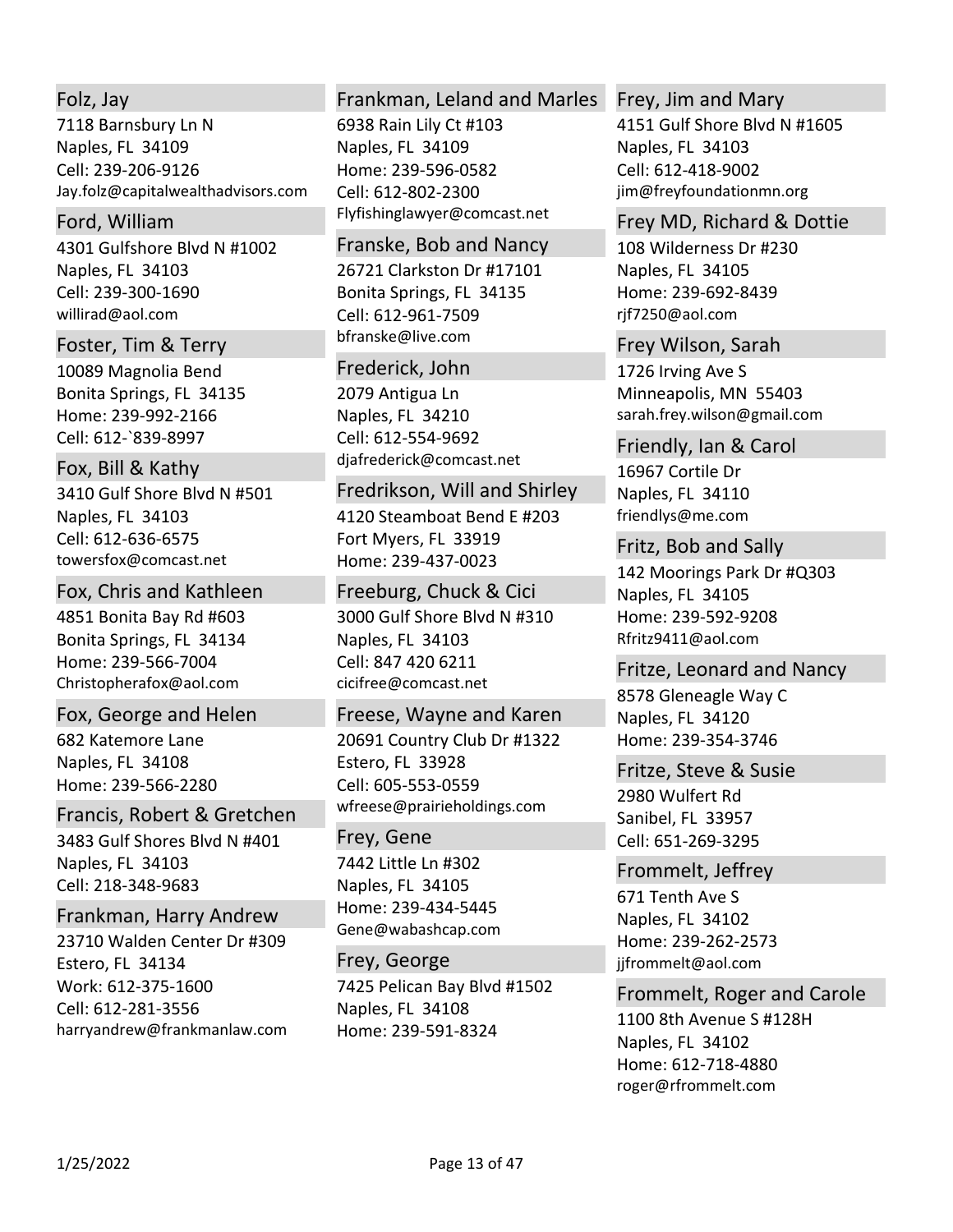### Folz, Jay

7118 Barnsbury Ln N
Naples, FL 34109
Cell: 239-206-9126
Jay.folz@capitalwealthadvisors.com

### Ford, William

4301 Gulfshore Blvd N #1002
Naples, FL 34103
Cell: 239-300-1690
willirad@aol.com

### Foster, Tim & Terry

10089 Magnolia Bend
Bonita Springs, FL 34135
Home: 239-992-2166
Cell: 612-`839-8997

### Fox, Bill & Kathy

3410 Gulf Shore Blvd N #501
Naples, FL 34103
Cell: 612-636-6575
towersfox@comcast.net

### Fox, Chris and Kathleen

4851 Bonita Bay Rd #603
Bonita Springs, FL 34134
Home: 239-566-7004
Christopherafox@aol.com

### Fox, George and Helen

682 Katemore Lane
Naples, FL 34108
Home: 239-566-2280

### Francis, Robert & Gretchen

3483 Gulf Shores Blvd N #401
Naples, FL 34103
Cell: 218-348-9683

### Frankman, Harry Andrew

23710 Walden Center Dr #309
Estero, FL 34134
Work: 612-375-1600
Cell: 612-281-3556
harryandrew@frankmanlaw.com

### Frankman, Leland and Marles

6938 Rain Lily Ct #103
Naples, FL 34109
Home: 239-596-0582
Cell: 612-802-2300
Flyfishinglawyer@comcast.net

### Franske, Bob and Nancy

26721 Clarkston Dr #17101
Bonita Springs, FL 34135
Cell: 612-961-7509
bfranske@live.com

### Frederick, John

2079 Antigua Ln
Naples, FL 34210
Cell: 612-554-9692
djafrederick@comcast.net

### Fredrikson, Will and Shirley

4120 Steamboat Bend E #203
Fort Myers, FL 33919
Home: 239-437-0023

### Freeburg, Chuck & Cici

3000 Gulf Shore Blvd N #310
Naples, FL 34103
Cell: 847 420 6211
cicifree@comcast.net

### Freese, Wayne and Karen

20691 Country Club Dr #1322
Estero, FL 33928
Cell: 605-553-0559
wfreese@prairieholdings.com

### Frey, Gene

7442 Little Ln #302
Naples, FL 34105
Home: 239-434-5445
Gene@wabashcap.com

### Frey, George

7425 Pelican Bay Blvd #1502
Naples, FL 34108
Home: 239-591-8324

### Frey, Jim and Mary

4151 Gulf Shore Blvd N #1605
Naples, FL 34103
Cell: 612-418-9002
jim@freyfoundationmn.org

### Frey MD, Richard & Dottie

108 Wilderness Dr #230
Naples, FL 34105
Home: 239-692-8439
rjf7250@aol.com

### Frey Wilson, Sarah

1726 Irving Ave S
Minneapolis, MN 55403
sarah.frey.wilson@gmail.com

### Friendly, Ian & Carol

16967 Cortile Dr
Naples, FL 34110
friendlys@me.com

### Fritz, Bob and Sally

142 Moorings Park Dr #Q303
Naples, FL 34105
Home: 239-592-9208
Rfritz9411@aol.com

### Fritze, Leonard and Nancy

8578 Gleneagle Way C
Naples, FL 34120
Home: 239-354-3746

### Fritze, Steve & Susie

2980 Wulfert Rd
Sanibel, FL 33957
Cell: 651-269-3295

### Frommelt, Jeffrey

671 Tenth Ave S
Naples, FL 34102
Home: 239-262-2573
jjfrommelt@aol.com

### Frommelt, Roger and Carole

1100 8th Avenue S #128H
Naples, FL 34102
Home: 612-718-4880
roger@rfrommelt.com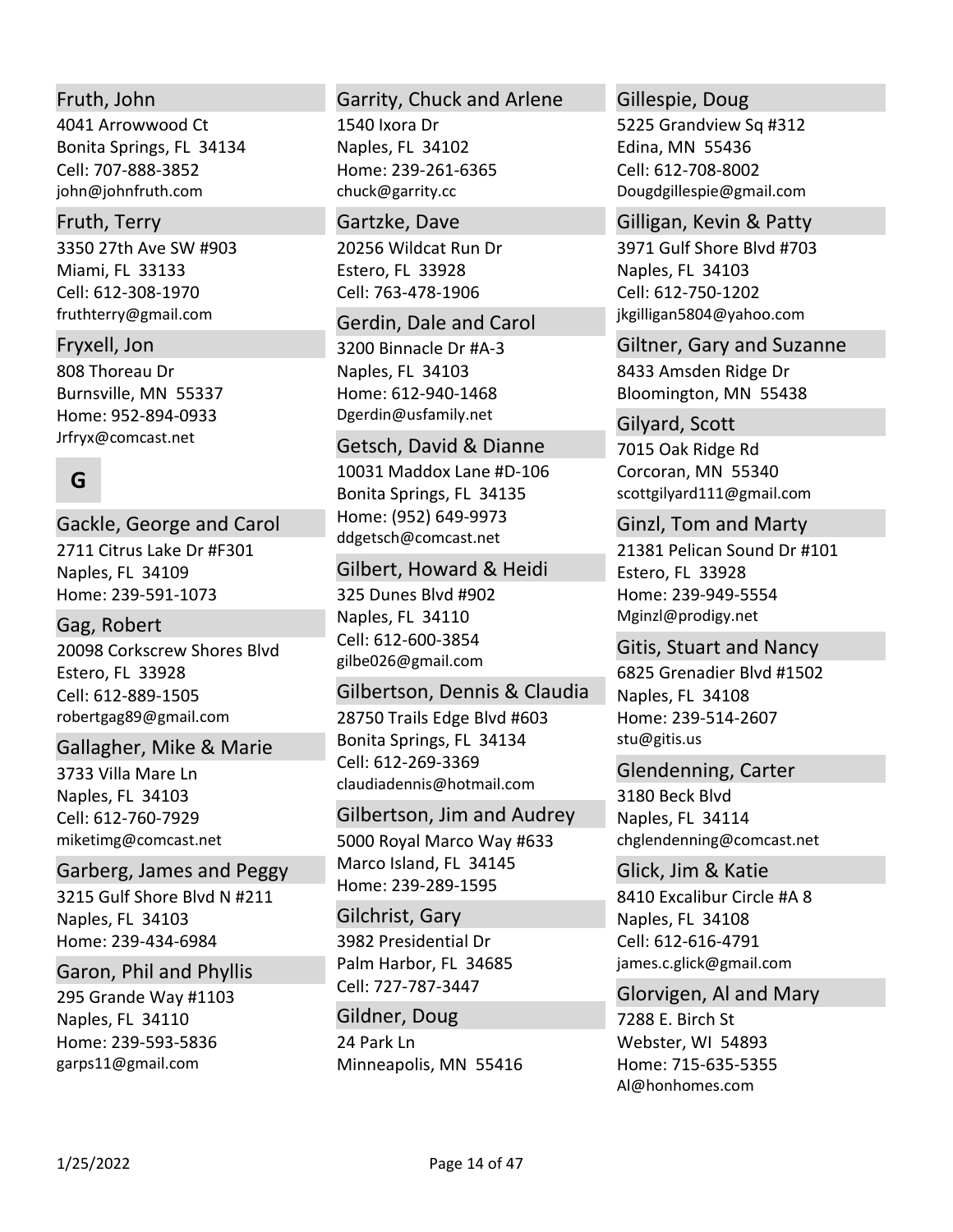### Fruth, John
4041 Arrowwood Ct
Bonita Springs, FL 34134
Cell: 707-888-3852
john@johnfruth.com

### Fruth, Terry
3350 27th Ave SW #903
Miami, FL 33133
Cell: 612-308-1970
fruthterry@gmail.com

### Fryxell, Jon
808 Thoreau Dr
Burnsville, MN 55337
Home: 952-894-0933
Jrfryx@comcast.net

## G

### Gackle, George and Carol
2711 Citrus Lake Dr #F301
Naples, FL 34109
Home: 239-591-1073

### Gag, Robert
20098 Corkscrew Shores Blvd
Estero, FL 33928
Cell: 612-889-1505
robertgag89@gmail.com

### Gallagher, Mike & Marie
3733 Villa Mare Ln
Naples, FL 34103
Cell: 612-760-7929
miketimg@comcast.net

### Garberg, James and Peggy
3215 Gulf Shore Blvd N #211
Naples, FL 34103
Home: 239-434-6984

### Garon, Phil and Phyllis
295 Grande Way #1103
Naples, FL 34110
Home: 239-593-5836
garps11@gmail.com

### Garrity, Chuck and Arlene
1540 Ixora Dr
Naples, FL 34102
Home: 239-261-6365
chuck@garrity.cc

### Gartzke, Dave
20256 Wildcat Run Dr
Estero, FL 33928
Cell: 763-478-1906

### Gerdin, Dale and Carol
3200 Binnacle Dr #A-3
Naples, FL 34103
Home: 612-940-1468
Dgerdin@usfamily.net

### Getsch, David & Dianne
10031 Maddox Lane #D-106
Bonita Springs, FL 34135
Home: (952) 649-9973
ddgetsch@comcast.net

### Gilbert, Howard & Heidi
325 Dunes Blvd #902
Naples, FL 34110
Cell: 612-600-3854
gilbe026@gmail.com

### Gilbertson, Dennis & Claudia
28750 Trails Edge Blvd #603
Bonita Springs, FL 34134
Cell: 612-269-3369
claudiadennis@hotmail.com

### Gilbertson, Jim and Audrey
5000 Royal Marco Way #633
Marco Island, FL 34145
Home: 239-289-1595

### Gilchrist, Gary
3982 Presidential Dr
Palm Harbor, FL 34685
Cell: 727-787-3447

### Gildner, Doug
24 Park Ln
Minneapolis, MN 55416

### Gillespie, Doug
5225 Grandview Sq #312
Edina, MN 55436
Cell: 612-708-8002
Dougdgillespie@gmail.com

### Gilligan, Kevin & Patty
3971 Gulf Shore Blvd #703
Naples, FL 34103
Cell: 612-750-1202
jkgilligan5804@yahoo.com

### Giltner, Gary and Suzanne
8433 Amsden Ridge Dr
Bloomington, MN 55438

### Gilyard, Scott
7015 Oak Ridge Rd
Corcoran, MN 55340
scottgilyard111@gmail.com

### Ginzl, Tom and Marty
21381 Pelican Sound Dr #101
Estero, FL 33928
Home: 239-949-5554
Mginzl@prodigy.net

### Gitis, Stuart and Nancy
6825 Grenadier Blvd #1502
Naples, FL 34108
Home: 239-514-2607
stu@gitis.us

### Glendenning, Carter
3180 Beck Blvd
Naples, FL 34114
chglendenning@comcast.net

### Glick, Jim & Katie
8410 Excalibur Circle #A 8
Naples, FL 34108
Cell: 612-616-4791
james.c.glick@gmail.com

### Glorvigen, Al and Mary
7288 E. Birch St
Webster, WI 54893
Home: 715-635-5355
Al@honhomes.com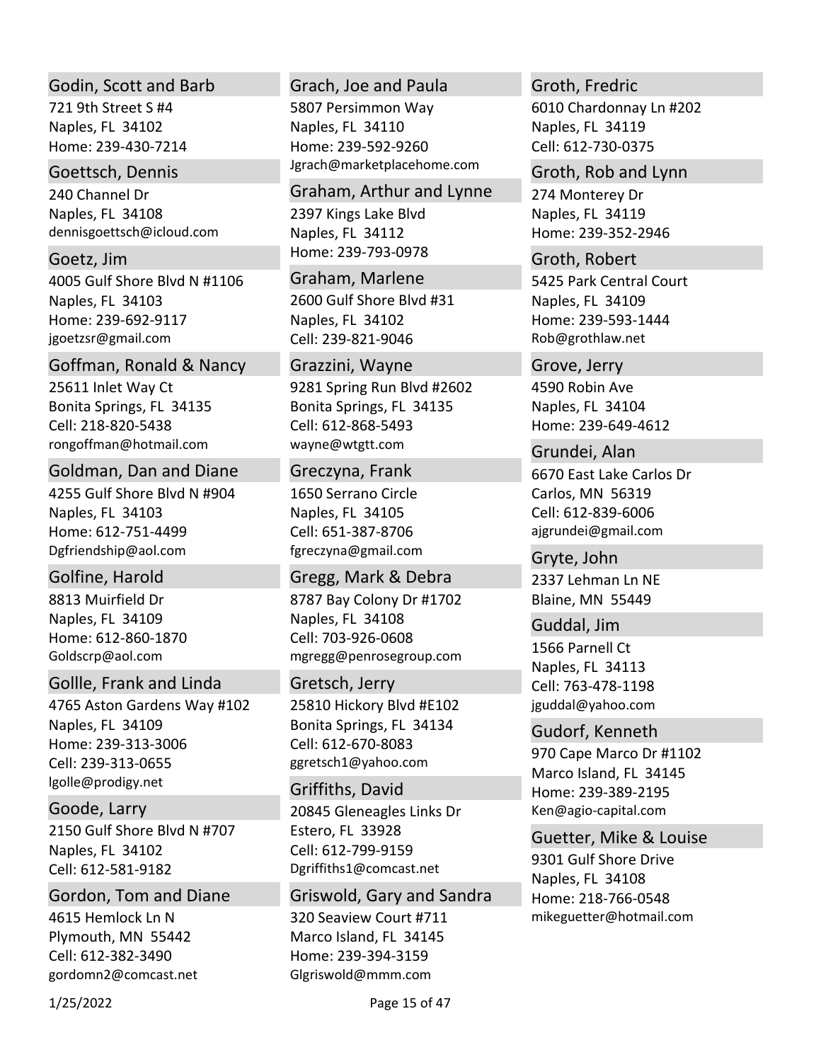### Godin, Scott and Barb
721 9th Street S #4
Naples, FL 34102
Home: 239-430-7214

### Goettsch, Dennis
240 Channel Dr
Naples, FL 34108
dennisgoettsch@icloud.com

### Goetz, Jim
4005 Gulf Shore Blvd N #1106
Naples, FL 34103
Home: 239-692-9117
jgoetzsr@gmail.com

### Goffman, Ronald & Nancy
25611 Inlet Way Ct
Bonita Springs, FL 34135
Cell: 218-820-5438
rongoffman@hotmail.com

### Goldman, Dan and Diane
4255 Gulf Shore Blvd N #904
Naples, FL 34103
Home: 612-751-4499
Dgfriendship@aol.com

### Golfine, Harold
8813 Muirfield Dr
Naples, FL 34109
Home: 612-860-1870
Goldscrp@aol.com

### Gollle, Frank and Linda
4765 Aston Gardens Way #102
Naples, FL 34109
Home: 239-313-3006
Cell: 239-313-0655
lgolle@prodigy.net

### Goode, Larry
2150 Gulf Shore Blvd N #707
Naples, FL 34102
Cell: 612-581-9182

### Gordon, Tom and Diane
4615 Hemlock Ln N
Plymouth, MN 55442
Cell: 612-382-3490
gordomn2@comcast.net

### Grach, Joe and Paula
5807 Persimmon Way
Naples, FL 34110
Home: 239-592-9260
Jgrach@marketplacehome.com

### Graham, Arthur and Lynne
2397 Kings Lake Blvd
Naples, FL 34112
Home: 239-793-0978

### Graham, Marlene
2600 Gulf Shore Blvd #31
Naples, FL 34102
Cell: 239-821-9046

### Grazzini, Wayne
9281 Spring Run Blvd #2602
Bonita Springs, FL 34135
Cell: 612-868-5493
wayne@wtgtt.com

### Greczyna, Frank
1650 Serrano Circle
Naples, FL 34105
Cell: 651-387-8706
fgreczyna@gmail.com

### Gregg, Mark & Debra
8787 Bay Colony Dr #1702
Naples, FL 34108
Cell: 703-926-0608
mgregg@penrosegroup.com

### Gretsch, Jerry
25810 Hickory Blvd #E102
Bonita Springs, FL 34134
Cell: 612-670-8083
ggretsch1@yahoo.com

### Griffiths, David
20845 Gleneagles Links Dr
Estero, FL 33928
Cell: 612-799-9159
Dgriffiths1@comcast.net

### Griswold, Gary and Sandra
320 Seaview Court #711
Marco Island, FL 34145
Home: 239-394-3159
Glgriswold@mmm.com

### Groth, Fredric
6010 Chardonnay Ln #202
Naples, FL 34119
Cell: 612-730-0375

### Groth, Rob and Lynn
274 Monterey Dr
Naples, FL 34119
Home: 239-352-2946

### Groth, Robert
5425 Park Central Court
Naples, FL 34109
Home: 239-593-1444
Rob@grothlaw.net

### Grove, Jerry
4590 Robin Ave
Naples, FL 34104
Home: 239-649-4612

### Grundei, Alan
6670 East Lake Carlos Dr
Carlos, MN 56319
Cell: 612-839-6006
ajgrundei@gmail.com

### Gryte, John
2337 Lehman Ln NE
Blaine, MN 55449

### Guddal, Jim
1566 Parnell Ct
Naples, FL 34113
Cell: 763-478-1198
jguddal@yahoo.com

### Gudorf, Kenneth
970 Cape Marco Dr #1102
Marco Island, FL 34145
Home: 239-389-2195
Ken@agio-capital.com

### Guetter, Mike & Louise
9301 Gulf Shore Drive
Naples, FL 34108
Home: 218-766-0548
mikeguetter@hotmail.com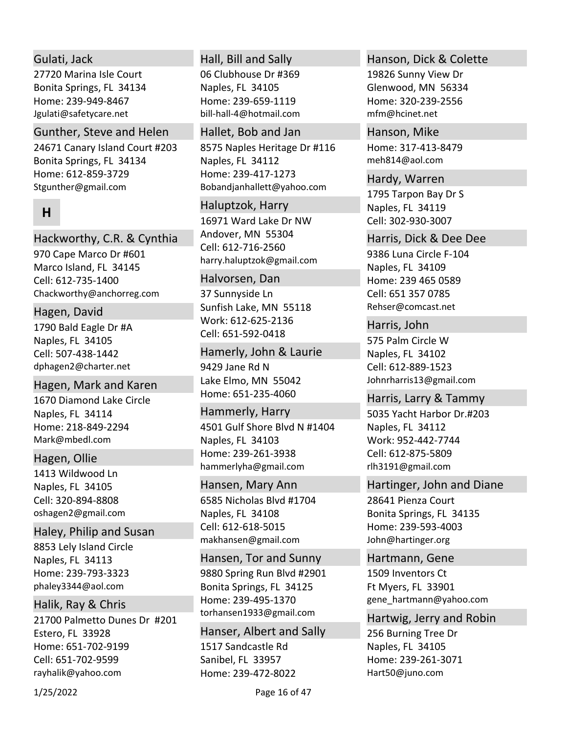### Gulati, Jack

27720 Marina Isle Court
Bonita Springs, FL 34134
Home: 239-949-8467
Jgulati@safetycare.net

### Gunther, Steve and Helen

24671 Canary Island Court #203
Bonita Springs, FL 34134
Home: 612-859-3729
Stgunther@gmail.com

## H

### Hackworthy, C.R. & Cynthia

970 Cape Marco Dr #601
Marco Island, FL 34145
Cell: 612-735-1400
Chackworthy@anchorreg.com

### Hagen, David

1790 Bald Eagle Dr #A
Naples, FL 34105
Cell: 507-438-1442
dphagen2@charter.net

### Hagen, Mark and Karen

1670 Diamond Lake Circle
Naples, FL 34114
Home: 218-849-2294
Mark@mbedl.com

### Hagen, Ollie

1413 Wildwood Ln
Naples, FL 34105
Cell: 320-894-8808
oshagen2@gmail.com

### Haley, Philip and Susan

8853 Lely Island Circle
Naples, FL 34113
Home: 239-793-3323
phaley3344@aol.com

### Halik, Ray & Chris

21700 Palmetto Dunes Dr #201
Estero, FL 33928
Home: 651-702-9199
Cell: 651-702-9599
rayhalik@yahoo.com

### Hall, Bill and Sally

06 Clubhouse Dr #369
Naples, FL 34105
Home: 239-659-1119
bill-hall-4@hotmail.com

### Hallet, Bob and Jan

8575 Naples Heritage Dr #116
Naples, FL 34112
Home: 239-417-1273
Bobandjanhallett@yahoo.com

### Haluptzok, Harry

16971 Ward Lake Dr NW
Andover, MN 55304
Cell: 612-716-2560
harry.haluptzok@gmail.com

### Halvorsen, Dan

37 Sunnyside Ln
Sunfish Lake, MN 55118
Work: 612-625-2136
Cell: 651-592-0418

### Hamerly, John & Laurie

9429 Jane Rd N
Lake Elmo, MN 55042
Home: 651-235-4060

### Hammerly, Harry

4501 Gulf Shore Blvd N #1404
Naples, FL 34103
Home: 239-261-3938
hammerlyha@gmail.com

### Hansen, Mary Ann

6585 Nicholas Blvd #1704
Naples, FL 34108
Cell: 612-618-5015
makhansen@gmail.com

### Hansen, Tor and Sunny

9880 Spring Run Blvd #2901
Bonita Springs, FL 34125
Home: 239-495-1370
torhansen1933@gmail.com

### Hanser, Albert and Sally

1517 Sandcastle Rd
Sanibel, FL 33957
Home: 239-472-8022

### Hanson, Dick & Colette

19826 Sunny View Dr
Glenwood, MN 56334
Home: 320-239-2556
mfm@hcinet.net

### Hanson, Mike

Home: 317-413-8479
meh814@aol.com

### Hardy, Warren

1795 Tarpon Bay Dr S
Naples, FL 34119
Cell: 302-930-3007

### Harris, Dick & Dee Dee

9386 Luna Circle F-104
Naples, FL 34109
Home: 239 465 0589
Cell: 651 357 0785
Rehser@comcast.net

### Harris, John

575 Palm Circle W
Naples, FL 34102
Cell: 612-889-1523
Johnrharris13@gmail.com

### Harris, Larry & Tammy

5035 Yacht Harbor Dr.#203
Naples, FL 34112
Work: 952-442-7744
Cell: 612-875-5809
rlh3191@gmail.com

### Hartinger, John and Diane

28641 Pienza Court
Bonita Springs, FL 34135
Home: 239-593-4003
John@hartinger.org

### Hartmann, Gene

1509 Inventors Ct
Ft Myers, FL 33901
gene_hartmann@yahoo.com

### Hartwig, Jerry and Robin

256 Burning Tree Dr
Naples, FL 34105
Home: 239-261-3071
Hart50@juno.com

1/25/2022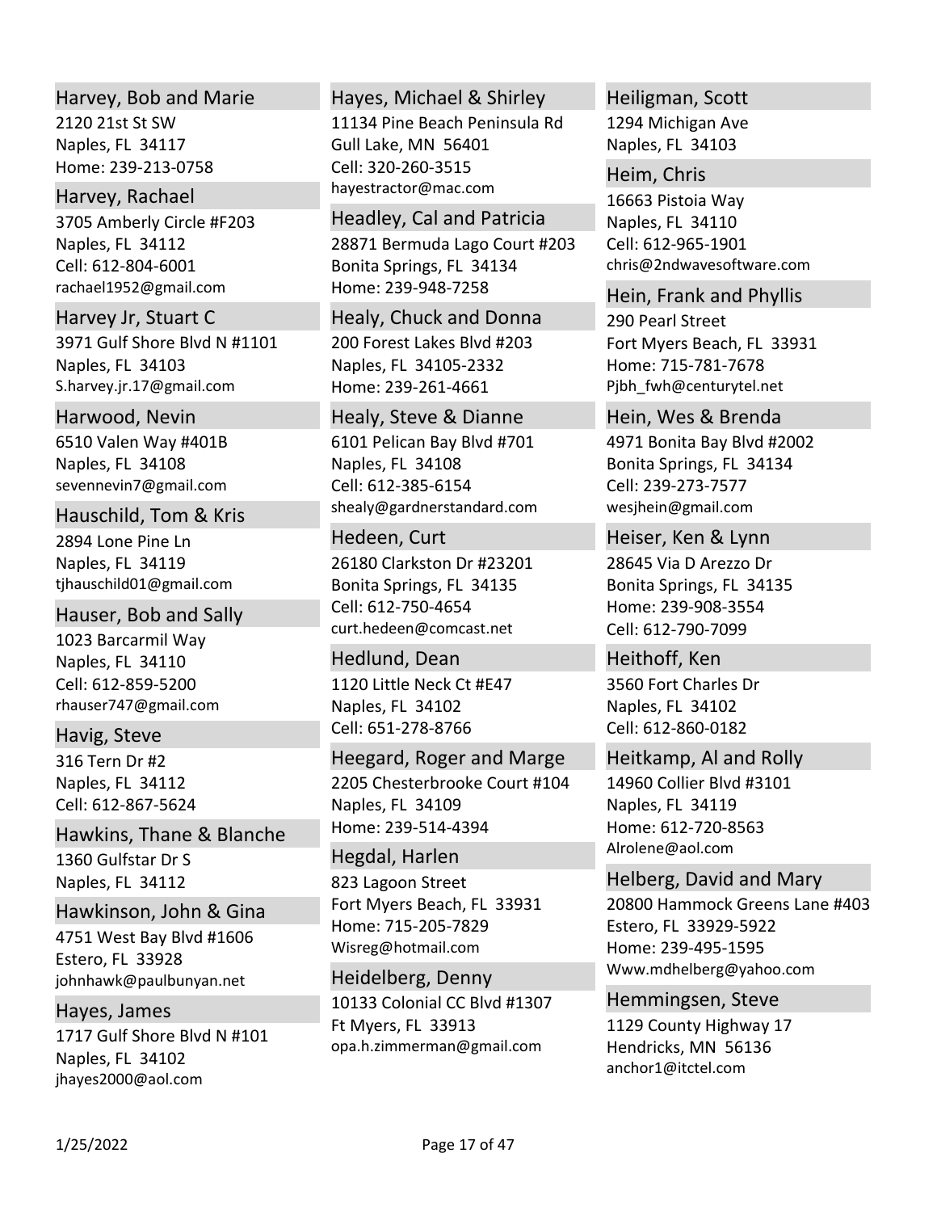### Harvey, Bob and Marie
2120 21st St SW
Naples, FL 34117
Home: 239-213-0758

### Harvey, Rachael
3705 Amberly Circle #F203
Naples, FL 34112
Cell: 612-804-6001
rachael1952@gmail.com

### Harvey Jr, Stuart C
3971 Gulf Shore Blvd N #1101
Naples, FL 34103
S.harvey.jr.17@gmail.com

### Harwood, Nevin
6510 Valen Way #401B
Naples, FL 34108
sevennevin7@gmail.com

### Hauschild, Tom & Kris
2894 Lone Pine Ln
Naples, FL 34119
tjhauschild01@gmail.com

### Hauser, Bob and Sally
1023 Barcarmil Way
Naples, FL 34110
Cell: 612-859-5200
rhauser747@gmail.com

### Havig, Steve
316 Tern Dr #2
Naples, FL 34112
Cell: 612-867-5624

### Hawkins, Thane & Blanche
1360 Gulfstar Dr S
Naples, FL 34112

### Hawkinson, John & Gina
4751 West Bay Blvd #1606
Estero, FL 33928
johnhawk@paulbunyan.net

### Hayes, James
1717 Gulf Shore Blvd N #101
Naples, FL 34102
jhayes2000@aol.com

### Hayes, Michael & Shirley
11134 Pine Beach Peninsula Rd
Gull Lake, MN 56401
Cell: 320-260-3515
hayestractor@mac.com

### Headley, Cal and Patricia
28871 Bermuda Lago Court #203
Bonita Springs, FL 34134
Home: 239-948-7258

### Healy, Chuck and Donna
200 Forest Lakes Blvd #203
Naples, FL 34105-2332
Home: 239-261-4661

### Healy, Steve & Dianne
6101 Pelican Bay Blvd #701
Naples, FL 34108
Cell: 612-385-6154
shealy@gardnerstandard.com

### Hedeen, Curt
26180 Clarkston Dr #23201
Bonita Springs, FL 34135
Cell: 612-750-4654
curt.hedeen@comcast.net

### Hedlund, Dean
1120 Little Neck Ct #E47
Naples, FL 34102
Cell: 651-278-8766

### Heegard, Roger and Marge
2205 Chesterbrooke Court #104
Naples, FL 34109
Home: 239-514-4394

### Hegdal, Harlen
823 Lagoon Street
Fort Myers Beach, FL 33931
Home: 715-205-7829
Wisreg@hotmail.com

### Heidelberg, Denny
10133 Colonial CC Blvd #1307
Ft Myers, FL 33913
opa.h.zimmerman@gmail.com

### Heiligman, Scott
1294 Michigan Ave
Naples, FL 34103

### Heim, Chris
16663 Pistoia Way
Naples, FL 34110
Cell: 612-965-1901
chris@2ndwavesoftware.com

### Hein, Frank and Phyllis
290 Pearl Street
Fort Myers Beach, FL 33931
Home: 715-781-7678
Pjbh_fwh@centurytel.net

### Hein, Wes & Brenda
4971 Bonita Bay Blvd #2002
Bonita Springs, FL 34134
Cell: 239-273-7577
wesjhein@gmail.com

### Heiser, Ken & Lynn
28645 Via D Arezzo Dr
Bonita Springs, FL 34135
Home: 239-908-3554
Cell: 612-790-7099

### Heithoff, Ken
3560 Fort Charles Dr
Naples, FL 34102
Cell: 612-860-0182

### Heitkamp, Al and Rolly
14960 Collier Blvd #3101
Naples, FL 34119
Home: 612-720-8563
Alrolene@aol.com

### Helberg, David and Mary
20800 Hammock Greens Lane #403
Estero, FL 33929-5922
Home: 239-495-1595
Www.mdhelberg@yahoo.com

### Hemmingsen, Steve
1129 County Highway 17
Hendricks, MN 56136
anchor1@itctel.com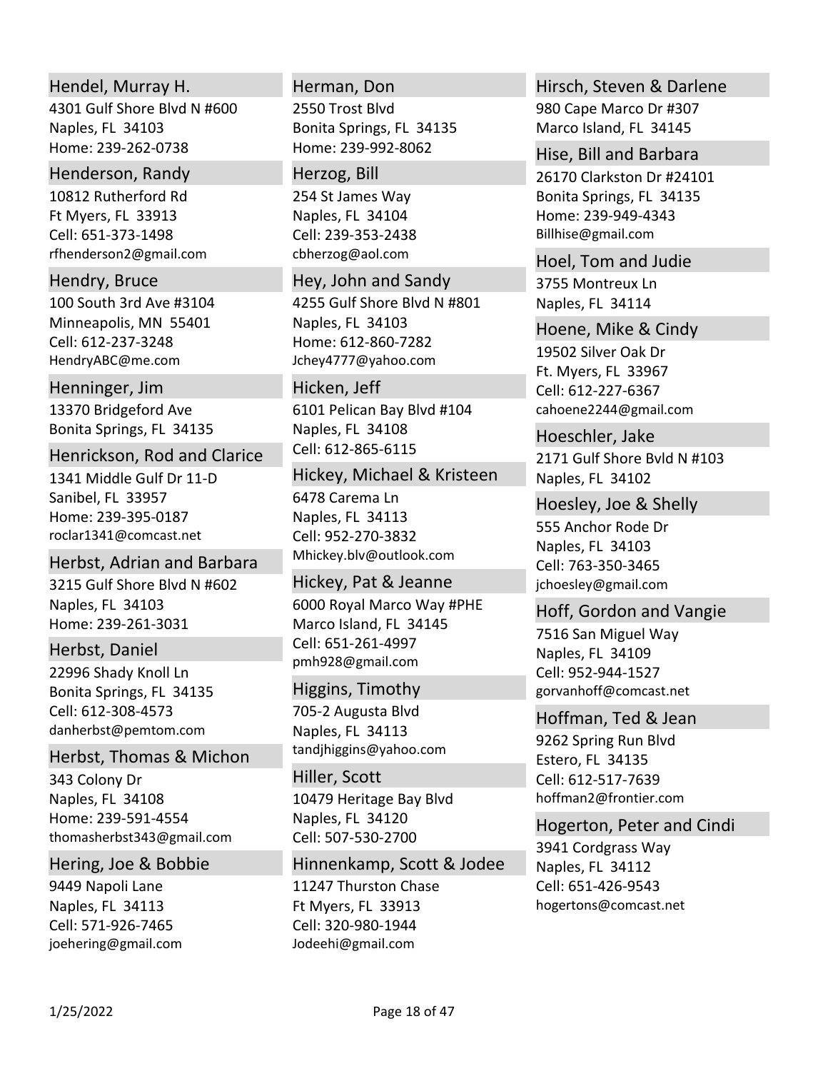### Hendel, Murray H.
4301 Gulf Shore Blvd N #600
Naples, FL 34103
Home: 239-262-0738

### Henderson, Randy
10812 Rutherford Rd
Ft Myers, FL 33913
Cell: 651-373-1498
rfhenderson2@gmail.com

### Hendry, Bruce
100 South 3rd Ave #3104
Minneapolis, MN 55401
Cell: 612-237-3248
HendryABC@me.com

### Henninger, Jim
13370 Bridgeford Ave
Bonita Springs, FL 34135

### Henrickson, Rod and Clarice
1341 Middle Gulf Dr 11-D
Sanibel, FL 33957
Home: 239-395-0187
roclar1341@comcast.net

### Herbst, Adrian and Barbara
3215 Gulf Shore Blvd N #602
Naples, FL 34103
Home: 239-261-3031

### Herbst, Daniel
22996 Shady Knoll Ln
Bonita Springs, FL 34135
Cell: 612-308-4573
danherbst@pemtom.com

### Herbst, Thomas & Michon
343 Colony Dr
Naples, FL 34108
Home: 239-591-4554
thomasherbst343@gmail.com

### Hering, Joe & Bobbie
9449 Napoli Lane
Naples, FL 34113
Cell: 571-926-7465
joehering@gmail.com

### Herman, Don
2550 Trost Blvd
Bonita Springs, FL 34135
Home: 239-992-8062

### Herzog, Bill
254 St James Way
Naples, FL 34104
Cell: 239-353-2438
cbherzog@aol.com

### Hey, John and Sandy
4255 Gulf Shore Blvd N #801
Naples, FL 34103
Home: 612-860-7282
Jchey4777@yahoo.com

### Hicken, Jeff
6101 Pelican Bay Blvd #104
Naples, FL 34108
Cell: 612-865-6115

### Hickey, Michael & Kristeen
6478 Carema Ln
Naples, FL 34113
Cell: 952-270-3832
Mhickey.blv@outlook.com

### Hickey, Pat & Jeanne
6000 Royal Marco Way #PHE
Marco Island, FL 34145
Cell: 651-261-4997
pmh928@gmail.com

### Higgins, Timothy
705-2 Augusta Blvd
Naples, FL 34113
tandjhiggins@yahoo.com

### Hiller, Scott
10479 Heritage Bay Blvd
Naples, FL 34120
Cell: 507-530-2700

### Hinnenkamp, Scott & Jodee
11247 Thurston Chase
Ft Myers, FL 33913
Cell: 320-980-1944
Jodeehi@gmail.com

### Hirsch, Steven & Darlene
980 Cape Marco Dr #307
Marco Island, FL 34145

### Hise, Bill and Barbara
26170 Clarkston Dr #24101
Bonita Springs, FL 34135
Home: 239-949-4343
Billhise@gmail.com

### Hoel, Tom and Judie
3755 Montreux Ln
Naples, FL 34114

### Hoene, Mike & Cindy
19502 Silver Oak Dr
Ft. Myers, FL 33967
Cell: 612-227-6367
cahoene2244@gmail.com

### Hoeschler, Jake
2171 Gulf Shore Bvld N #103
Naples, FL 34102

### Hoesley, Joe & Shelly
555 Anchor Rode Dr
Naples, FL 34103
Cell: 763-350-3465
jchoesley@gmail.com

### Hoff, Gordon and Vangie
7516 San Miguel Way
Naples, FL 34109
Cell: 952-944-1527
gorvanhoff@comcast.net

### Hoffman, Ted & Jean
9262 Spring Run Blvd
Estero, FL 34135
Cell: 612-517-7639
hoffman2@frontier.com

### Hogerton, Peter and Cindi
3941 Cordgrass Way
Naples, FL 34112
Cell: 651-426-9543
hogertons@comcast.net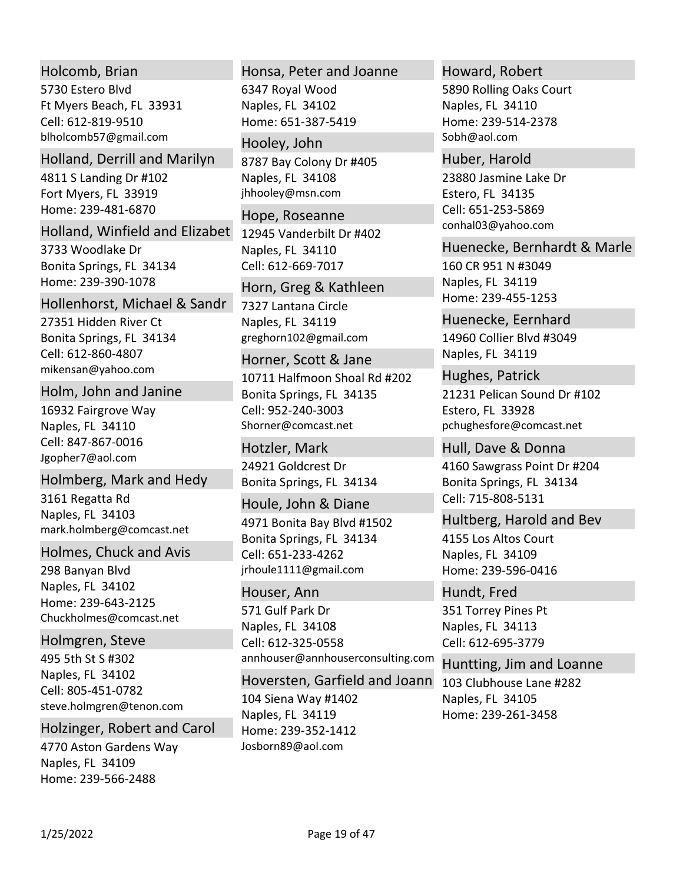### Holcomb, Brian
5730 Estero Blvd
Ft Myers Beach, FL 33931
Cell: 612-819-9510
blholcomb57@gmail.com

### Holland, Derrill and Marilyn
4811 S Landing Dr #102
Fort Myers, FL 33919
Home: 239-481-6870

### Holland, Winfield and Elizabet
3733 Woodlake Dr
Bonita Springs, FL 34134
Home: 239-390-1078

### Hollenhorst, Michael & Sandr
27351 Hidden River Ct
Bonita Springs, FL 34134
Cell: 612-860-4807
mikensan@yahoo.com

### Holm, John and Janine
16932 Fairgrove Way
Naples, FL 34110
Cell: 847-867-0016
Jgopher7@aol.com

### Holmberg, Mark and Hedy
3161 Regatta Rd
Naples, FL 34103
mark.holmberg@comcast.net

### Holmes, Chuck and Avis
298 Banyan Blvd
Naples, FL 34102
Home: 239-643-2125
Chuckholmes@comcast.net

### Holmgren, Steve
495 5th St S #302
Naples, FL 34102
Cell: 805-451-0782
steve.holmgren@tenon.com

### Holzinger, Robert and Carol
4770 Aston Gardens Way
Naples, FL 34109
Home: 239-566-2488

### Honsa, Peter and Joanne
6347 Royal Wood
Naples, FL 34102
Home: 651-387-5419

### Hooley, John
8787 Bay Colony Dr #405
Naples, FL 34108
jhhooley@msn.com

### Hope, Roseanne
12945 Vanderbilt Dr #402
Naples, FL 34110
Cell: 612-669-7017

### Horn, Greg & Kathleen
7327 Lantana Circle
Naples, FL 34119
greghorn102@gmail.com

### Horner, Scott & Jane
10711 Halfmoon Shoal Rd #202
Bonita Springs, FL 34135
Cell: 952-240-3003
Shorner@comcast.net

### Hotzler, Mark
24921 Goldcrest Dr
Bonita Springs, FL 34134

### Houle, John & Diane
4971 Bonita Bay Blvd #1502
Bonita Springs, FL 34134
Cell: 651-233-4262
jrhoule1111@gmail.com

### Houser, Ann
571 Gulf Park Dr
Naples, FL 34108
Cell: 612-325-0558
annhouser@annhouserconsulting.com

### Hoversten, Garfield and Joann
104 Siena Way #1402
Naples, FL 34119
Home: 239-352-1412
Josborn89@aol.com

### Howard, Robert
5890 Rolling Oaks Court
Naples, FL 34110
Home: 239-514-2378
Sobh@aol.com

### Huber, Harold
23880 Jasmine Lake Dr
Estero, FL 34135
Cell: 651-253-5869
conhal03@yahoo.com

### Huenecke, Bernhardt & Marle
160 CR 951 N #3049
Naples, FL 34119
Home: 239-455-1253

### Huenecke, Eernhard
14960 Collier Blvd #3049
Naples, FL 34119

### Hughes, Patrick
21231 Pelican Sound Dr #102
Estero, FL 33928
pchughesfore@comcast.net

### Hull, Dave & Donna
4160 Sawgrass Point Dr #204
Bonita Springs, FL 34134
Cell: 715-808-5131

### Hultberg, Harold and Bev
4155 Los Altos Court
Naples, FL 34109
Home: 239-596-0416

### Hundt, Fred
351 Torrey Pines Pt
Naples, FL 34113
Cell: 612-695-3779

### Huntting, Jim and Loanne
103 Clubhouse Lane #282
Naples, FL 34105
Home: 239-261-3458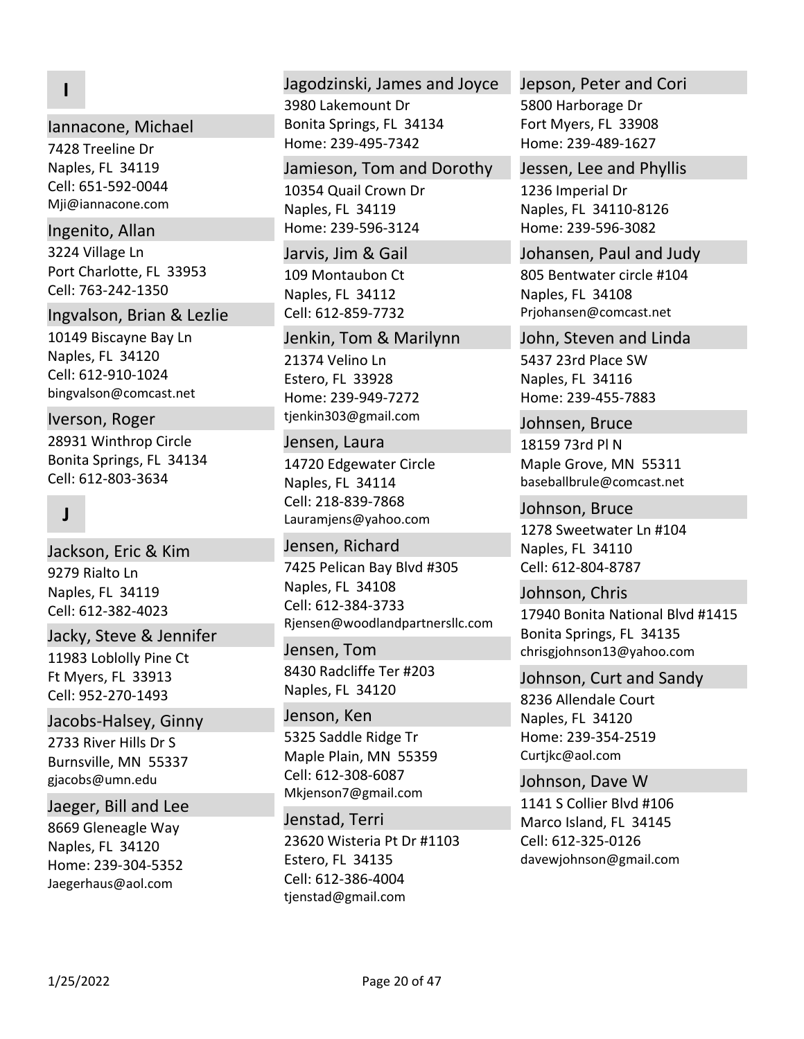## I

### Iannacone, Michael
7428 Treeline Dr
Naples, FL 34119
Cell: 651-592-0044
Mji@iannacone.com

### Ingenito, Allan
3224 Village Ln
Port Charlotte, FL 33953
Cell: 763-242-1350

### Ingvalson, Brian & Lezlie
10149 Biscayne Bay Ln
Naples, FL 34120
Cell: 612-910-1024
bingvalson@comcast.net

### Iverson, Roger
28931 Winthrop Circle
Bonita Springs, FL 34134
Cell: 612-803-3634

## J

### Jackson, Eric & Kim
9279 Rialto Ln
Naples, FL 34119
Cell: 612-382-4023

### Jacky, Steve & Jennifer
11983 Loblolly Pine Ct
Ft Myers, FL 33913
Cell: 952-270-1493

### Jacobs-Halsey, Ginny
2733 River Hills Dr S
Burnsville, MN 55337
gjacobs@umn.edu

### Jaeger, Bill and Lee
8669 Gleneagle Way
Naples, FL 34120
Home: 239-304-5352
Jaegerhaus@aol.com

### Jagodzinski, James and Joyce
3980 Lakemount Dr
Bonita Springs, FL 34134
Home: 239-495-7342

### Jamieson, Tom and Dorothy
10354 Quail Crown Dr
Naples, FL 34119
Home: 239-596-3124

### Jarvis, Jim & Gail
109 Montaubon Ct
Naples, FL 34112
Cell: 612-859-7732

### Jenkin, Tom & Marilynn
21374 Velino Ln
Estero, FL 33928
Home: 239-949-7272
tjenkin303@gmail.com

### Jensen, Laura
14720 Edgewater Circle
Naples, FL 34114
Cell: 218-839-7868
Lauramjens@yahoo.com

### Jensen, Richard
7425 Pelican Bay Blvd #305
Naples, FL 34108
Cell: 612-384-3733
Rjensen@woodlandpartnersllc.com

### Jensen, Tom
8430 Radcliffe Ter #203
Naples, FL 34120

### Jenson, Ken
5325 Saddle Ridge Tr
Maple Plain, MN 55359
Cell: 612-308-6087
Mkjenson7@gmail.com

### Jenstad, Terri
23620 Wisteria Pt Dr #1103
Estero, FL 34135
Cell: 612-386-4004
tjenstad@gmail.com

### Jepson, Peter and Cori
5800 Harborage Dr
Fort Myers, FL 33908
Home: 239-489-1627

### Jessen, Lee and Phyllis
1236 Imperial Dr
Naples, FL 34110-8126
Home: 239-596-3082

### Johansen, Paul and Judy
805 Bentwater circle #104
Naples, FL 34108
Prjohansen@comcast.net

### John, Steven and Linda
5437 23rd Place SW
Naples, FL 34116
Home: 239-455-7883

### Johnsen, Bruce
18159 73rd Pl N
Maple Grove, MN 55311
baseballbrule@comcast.net

### Johnson, Bruce
1278 Sweetwater Ln #104
Naples, FL 34110
Cell: 612-804-8787

### Johnson, Chris
17940 Bonita National Blvd #1415
Bonita Springs, FL 34135
chrisgjohnson13@yahoo.com

### Johnson, Curt and Sandy
8236 Allendale Court
Naples, FL 34120
Home: 239-354-2519
Curtjkc@aol.com

### Johnson, Dave W
1141 S Collier Blvd #106
Marco Island, FL 34145
Cell: 612-325-0126
davewjohnson@gmail.com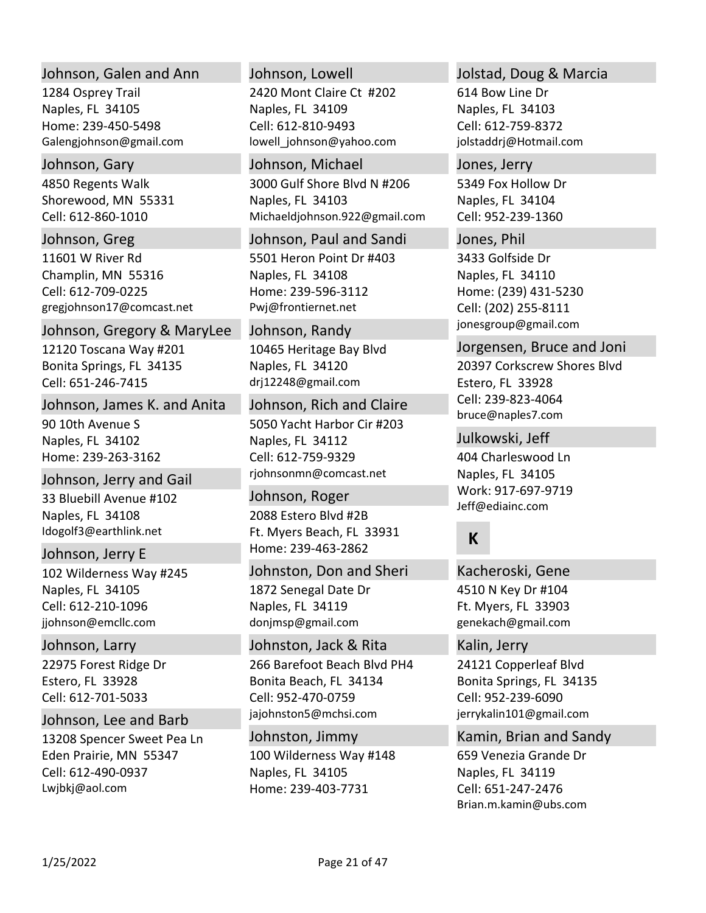### Johnson, Galen and Ann
1284 Osprey Trail
Naples, FL 34105
Home: 239-450-5498
Galengjohnson@gmail.com

### Johnson, Gary
4850 Regents Walk
Shorewood, MN 55331
Cell: 612-860-1010

### Johnson, Greg
11601 W River Rd
Champlin, MN 55316
Cell: 612-709-0225
gregjohnson17@comcast.net

### Johnson, Gregory & MaryLee
12120 Toscana Way #201
Bonita Springs, FL 34135
Cell: 651-246-7415

### Johnson, James K. and Anita
90 10th Avenue S
Naples, FL 34102
Home: 239-263-3162

### Johnson, Jerry and Gail
33 Bluebill Avenue #102
Naples, FL 34108
Idogolf3@earthlink.net

### Johnson, Jerry E
102 Wilderness Way #245
Naples, FL 34105
Cell: 612-210-1096
jjohnson@emcllc.com

### Johnson, Larry
22975 Forest Ridge Dr
Estero, FL 33928
Cell: 612-701-5033

### Johnson, Lee and Barb
13208 Spencer Sweet Pea Ln
Eden Prairie, MN 55347
Cell: 612-490-0937
Lwjbkj@aol.com

### Johnson, Lowell
2420 Mont Claire Ct #202
Naples, FL 34109
Cell: 612-810-9493
lowell_johnson@yahoo.com

### Johnson, Michael
3000 Gulf Shore Blvd N #206
Naples, FL 34103
Michaeldjohnson.922@gmail.com

### Johnson, Paul and Sandi
5501 Heron Point Dr #403
Naples, FL 34108
Home: 239-596-3112
Pwj@frontiernet.net

### Johnson, Randy
10465 Heritage Bay Blvd
Naples, FL 34120
drj12248@gmail.com

### Johnson, Rich and Claire
5050 Yacht Harbor Cir #203
Naples, FL 34112
Cell: 612-759-9329
rjohnsonmn@comcast.net

### Johnson, Roger
2088 Estero Blvd #2B
Ft. Myers Beach, FL 33931
Home: 239-463-2862

### Johnston, Don and Sheri
1872 Senegal Date Dr
Naples, FL 34119
donjmsp@gmail.com

### Johnston, Jack & Rita
266 Barefoot Beach Blvd PH4
Bonita Beach, FL 34134
Cell: 952-470-0759
jajohnston5@mchsi.com

### Johnston, Jimmy
100 Wilderness Way #148
Naples, FL 34105
Home: 239-403-7731

### Jolstad, Doug & Marcia
614 Bow Line Dr
Naples, FL 34103
Cell: 612-759-8372
jolstaddrj@Hotmail.com

### Jones, Jerry
5349 Fox Hollow Dr
Naples, FL 34104
Cell: 952-239-1360

### Jones, Phil
3433 Golfside Dr
Naples, FL 34110
Home: (239) 431-5230
Cell: (202) 255-8111
jonesgroup@gmail.com

### Jorgensen, Bruce and Joni
20397 Corkscrew Shores Blvd
Estero, FL 33928
Cell: 239-823-4064
bruce@naples7.com

### Julkowski, Jeff
404 Charleswood Ln
Naples, FL 34105
Work: 917-697-9719
Jeff@ediainc.com

## K

### Kacheroski, Gene
4510 N Key Dr #104
Ft. Myers, FL 33903
genekach@gmail.com

### Kalin, Jerry
24121 Copperleaf Blvd
Bonita Springs, FL 34135
Cell: 952-239-6090
jerrykalin101@gmail.com

### Kamin, Brian and Sandy
659 Venezia Grande Dr
Naples, FL 34119
Cell: 651-247-2476
Brian.m.kamin@ubs.com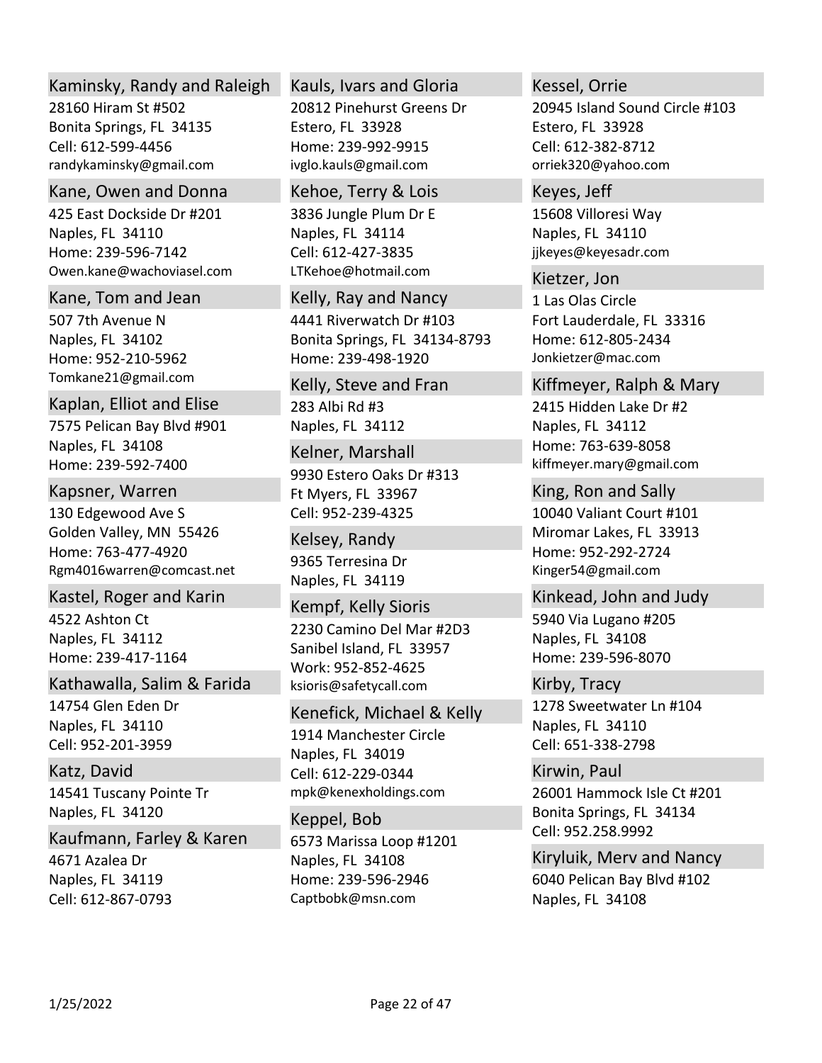### Kaminsky, Randy and Raleigh
28160 Hiram St #502
Bonita Springs, FL 34135
Cell: 612-599-4456
randykaminsky@gmail.com

### Kane, Owen and Donna
425 East Dockside Dr #201
Naples, FL 34110
Home: 239-596-7142
Owen.kane@wachoviasel.com

### Kane, Tom and Jean
507 7th Avenue N
Naples, FL 34102
Home: 952-210-5962
Tomkane21@gmail.com

### Kaplan, Elliot and Elise
7575 Pelican Bay Blvd #901
Naples, FL 34108
Home: 239-592-7400

### Kapsner, Warren
130 Edgewood Ave S
Golden Valley, MN 55426
Home: 763-477-4920
Rgm4016warren@comcast.net

### Kastel, Roger and Karin
4522 Ashton Ct
Naples, FL 34112
Home: 239-417-1164

### Kathawalla, Salim & Farida
14754 Glen Eden Dr
Naples, FL 34110
Cell: 952-201-3959

### Katz, David
14541 Tuscany Pointe Tr
Naples, FL 34120

### Kaufmann, Farley & Karen
4671 Azalea Dr
Naples, FL 34119
Cell: 612-867-0793

### Kauls, Ivars and Gloria
20812 Pinehurst Greens Dr
Estero, FL 33928
Home: 239-992-9915
ivglo.kauls@gmail.com

### Kehoe, Terry & Lois
3836 Jungle Plum Dr E
Naples, FL 34114
Cell: 612-427-3835
LTKehoe@hotmail.com

### Kelly, Ray and Nancy
4441 Riverwatch Dr #103
Bonita Springs, FL 34134-8793
Home: 239-498-1920

### Kelly, Steve and Fran
283 Albi Rd #3
Naples, FL 34112

### Kelner, Marshall
9930 Estero Oaks Dr #313
Ft Myers, FL 33967
Cell: 952-239-4325

### Kelsey, Randy
9365 Terresina Dr
Naples, FL 34119

### Kempf, Kelly Sioris
2230 Camino Del Mar #2D3
Sanibel Island, FL 33957
Work: 952-852-4625
ksioris@safetycall.com

### Kenefick, Michael & Kelly
1914 Manchester Circle
Naples, FL 34019
Cell: 612-229-0344
mpk@kenexholdings.com

### Keppel, Bob
6573 Marissa Loop #1201
Naples, FL 34108
Home: 239-596-2946
Captbobk@msn.com

### Kessel, Orrie
20945 Island Sound Circle #103
Estero, FL 33928
Cell: 612-382-8712
orriek320@yahoo.com

### Keyes, Jeff
15608 Villoresi Way
Naples, FL 34110
jjkeyes@keyesadr.com

### Kietzer, Jon
1 Las Olas Circle
Fort Lauderdale, FL 33316
Home: 612-805-2434
Jonkietzer@mac.com

### Kiffmeyer, Ralph & Mary
2415 Hidden Lake Dr #2
Naples, FL 34112
Home: 763-639-8058
kiffmeyer.mary@gmail.com

### King, Ron and Sally
10040 Valiant Court #101
Miromar Lakes, FL 33913
Home: 952-292-2724
Kinger54@gmail.com

### Kinkead, John and Judy
5940 Via Lugano #205
Naples, FL 34108
Home: 239-596-8070

### Kirby, Tracy
1278 Sweetwater Ln #104
Naples, FL 34110
Cell: 651-338-2798

### Kirwin, Paul
26001 Hammock Isle Ct #201
Bonita Springs, FL 34134
Cell: 952.258.9992

### Kiryluik, Merv and Nancy
6040 Pelican Bay Blvd #102
Naples, FL 34108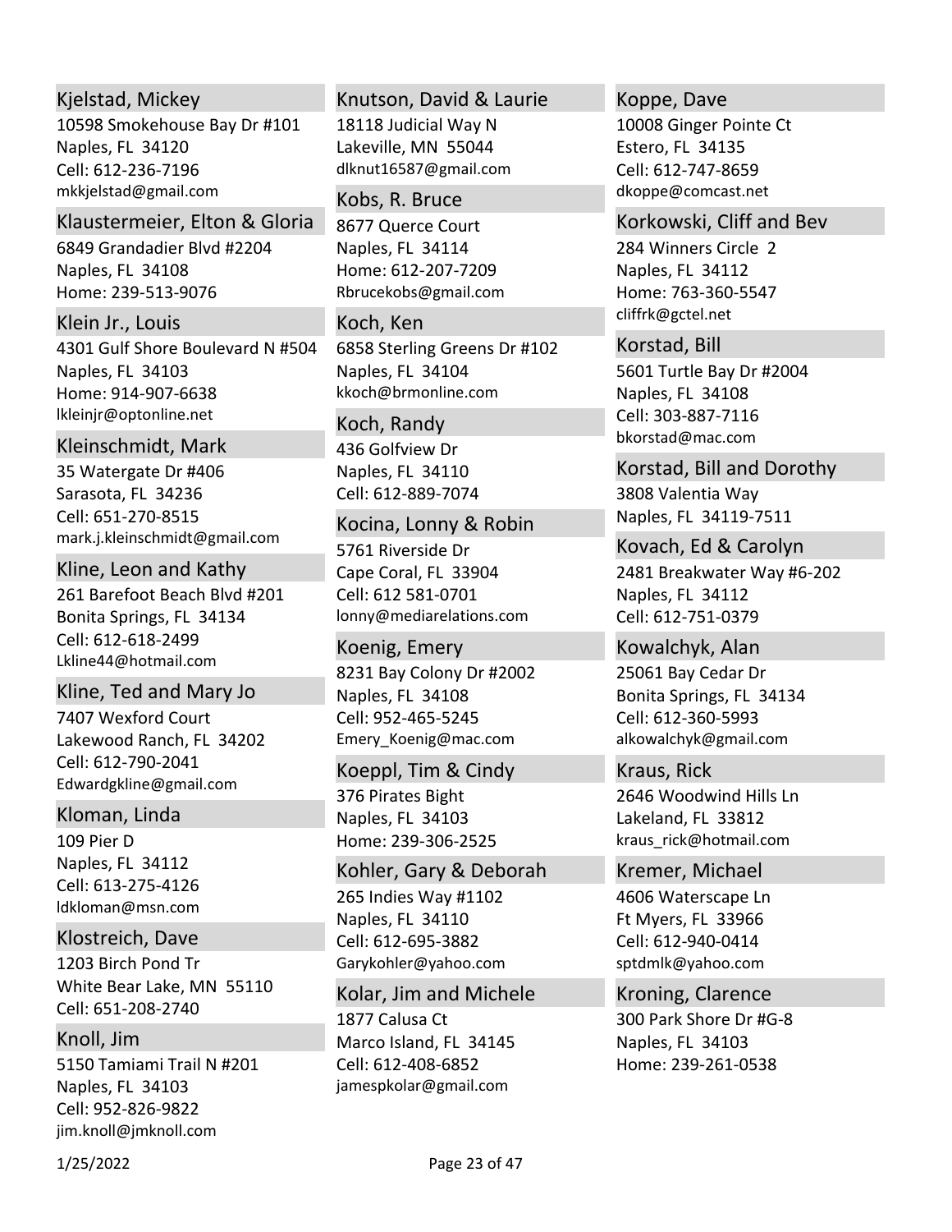### Kjelstad, Mickey
10598 Smokehouse Bay Dr #101
Naples, FL 34120
Cell: 612-236-7196
mkkjelstad@gmail.com

### Klaustermeier, Elton & Gloria
6849 Grandadier Blvd #2204
Naples, FL 34108
Home: 239-513-9076

### Klein Jr., Louis
4301 Gulf Shore Boulevard N #504
Naples, FL 34103
Home: 914-907-6638
lkleinjr@optonline.net

### Kleinschmidt, Mark
35 Watergate Dr #406
Sarasota, FL 34236
Cell: 651-270-8515
mark.j.kleinschmidt@gmail.com

### Kline, Leon and Kathy
261 Barefoot Beach Blvd #201
Bonita Springs, FL 34134
Cell: 612-618-2499
Lkline44@hotmail.com

### Kline, Ted and Mary Jo
7407 Wexford Court
Lakewood Ranch, FL 34202
Cell: 612-790-2041
Edwardgkline@gmail.com

### Kloman, Linda
109 Pier D
Naples, FL 34112
Cell: 613-275-4126
ldkloman@msn.com

### Klostreich, Dave
1203 Birch Pond Tr
White Bear Lake, MN 55110
Cell: 651-208-2740

### Knoll, Jim
5150 Tamiami Trail N #201
Naples, FL 34103
Cell: 952-826-9822
jim.knoll@jmknoll.com

### Knutson, David & Laurie
18118 Judicial Way N
Lakeville, MN 55044
dlknut16587@gmail.com

### Kobs, R. Bruce
8677 Querce Court
Naples, FL 34114
Home: 612-207-7209
Rbrucekobs@gmail.com

### Koch, Ken
6858 Sterling Greens Dr #102
Naples, FL 34104
kkoch@brmonline.com

### Koch, Randy
436 Golfview Dr
Naples, FL 34110
Cell: 612-889-7074

### Kocina, Lonny & Robin
5761 Riverside Dr
Cape Coral, FL 33904
Cell: 612 581-0701
lonny@mediarelations.com

### Koenig, Emery
8231 Bay Colony Dr #2002
Naples, FL 34108
Cell: 952-465-5245
Emery_Koenig@mac.com

### Koeppl, Tim & Cindy
376 Pirates Bight
Naples, FL 34103
Home: 239-306-2525

### Kohler, Gary & Deborah
265 Indies Way #1102
Naples, FL 34110
Cell: 612-695-3882
Garykohler@yahoo.com

### Kolar, Jim and Michele
1877 Calusa Ct
Marco Island, FL 34145
Cell: 612-408-6852
jamespkolar@gmail.com

### Koppe, Dave
10008 Ginger Pointe Ct
Estero, FL 34135
Cell: 612-747-8659
dkoppe@comcast.net

### Korkowski, Cliff and Bev
284 Winners Circle 2
Naples, FL 34112
Home: 763-360-5547
cliffrk@gctel.net

### Korstad, Bill
5601 Turtle Bay Dr #2004
Naples, FL 34108
Cell: 303-887-7116
bkorstad@mac.com

### Korstad, Bill and Dorothy
3808 Valentia Way
Naples, FL 34119-7511

### Kovach, Ed & Carolyn
2481 Breakwater Way #6-202
Naples, FL 34112
Cell: 612-751-0379

### Kowalchyk, Alan
25061 Bay Cedar Dr
Bonita Springs, FL 34134
Cell: 612-360-5993
alkowalchyk@gmail.com

### Kraus, Rick
2646 Woodwind Hills Ln
Lakeland, FL 33812
kraus_rick@hotmail.com

### Kremer, Michael
4606 Waterscape Ln
Ft Myers, FL 33966
Cell: 612-940-0414
sptdmlk@yahoo.com

### Kroning, Clarence
300 Park Shore Dr #G-8
Naples, FL 34103
Home: 239-261-0538

1/25/2022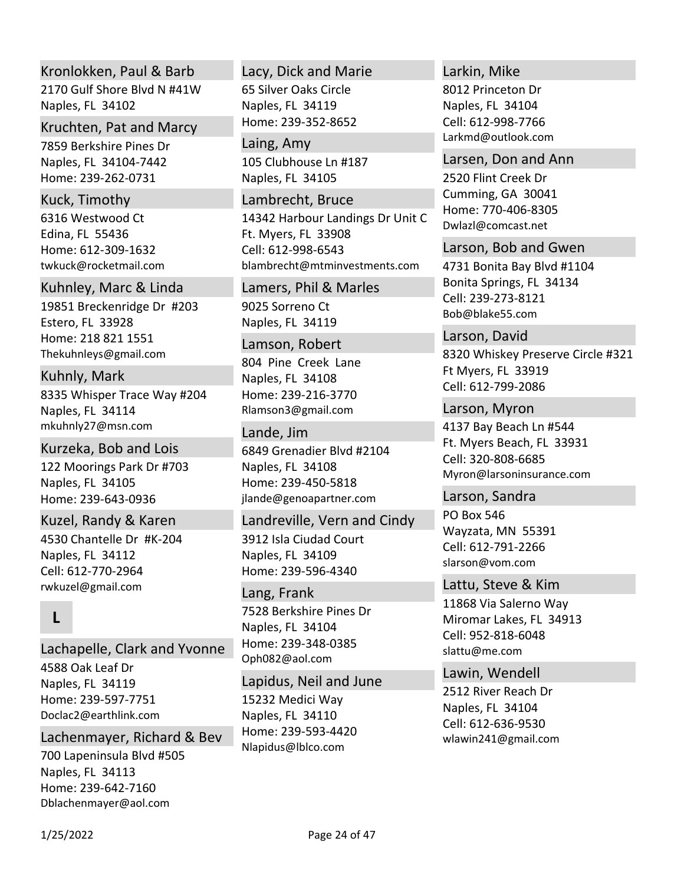### Kronlokken, Paul & Barb
2170 Gulf Shore Blvd N #41W
Naples, FL 34102

### Kruchten, Pat and Marcy
7859 Berkshire Pines Dr
Naples, FL 34104-7442
Home: 239-262-0731

### Kuck, Timothy
6316 Westwood Ct
Edina, FL 55436
Home: 612-309-1632
twkuck@rocketmail.com

### Kuhnley, Marc & Linda
19851 Breckenridge Dr #203
Estero, FL 33928
Home: 218 821 1551
Thekuhnleys@gmail.com

### Kuhnly, Mark
8335 Whisper Trace Way #204
Naples, FL 34114
mkuhnly27@msn.com

### Kurzeka, Bob and Lois
122 Moorings Park Dr #703
Naples, FL 34105
Home: 239-643-0936

### Kuzel, Randy & Karen
4530 Chantelle Dr #K-204
Naples, FL 34112
Cell: 612-770-2964
rwkuzel@gmail.com

## L

### Lachapelle, Clark and Yvonne
4588 Oak Leaf Dr
Naples, FL 34119
Home: 239-597-7751
Doclac2@earthlink.com

### Lachenmayer, Richard & Bev
700 Lapeninsula Blvd #505
Naples, FL 34113
Home: 239-642-7160
Dblachenmayer@aol.com

### Lacy, Dick and Marie
65 Silver Oaks Circle
Naples, FL 34119
Home: 239-352-8652

### Laing, Amy
105 Clubhouse Ln #187
Naples, FL 34105

### Lambrecht, Bruce
14342 Harbour Landings Dr Unit C
Ft. Myers, FL 33908
Cell: 612-998-6543
blambrecht@mtminvestments.com

### Lamers, Phil & Marles
9025 Sorreno Ct
Naples, FL 34119

### Lamson, Robert
804 Pine Creek Lane
Naples, FL 34108
Home: 239-216-3770
Rlamson3@gmail.com

### Lande, Jim
6849 Grenadier Blvd #2104
Naples, FL 34108
Home: 239-450-5818
jlande@genoapartner.com

### Landreville, Vern and Cindy
3912 Isla Ciudad Court
Naples, FL 34109
Home: 239-596-4340

### Lang, Frank
7528 Berkshire Pines Dr
Naples, FL 34104
Home: 239-348-0385
Oph082@aol.com

### Lapidus, Neil and June
15232 Medici Way
Naples, FL 34110
Home: 239-593-4420
Nlapidus@lblco.com

### Larkin, Mike
8012 Princeton Dr
Naples, FL 34104
Cell: 612-998-7766
Larkmd@outlook.com

### Larsen, Don and Ann
2520 Flint Creek Dr
Cumming, GA 30041
Home: 770-406-8305
Dwlazl@comcast.net

### Larson, Bob and Gwen
4731 Bonita Bay Blvd #1104
Bonita Springs, FL 34134
Cell: 239-273-8121
Bob@blake55.com

### Larson, David
8320 Whiskey Preserve Circle #321
Ft Myers, FL 33919
Cell: 612-799-2086

### Larson, Myron
4137 Bay Beach Ln #544
Ft. Myers Beach, FL 33931
Cell: 320-808-6685
Myron@larsoninsurance.com

### Larson, Sandra
PO Box 546
Wayzata, MN 55391
Cell: 612-791-2266
slarson@vom.com

### Lattu, Steve & Kim
11868 Via Salerno Way
Miromar Lakes, FL 34913
Cell: 952-818-6048
slattu@me.com

### Lawin, Wendell
2512 River Reach Dr
Naples, FL 34104
Cell: 612-636-9530
wlawin241@gmail.com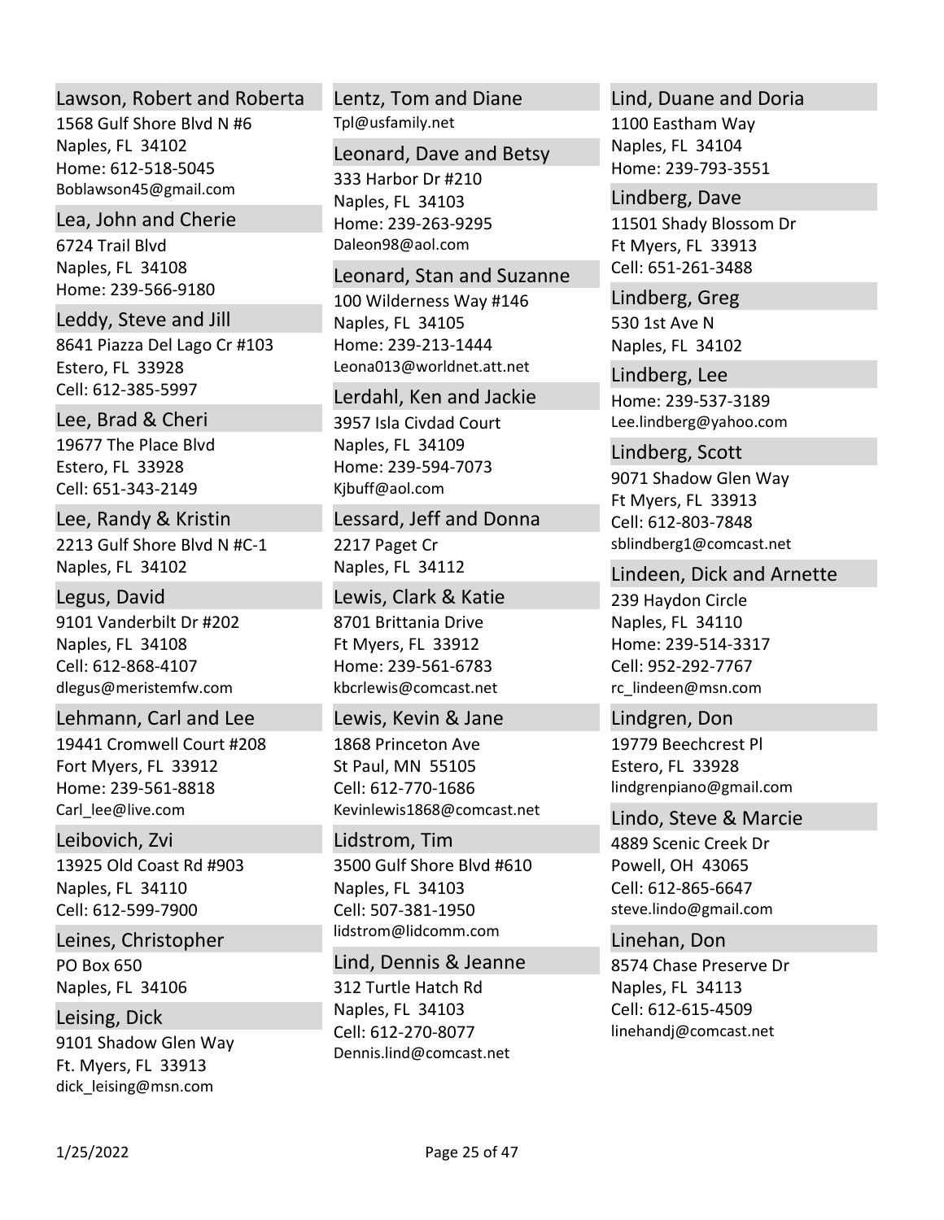### Lawson, Robert and Roberta
1568 Gulf Shore Blvd N #6
Naples, FL  34102
Home: 612-518-5045
Boblawson45@gmail.com

### Lea, John and Cherie
6724 Trail Blvd
Naples, FL  34108
Home: 239-566-9180

### Leddy, Steve and Jill
8641 Piazza Del Lago Cr #103
Estero, FL  33928
Cell: 612-385-5997

### Lee, Brad & Cheri
19677 The Place Blvd
Estero, FL  33928
Cell: 651-343-2149

### Lee, Randy & Kristin
2213 Gulf Shore Blvd N #C-1
Naples, FL  34102

### Legus, David
9101 Vanderbilt Dr #202
Naples, FL  34108
Cell: 612-868-4107
dlegus@meristemfw.com

### Lehmann, Carl and Lee
19441 Cromwell Court #208
Fort Myers, FL  33912
Home: 239-561-8818
Carl_lee@live.com

### Leibovich, Zvi
13925 Old Coast Rd #903
Naples, FL  34110
Cell: 612-599-7900

### Leines, Christopher
PO Box 650
Naples, FL  34106

### Leising, Dick
9101 Shadow Glen Way
Ft. Myers, FL  33913
dick_leising@msn.com

### Lentz, Tom and Diane
Tpl@usfamily.net

### Leonard, Dave and Betsy
333 Harbor Dr #210
Naples, FL  34103
Home: 239-263-9295
Daleon98@aol.com

### Leonard, Stan and Suzanne
100 Wilderness Way #146
Naples, FL  34105
Home: 239-213-1444
Leona013@worldnet.att.net

### Lerdahl, Ken and Jackie
3957 Isla Civdad Court
Naples, FL  34109
Home: 239-594-7073
Kjbuff@aol.com

### Lessard, Jeff and Donna
2217 Paget Cr
Naples, FL  34112

### Lewis, Clark & Katie
8701 Brittania Drive
Ft Myers, FL  33912
Home: 239-561-6783
kbcrlewis@comcast.net

### Lewis, Kevin & Jane
1868 Princeton Ave
St Paul, MN  55105
Cell: 612-770-1686
Kevinlewis1868@comcast.net

### Lidstrom, Tim
3500 Gulf Shore Blvd #610
Naples, FL  34103
Cell: 507-381-1950
lidstrom@lidcomm.com

### Lind, Dennis & Jeanne
312 Turtle Hatch Rd
Naples, FL  34103
Cell: 612-270-8077
Dennis.lind@comcast.net

### Lind, Duane and Doria
1100 Eastham Way
Naples, FL  34104
Home: 239-793-3551

### Lindberg, Dave
11501 Shady Blossom Dr
Ft Myers, FL  33913
Cell: 651-261-3488

### Lindberg, Greg
530 1st Ave N
Naples, FL  34102

### Lindberg, Lee
Home: 239-537-3189
Lee.lindberg@yahoo.com

### Lindberg, Scott
9071 Shadow Glen Way
Ft Myers, FL  33913
Cell: 612-803-7848
sblindberg1@comcast.net

### Lindeen, Dick and Arnette
239 Haydon Circle
Naples, FL  34110
Home: 239-514-3317
Cell: 952-292-7767
rc_lindeen@msn.com

### Lindgren, Don
19779 Beechcrest Pl
Estero, FL  33928
lindgrenpiano@gmail.com

### Lindo, Steve & Marcie
4889 Scenic Creek Dr
Powell, OH  43065
Cell: 612-865-6647
steve.lindo@gmail.com

### Linehan, Don
8574 Chase Preserve Dr
Naples, FL  34113
Cell: 612-615-4509
linehandj@comcast.net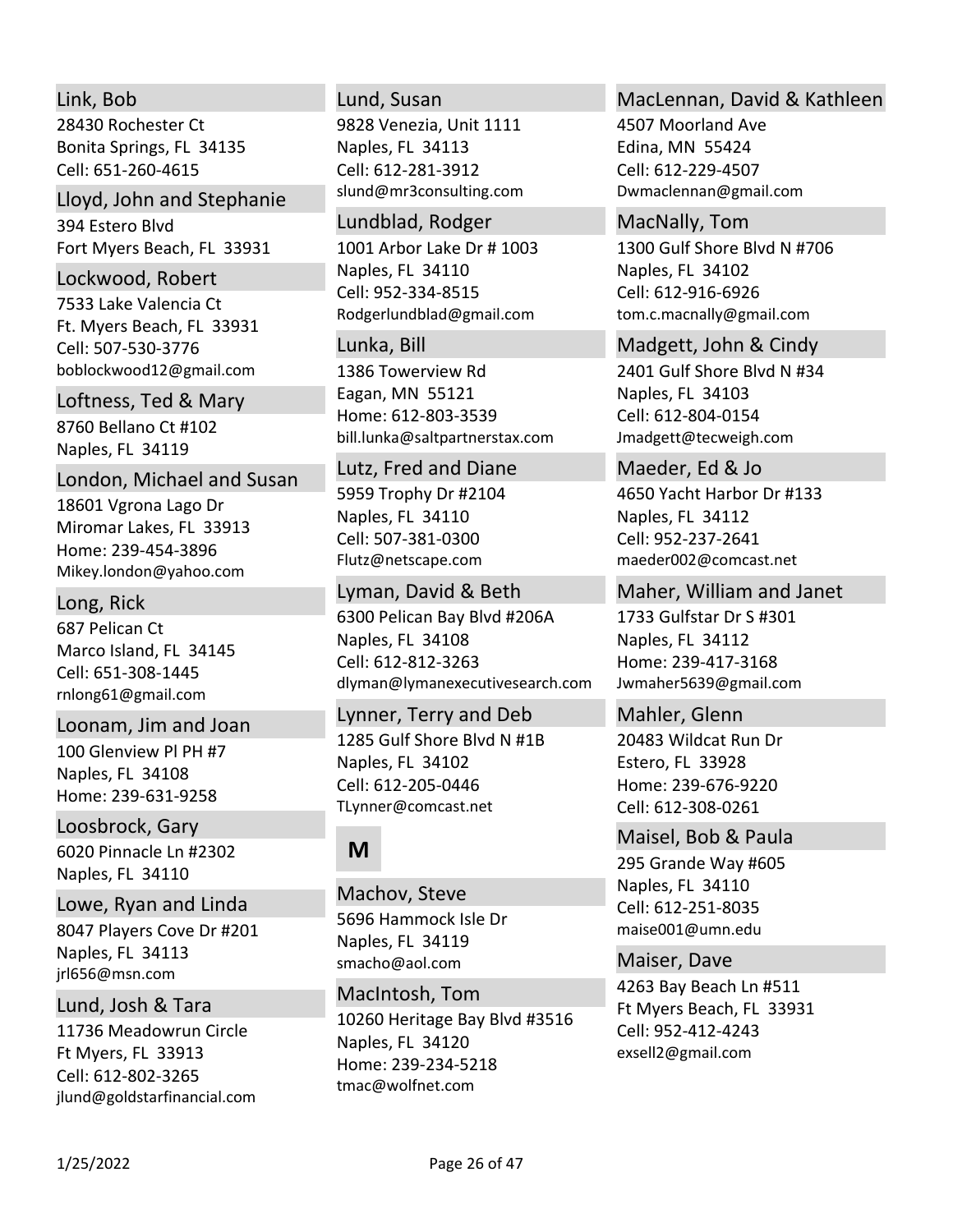### Link, Bob
28430 Rochester Ct
Bonita Springs, FL 34135
Cell: 651-260-4615

### Lloyd, John and Stephanie
394 Estero Blvd
Fort Myers Beach, FL 33931

### Lockwood, Robert
7533 Lake Valencia Ct
Ft. Myers Beach, FL 33931
Cell: 507-530-3776
boblockwood12@gmail.com

### Loftness, Ted & Mary
8760 Bellano Ct #102
Naples, FL 34119

### London, Michael and Susan
18601 Vgrona Lago Dr
Miromar Lakes, FL 33913
Home: 239-454-3896
Mikey.london@yahoo.com

### Long, Rick
687 Pelican Ct
Marco Island, FL 34145
Cell: 651-308-1445
rnlong61@gmail.com

### Loonam, Jim and Joan
100 Glenview Pl PH #7
Naples, FL 34108
Home: 239-631-9258

### Loosbrock, Gary
6020 Pinnacle Ln #2302
Naples, FL 34110

### Lowe, Ryan and Linda
8047 Players Cove Dr #201
Naples, FL 34113
jrl656@msn.com

### Lund, Josh & Tara
11736 Meadowrun Circle
Ft Myers, FL 33913
Cell: 612-802-3265
jlund@goldstarfinancial.com

### Lund, Susan
9828 Venezia, Unit 1111
Naples, FL 34113
Cell: 612-281-3912
slund@mr3consulting.com

### Lundblad, Rodger
1001 Arbor Lake Dr # 1003
Naples, FL 34110
Cell: 952-334-8515
Rodgerlundblad@gmail.com

### Lunka, Bill
1386 Towerview Rd
Eagan, MN 55121
Home: 612-803-3539
bill.lunka@saltpartnerstax.com

### Lutz, Fred and Diane
5959 Trophy Dr #2104
Naples, FL 34110
Cell: 507-381-0300
Flutz@netscape.com

### Lyman, David & Beth
6300 Pelican Bay Blvd #206A
Naples, FL 34108
Cell: 612-812-3263
dlyman@lymanexecutivesearch.com

### Lynner, Terry and Deb
1285 Gulf Shore Blvd N #1B
Naples, FL 34102
Cell: 612-205-0446
TLynner@comcast.net

## M

### Machov, Steve
5696 Hammock Isle Dr
Naples, FL 34119
smacho@aol.com

### MacIntosh, Tom
10260 Heritage Bay Blvd #3516
Naples, FL 34120
Home: 239-234-5218
tmac@wolfnet.com

### MacLennan, David & Kathleen
4507 Moorland Ave
Edina, MN 55424
Cell: 612-229-4507
Dwmaclennan@gmail.com

### MacNally, Tom
1300 Gulf Shore Blvd N #706
Naples, FL 34102
Cell: 612-916-6926
tom.c.macnally@gmail.com

### Madgett, John & Cindy
2401 Gulf Shore Blvd N #34
Naples, FL 34103
Cell: 612-804-0154
Jmadgett@tecweigh.com

### Maeder, Ed & Jo
4650 Yacht Harbor Dr #133
Naples, FL 34112
Cell: 952-237-2641
maeder002@comcast.net

### Maher, William and Janet
1733 Gulfstar Dr S #301
Naples, FL 34112
Home: 239-417-3168
Jwmaher5639@gmail.com

### Mahler, Glenn
20483 Wildcat Run Dr
Estero, FL 33928
Home: 239-676-9220
Cell: 612-308-0261

### Maisel, Bob & Paula
295 Grande Way #605
Naples, FL 34110
Cell: 612-251-8035
maise001@umn.edu

### Maiser, Dave
4263 Bay Beach Ln #511
Ft Myers Beach, FL 33931
Cell: 952-412-4243
exsell2@gmail.com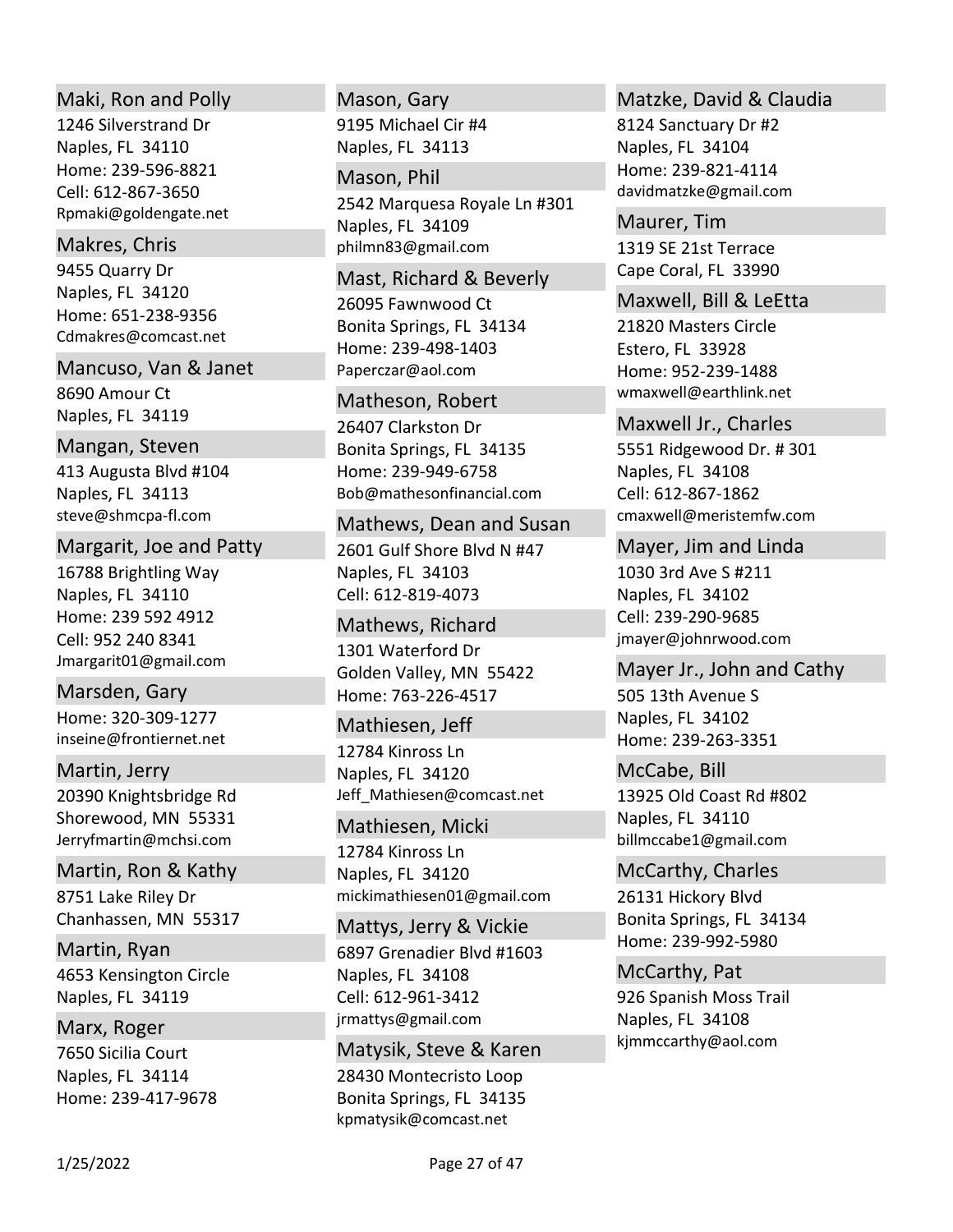### Maki, Ron and Polly
1246 Silverstrand Dr
Naples, FL 34110
Home: 239-596-8821
Cell: 612-867-3650
Rpmaki@goldengate.net

### Makres, Chris
9455 Quarry Dr
Naples, FL 34120
Home: 651-238-9356
Cdmakres@comcast.net

### Mancuso, Van & Janet
8690 Amour Ct
Naples, FL 34119

### Mangan, Steven
413 Augusta Blvd #104
Naples, FL 34113
steve@shmcpa-fl.com

### Margarit, Joe and Patty
16788 Brightling Way
Naples, FL 34110
Home: 239 592 4912
Cell: 952 240 8341
Jmargarit01@gmail.com

### Marsden, Gary
Home: 320-309-1277
inseine@frontiernet.net

### Martin, Jerry
20390 Knightsbridge Rd
Shorewood, MN 55331
Jerryfmartin@mchsi.com

### Martin, Ron & Kathy
8751 Lake Riley Dr
Chanhassen, MN 55317

### Martin, Ryan
4653 Kensington Circle
Naples, FL 34119

### Marx, Roger
7650 Sicilia Court
Naples, FL 34114
Home: 239-417-9678

### Mason, Gary
9195 Michael Cir #4
Naples, FL 34113

### Mason, Phil
2542 Marquesa Royale Ln #301
Naples, FL 34109
philmn83@gmail.com

### Mast, Richard & Beverly
26095 Fawnwood Ct
Bonita Springs, FL 34134
Home: 239-498-1403
Paperczar@aol.com

### Matheson, Robert
26407 Clarkston Dr
Bonita Springs, FL 34135
Home: 239-949-6758
Bob@mathesonfinancial.com

### Mathews, Dean and Susan
2601 Gulf Shore Blvd N #47
Naples, FL 34103
Cell: 612-819-4073

### Mathews, Richard
1301 Waterford Dr
Golden Valley, MN 55422
Home: 763-226-4517

### Mathiesen, Jeff
12784 Kinross Ln
Naples, FL 34120
Jeff_Mathiesen@comcast.net

### Mathiesen, Micki
12784 Kinross Ln
Naples, FL 34120
mickimathiesen01@gmail.com

### Mattys, Jerry & Vickie
6897 Grenadier Blvd #1603
Naples, FL 34108
Cell: 612-961-3412
jrmattys@gmail.com

### Matysik, Steve & Karen
28430 Montecristo Loop
Bonita Springs, FL 34135
kpmatysik@comcast.net

### Matzke, David & Claudia
8124 Sanctuary Dr #2
Naples, FL 34104
Home: 239-821-4114
davidmatzke@gmail.com

### Maurer, Tim
1319 SE 21st Terrace
Cape Coral, FL 33990

### Maxwell, Bill & LeEtta
21820 Masters Circle
Estero, FL 33928
Home: 952-239-1488
wmaxwell@earthlink.net

### Maxwell Jr., Charles
5551 Ridgewood Dr. # 301
Naples, FL 34108
Cell: 612-867-1862
cmaxwell@meristemfw.com

### Mayer, Jim and Linda
1030 3rd Ave S #211
Naples, FL 34102
Cell: 239-290-9685
jmayer@johnrwood.com

### Mayer Jr., John and Cathy
505 13th Avenue S
Naples, FL 34102
Home: 239-263-3351

### McCabe, Bill
13925 Old Coast Rd #802
Naples, FL 34110
billmccabe1@gmail.com

### McCarthy, Charles
26131 Hickory Blvd
Bonita Springs, FL 34134
Home: 239-992-5980

### McCarthy, Pat
926 Spanish Moss Trail
Naples, FL 34108
kjmmccarthy@aol.com

1/25/2022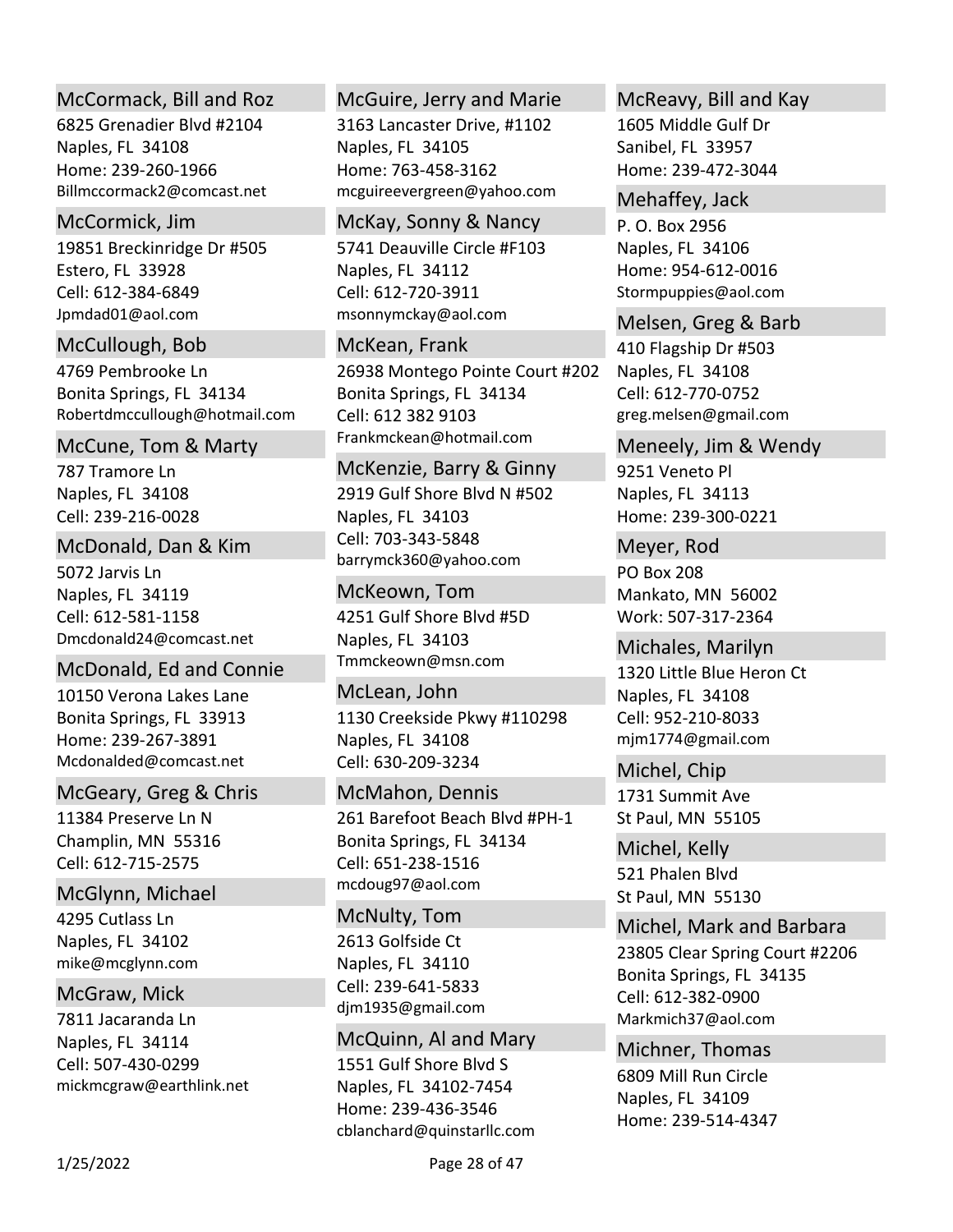### McCormack, Bill and Roz

6825 Grenadier Blvd #2104
Naples, FL 34108
Home: 239-260-1966
Billmccormack2@comcast.net

### McCormick, Jim

19851 Breckinridge Dr #505
Estero, FL 33928
Cell: 612-384-6849
Jpmdad01@aol.com

### McCullough, Bob

4769 Pembrooke Ln
Bonita Springs, FL 34134
Robertdmccullough@hotmail.com

### McCune, Tom & Marty

787 Tramore Ln
Naples, FL 34108
Cell: 239-216-0028

### McDonald, Dan & Kim

5072 Jarvis Ln
Naples, FL 34119
Cell: 612-581-1158
Dmcdonald24@comcast.net

### McDonald, Ed and Connie

10150 Verona Lakes Lane
Bonita Springs, FL 33913
Home: 239-267-3891
Mcdonalded@comcast.net

### McGeary, Greg & Chris

11384 Preserve Ln N
Champlin, MN 55316
Cell: 612-715-2575

### McGlynn, Michael

4295 Cutlass Ln
Naples, FL 34102
mike@mcglynn.com

### McGraw, Mick

7811 Jacaranda Ln
Naples, FL 34114
Cell: 507-430-0299
mickmcgraw@earthlink.net

### McGuire, Jerry and Marie

3163 Lancaster Drive, #1102
Naples, FL 34105
Home: 763-458-3162
mcguireevergreen@yahoo.com

### McKay, Sonny & Nancy

5741 Deauville Circle #F103
Naples, FL 34112
Cell: 612-720-3911
msonnymckay@aol.com

### McKean, Frank

26938 Montego Pointe Court #202
Bonita Springs, FL 34134
Cell: 612 382 9103
Frankmckean@hotmail.com

### McKenzie, Barry & Ginny

2919 Gulf Shore Blvd N #502
Naples, FL 34103
Cell: 703-343-5848
barrymck360@yahoo.com

### McKeown, Tom

4251 Gulf Shore Blvd #5D
Naples, FL 34103
Tmmckeown@msn.com

### McLean, John

1130 Creekside Pkwy #110298
Naples, FL 34108
Cell: 630-209-3234

### McMahon, Dennis

261 Barefoot Beach Blvd #PH-1
Bonita Springs, FL 34134
Cell: 651-238-1516
mcdoug97@aol.com

### McNulty, Tom

2613 Golfside Ct
Naples, FL 34110
Cell: 239-641-5833
djm1935@gmail.com

### McQuinn, Al and Mary

1551 Gulf Shore Blvd S
Naples, FL 34102-7454
Home: 239-436-3546
cblanchard@quinstarllc.com

### McReavy, Bill and Kay

1605 Middle Gulf Dr
Sanibel, FL 33957
Home: 239-472-3044

### Mehaffey, Jack

P. O. Box 2956
Naples, FL 34106
Home: 954-612-0016
Stormpuppies@aol.com

### Melsen, Greg & Barb

410 Flagship Dr #503
Naples, FL 34108
Cell: 612-770-0752
greg.melsen@gmail.com

### Meneely, Jim & Wendy

9251 Veneto Pl
Naples, FL 34113
Home: 239-300-0221

### Meyer, Rod

PO Box 208
Mankato, MN 56002
Work: 507-317-2364

### Michales, Marilyn

1320 Little Blue Heron Ct
Naples, FL 34108
Cell: 952-210-8033
mjm1774@gmail.com

### Michel, Chip

1731 Summit Ave
St Paul, MN 55105

### Michel, Kelly

521 Phalen Blvd
St Paul, MN 55130

### Michel, Mark and Barbara

23805 Clear Spring Court #2206
Bonita Springs, FL 34135
Cell: 612-382-0900
Markmich37@aol.com

### Michner, Thomas

6809 Mill Run Circle
Naples, FL 34109
Home: 239-514-4347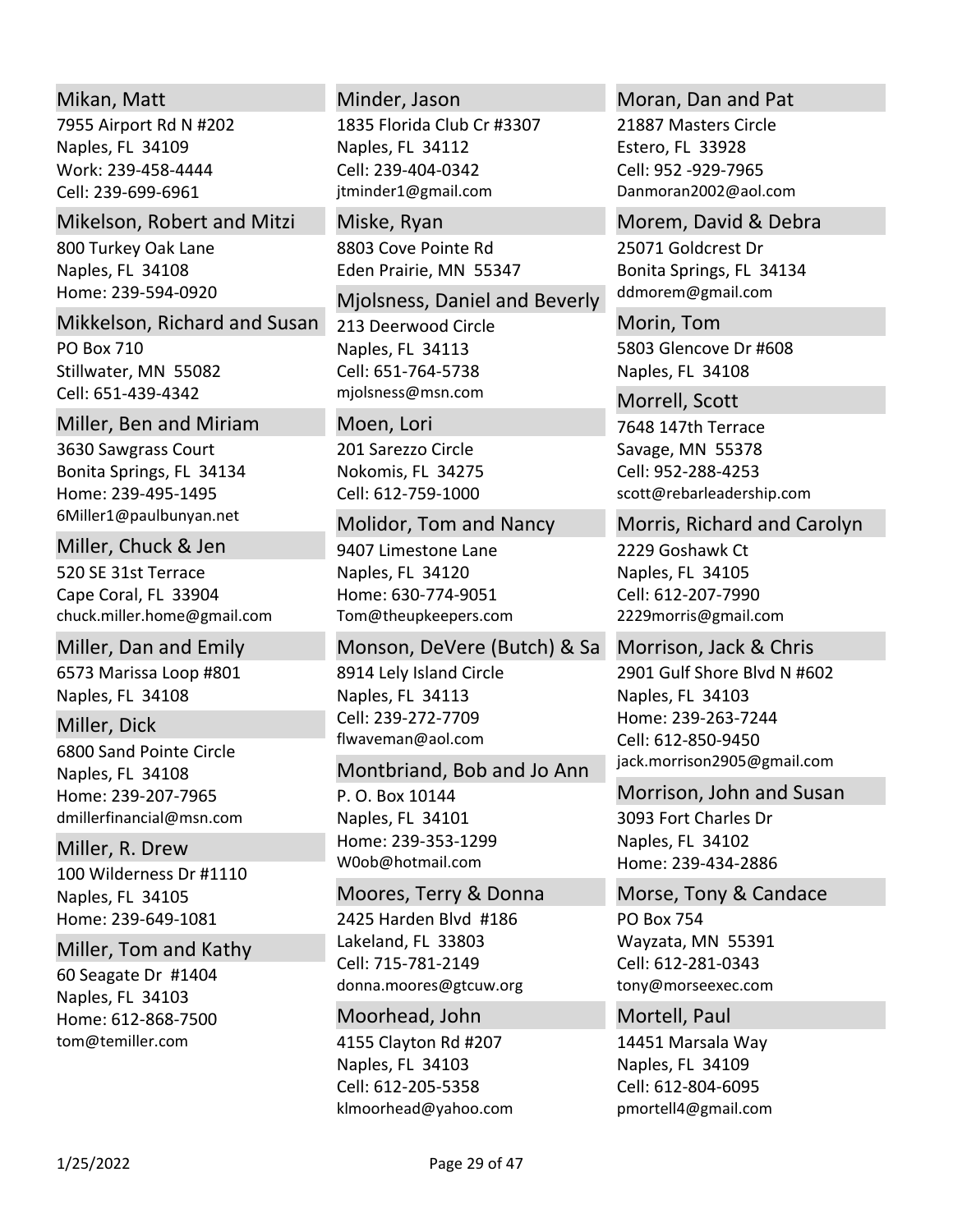### Mikan, Matt
7955 Airport Rd N #202
Naples, FL 34109
Work: 239-458-4444
Cell: 239-699-6961

### Mikelson, Robert and Mitzi
800 Turkey Oak Lane
Naples, FL 34108
Home: 239-594-0920

### Mikkelson, Richard and Susan
PO Box 710
Stillwater, MN 55082
Cell: 651-439-4342

### Miller, Ben and Miriam
3630 Sawgrass Court
Bonita Springs, FL 34134
Home: 239-495-1495
6Miller1@paulbunyan.net

### Miller, Chuck & Jen
520 SE 31st Terrace
Cape Coral, FL 33904
chuck.miller.home@gmail.com

### Miller, Dan and Emily
6573 Marissa Loop #801
Naples, FL 34108

### Miller, Dick
6800 Sand Pointe Circle
Naples, FL 34108
Home: 239-207-7965
dmillerfinancial@msn.com

### Miller, R. Drew
100 Wilderness Dr #1110
Naples, FL 34105
Home: 239-649-1081

### Miller, Tom and Kathy
60 Seagate Dr #1404
Naples, FL 34103
Home: 612-868-7500
tom@temiller.com

### Minder, Jason
1835 Florida Club Cr #3307
Naples, FL 34112
Cell: 239-404-0342
jtminder1@gmail.com

### Miske, Ryan
8803 Cove Pointe Rd
Eden Prairie, MN 55347

### Mjolsness, Daniel and Beverly
213 Deerwood Circle
Naples, FL 34113
Cell: 651-764-5738
mjolsness@msn.com

### Moen, Lori
201 Sarezzo Circle
Nokomis, FL 34275
Cell: 612-759-1000

### Molidor, Tom and Nancy
9407 Limestone Lane
Naples, FL 34120
Home: 630-774-9051
Tom@theupkeepers.com

### Monson, DeVere (Butch) & Sa
8914 Lely Island Circle
Naples, FL 34113
Cell: 239-272-7709
flwaveman@aol.com

### Montbriand, Bob and Jo Ann
P. O. Box 10144
Naples, FL 34101
Home: 239-353-1299
W0ob@hotmail.com

### Moores, Terry & Donna
2425 Harden Blvd #186
Lakeland, FL 33803
Cell: 715-781-2149
donna.moores@gtcuw.org

### Moorhead, John
4155 Clayton Rd #207
Naples, FL 34103
Cell: 612-205-5358
klmoorhead@yahoo.com

### Moran, Dan and Pat
21887 Masters Circle
Estero, FL 33928
Cell: 952 -929-7965
Danmoran2002@aol.com

### Morem, David & Debra
25071 Goldcrest Dr
Bonita Springs, FL 34134
ddmorem@gmail.com

### Morin, Tom
5803 Glencove Dr #608
Naples, FL 34108

### Morrell, Scott
7648 147th Terrace
Savage, MN 55378
Cell: 952-288-4253
scott@rebarleadership.com

### Morris, Richard and Carolyn
2229 Goshawk Ct
Naples, FL 34105
Cell: 612-207-7990
2229morris@gmail.com

### Morrison, Jack & Chris
2901 Gulf Shore Blvd N #602
Naples, FL 34103
Home: 239-263-7244
Cell: 612-850-9450
jack.morrison2905@gmail.com

### Morrison, John and Susan
3093 Fort Charles Dr
Naples, FL 34102
Home: 239-434-2886

### Morse, Tony & Candace
PO Box 754
Wayzata, MN 55391
Cell: 612-281-0343
tony@morseexec.com

### Mortell, Paul
14451 Marsala Way
Naples, FL 34109
Cell: 612-804-6095
pmortell4@gmail.com

1/25/2022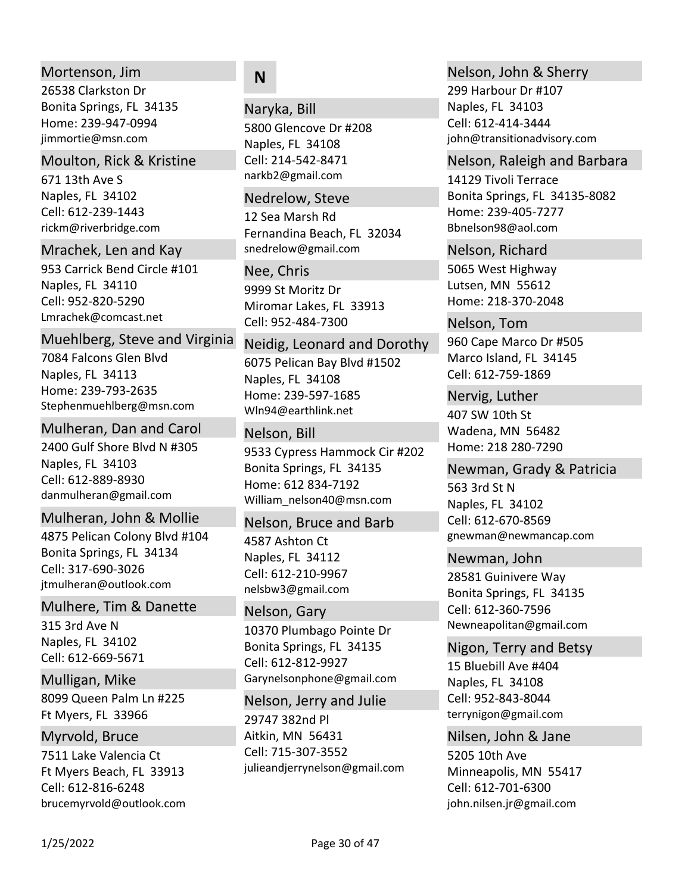### Mortenson, Jim

26538 Clarkston Dr
Bonita Springs, FL 34135
Home: 239-947-0994
jimmortie@msn.com

### Moulton, Rick & Kristine

671 13th Ave S
Naples, FL 34102
Cell: 612-239-1443
rickm@riverbridge.com

### Mrachek, Len and Kay

953 Carrick Bend Circle #101
Naples, FL 34110
Cell: 952-820-5290
Lmrachek@comcast.net

### Muehlberg, Steve and Virginia

7084 Falcons Glen Blvd
Naples, FL 34113
Home: 239-793-2635
Stephenmuehlberg@msn.com

### Mulheran, Dan and Carol

2400 Gulf Shore Blvd N #305
Naples, FL 34103
Cell: 612-889-8930
danmulheran@gmail.com

### Mulheran, John & Mollie

4875 Pelican Colony Blvd #104
Bonita Springs, FL 34134
Cell: 317-690-3026
jtmulheran@outlook.com

### Mulhere, Tim & Danette

315 3rd Ave N
Naples, FL 34102
Cell: 612-669-5671

### Mulligan, Mike

8099 Queen Palm Ln #225
Ft Myers, FL 33966

### Myrvold, Bruce

7511 Lake Valencia Ct
Ft Myers Beach, FL 33913
Cell: 612-816-6248
brucemyrvold@outlook.com

## N

### Naryka, Bill

5800 Glencove Dr #208
Naples, FL 34108
Cell: 214-542-8471
narkb2@gmail.com

### Nedrelow, Steve

12 Sea Marsh Rd
Fernandina Beach, FL 32034
snedrelow@gmail.com

### Nee, Chris

9999 St Moritz Dr
Miromar Lakes, FL 33913
Cell: 952-484-7300

### Neidig, Leonard and Dorothy

6075 Pelican Bay Blvd #1502
Naples, FL 34108
Home: 239-597-1685
Wln94@earthlink.net

### Nelson, Bill

9533 Cypress Hammock Cir #202
Bonita Springs, FL 34135
Home: 612 834-7192
William_nelson40@msn.com

### Nelson, Bruce and Barb

4587 Ashton Ct
Naples, FL 34112
Cell: 612-210-9967
nelsbw3@gmail.com

### Nelson, Gary

10370 Plumbago Pointe Dr
Bonita Springs, FL 34135
Cell: 612-812-9927
Garynelsonphone@gmail.com

### Nelson, Jerry and Julie

29747 382nd Pl
Aitkin, MN 56431
Cell: 715-307-3552
julieandjerrynelson@gmail.com

### Nelson, John & Sherry

299 Harbour Dr #107
Naples, FL 34103
Cell: 612-414-3444
john@transitionadvisory.com

### Nelson, Raleigh and Barbara

14129 Tivoli Terrace
Bonita Springs, FL 34135-8082
Home: 239-405-7277
Bbnelson98@aol.com

### Nelson, Richard

5065 West Highway
Lutsen, MN 55612
Home: 218-370-2048

### Nelson, Tom

960 Cape Marco Dr #505
Marco Island, FL 34145
Cell: 612-759-1869

### Nervig, Luther

407 SW 10th St
Wadena, MN 56482
Home: 218 280-7290

### Newman, Grady & Patricia

563 3rd St N
Naples, FL 34102
Cell: 612-670-8569
gnewman@newmancap.com

### Newman, John

28581 Guinivere Way
Bonita Springs, FL 34135
Cell: 612-360-7596
Newneapolitan@gmail.com

### Nigon, Terry and Betsy

15 Bluebill Ave #404
Naples, FL 34108
Cell: 952-843-8044
terrynigon@gmail.com

### Nilsen, John & Jane

5205 10th Ave
Minneapolis, MN 55417
Cell: 612-701-6300
john.nilsen.jr@gmail.com

1/25/2022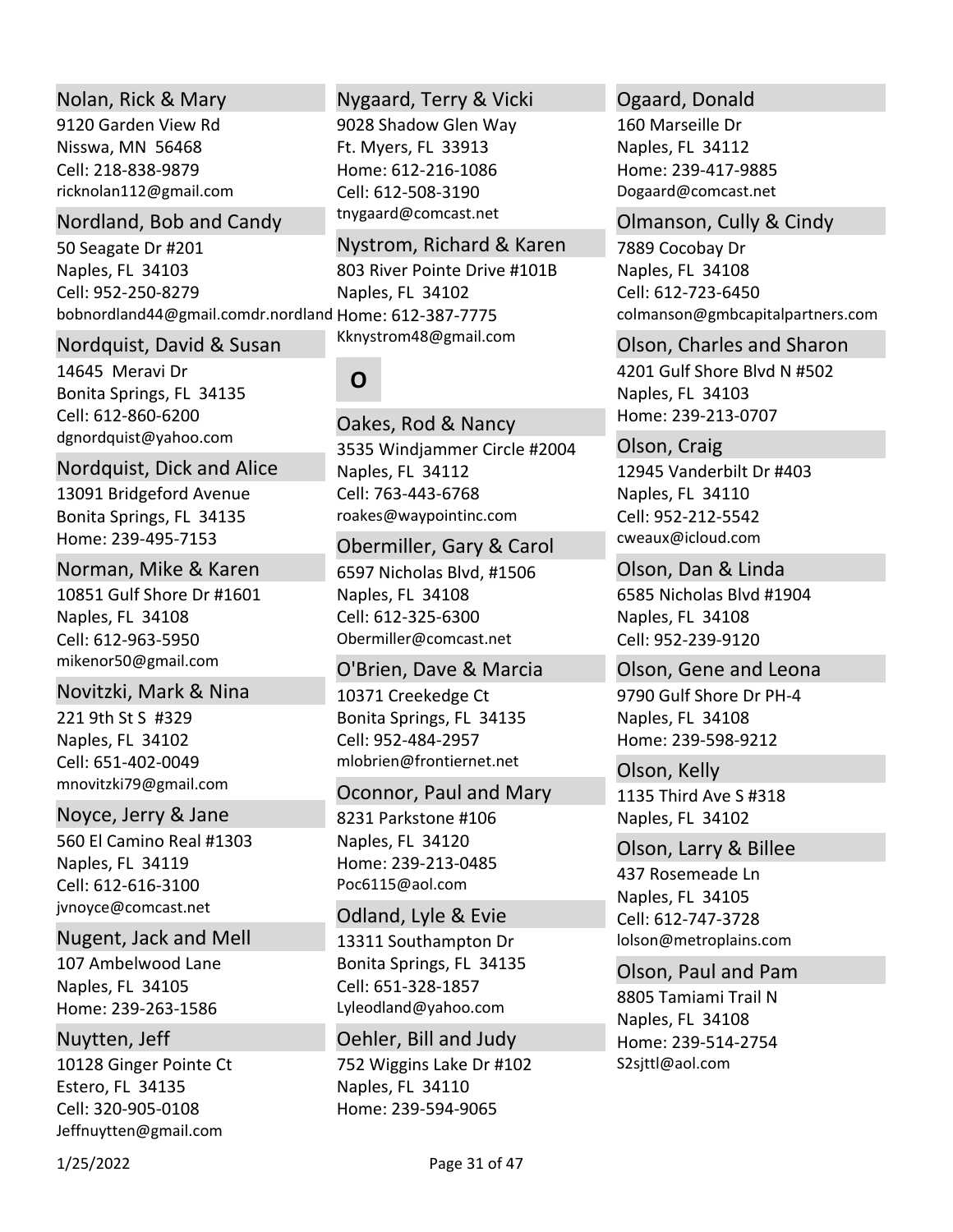### Nolan, Rick & Mary

9120 Garden View Rd
Nisswa, MN 56468
Cell: 218-838-9879
ricknolan112@gmail.com

### Nordland, Bob and Candy

50 Seagate Dr #201
Naples, FL 34103
Cell: 952-250-8279
bobnordland44@gmail.comdr.nordland

### Nordquist, David & Susan

14645 Meravi Dr
Bonita Springs, FL 34135
Cell: 612-860-6200
dgnordquist@yahoo.com

### Nordquist, Dick and Alice

13091 Bridgeford Avenue
Bonita Springs, FL 34135
Home: 239-495-7153

### Norman, Mike & Karen

10851 Gulf Shore Dr #1601
Naples, FL 34108
Cell: 612-963-5950
mikenor50@gmail.com

### Novitzki, Mark & Nina

221 9th St S #329
Naples, FL 34102
Cell: 651-402-0049
mnovitzki79@gmail.com

### Noyce, Jerry & Jane

560 El Camino Real #1303
Naples, FL 34119
Cell: 612-616-3100
jvnoyce@comcast.net

### Nugent, Jack and Mell

107 Ambelwood Lane
Naples, FL 34105
Home: 239-263-1586

### Nuytten, Jeff

10128 Ginger Pointe Ct
Estero, FL 34135
Cell: 320-905-0108
Jeffnuytten@gmail.com

### Nygaard, Terry & Vicki

9028 Shadow Glen Way
Ft. Myers, FL 33913
Home: 612-216-1086
Cell: 612-508-3190
tnygaard@comcast.net

### Nystrom, Richard & Karen

803 River Pointe Drive #101B
Naples, FL 34102
Home: 612-387-7775
Kknystrom48@gmail.com

## O

### Oakes, Rod & Nancy

3535 Windjammer Circle #2004
Naples, FL 34112
Cell: 763-443-6768
roakes@waypointinc.com

### Obermiller, Gary & Carol

6597 Nicholas Blvd, #1506
Naples, FL 34108
Cell: 612-325-6300
Obermiller@comcast.net

### O'Brien, Dave & Marcia

10371 Creekedge Ct
Bonita Springs, FL 34135
Cell: 952-484-2957
mlobrien@frontiernet.net

### Oconnor, Paul and Mary

8231 Parkstone #106
Naples, FL 34120
Home: 239-213-0485
Poc6115@aol.com

### Odland, Lyle & Evie

13311 Southampton Dr
Bonita Springs, FL 34135
Cell: 651-328-1857
Lyleodland@yahoo.com

### Oehler, Bill and Judy

752 Wiggins Lake Dr #102
Naples, FL 34110
Home: 239-594-9065

### Ogaard, Donald

160 Marseille Dr
Naples, FL 34112
Home: 239-417-9885
Dogaard@comcast.net

### Olmanson, Cully & Cindy

7889 Cocobay Dr
Naples, FL 34108
Cell: 612-723-6450
colmanson@gmbcapitalpartners.com

### Olson, Charles and Sharon

4201 Gulf Shore Blvd N #502
Naples, FL 34103
Home: 239-213-0707

### Olson, Craig

12945 Vanderbilt Dr #403
Naples, FL 34110
Cell: 952-212-5542
cweaux@icloud.com

### Olson, Dan & Linda

6585 Nicholas Blvd #1904
Naples, FL 34108
Cell: 952-239-9120

### Olson, Gene and Leona

9790 Gulf Shore Dr PH-4
Naples, FL 34108
Home: 239-598-9212

### Olson, Kelly

1135 Third Ave S #318
Naples, FL 34102

### Olson, Larry & Billee

437 Rosemeade Ln
Naples, FL 34105
Cell: 612-747-3728
lolson@metroplains.com

### Olson, Paul and Pam

8805 Tamiami Trail N
Naples, FL 34108
Home: 239-514-2754
S2sjttl@aol.com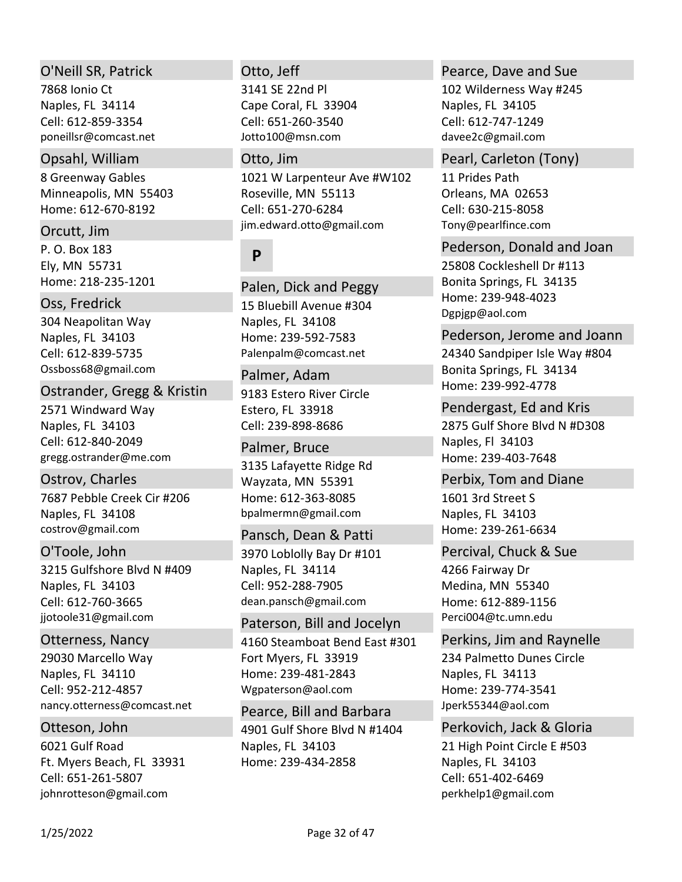### O'Neill SR, Patrick
7868 Ionio Ct
Naples, FL 34114
Cell: 612-859-3354
poneillsr@comcast.net

### Opsahl, William
8 Greenway Gables
Minneapolis, MN 55403
Home: 612-670-8192

### Orcutt, Jim
P. O. Box 183
Ely, MN 55731
Home: 218-235-1201

### Oss, Fredrick
304 Neapolitan Way
Naples, FL 34103
Cell: 612-839-5735
Ossboss68@gmail.com

### Ostrander, Gregg & Kristin
2571 Windward Way
Naples, FL 34103
Cell: 612-840-2049
gregg.ostrander@me.com

### Ostrov, Charles
7687 Pebble Creek Cir #206
Naples, FL 34108
costrov@gmail.com

### O'Toole, John
3215 Gulfshore Blvd N #409
Naples, FL 34103
Cell: 612-760-3665
jjotoole31@gmail.com

### Otterness, Nancy
29030 Marcello Way
Naples, FL 34110
Cell: 952-212-4857
nancy.otterness@comcast.net

### Otteson, John
6021 Gulf Road
Ft. Myers Beach, FL 33931
Cell: 651-261-5807
johnrotteson@gmail.com

### Otto, Jeff
3141 SE 22nd Pl
Cape Coral, FL 33904
Cell: 651-260-3540
Jotto100@msn.com

### Otto, Jim
1021 W Larpenteur Ave #W102
Roseville, MN 55113
Cell: 651-270-6284
jim.edward.otto@gmail.com

## P

### Palen, Dick and Peggy
15 Bluebill Avenue #304
Naples, FL 34108
Home: 239-592-7583
Palenpalm@comcast.net

### Palmer, Adam
9183 Estero River Circle
Estero, FL 33918
Cell: 239-898-8686

### Palmer, Bruce
3135 Lafayette Ridge Rd
Wayzata, MN 55391
Home: 612-363-8085
bpalmermn@gmail.com

### Pansch, Dean & Patti
3970 Loblolly Bay Dr #101
Naples, FL 34114
Cell: 952-288-7905
dean.pansch@gmail.com

### Paterson, Bill and Jocelyn
4160 Steamboat Bend East #301
Fort Myers, FL 33919
Home: 239-481-2843
Wgpaterson@aol.com

### Pearce, Bill and Barbara
4901 Gulf Shore Blvd N #1404
Naples, FL 34103
Home: 239-434-2858

### Pearce, Dave and Sue
102 Wilderness Way #245
Naples, FL 34105
Cell: 612-747-1249
davee2c@gmail.com

### Pearl, Carleton (Tony)
11 Prides Path
Orleans, MA 02653
Cell: 630-215-8058
Tony@pearlfince.com

### Pederson, Donald and Joan
25808 Cockleshell Dr #113
Bonita Springs, FL 34135
Home: 239-948-4023
Dgpjgp@aol.com

### Pederson, Jerome and Joann
24340 Sandpiper Isle Way #804
Bonita Springs, FL 34134
Home: 239-992-4778

### Pendergast, Ed and Kris
2875 Gulf Shore Blvd N #D308
Naples, Fl 34103
Home: 239-403-7648

### Perbix, Tom and Diane
1601 3rd Street S
Naples, FL 34103
Home: 239-261-6634

### Percival, Chuck & Sue
4266 Fairway Dr
Medina, MN 55340
Home: 612-889-1156
Perci004@tc.umn.edu

### Perkins, Jim and Raynelle
234 Palmetto Dunes Circle
Naples, FL 34113
Home: 239-774-3541
Jperk55344@aol.com

### Perkovich, Jack & Gloria
21 High Point Circle E #503
Naples, FL 34103
Cell: 651-402-6469
perkhelp1@gmail.com

1/25/2022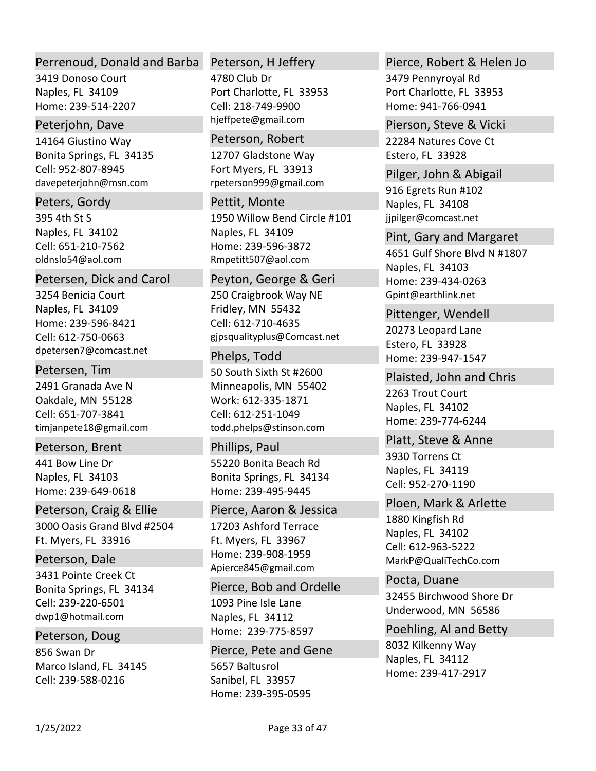### Perrenoud, Donald and Barba
3419 Donoso Court
Naples, FL 34109
Home: 239-514-2207

### Peterjohn, Dave
14164 Giustino Way
Bonita Springs, FL 34135
Cell: 952-807-8945
davepeterjohn@msn.com

### Peters, Gordy
395 4th St S
Naples, FL 34102
Cell: 651-210-7562
oldnslo54@aol.com

### Petersen, Dick and Carol
3254 Benicia Court
Naples, FL 34109
Home: 239-596-8421
Cell: 612-750-0663
dpetersen7@comcast.net

### Petersen, Tim
2491 Granada Ave N
Oakdale, MN 55128
Cell: 651-707-3841
timjanpete18@gmail.com

### Peterson, Brent
441 Bow Line Dr
Naples, FL 34103
Home: 239-649-0618

### Peterson, Craig & Ellie
3000 Oasis Grand Blvd #2504
Ft. Myers, FL 33916

### Peterson, Dale
3431 Pointe Creek Ct
Bonita Springs, FL 34134
Cell: 239-220-6501
dwp1@hotmail.com

### Peterson, Doug
856 Swan Dr
Marco Island, FL 34145
Cell: 239-588-0216

### Peterson, H Jeffery
4780 Club Dr
Port Charlotte, FL 33953
Cell: 218-749-9900
hjeffpete@gmail.com

### Peterson, Robert
12707 Gladstone Way
Fort Myers, FL 33913
rpeterson999@gmail.com

### Pettit, Monte
1950 Willow Bend Circle #101
Naples, FL 34109
Home: 239-596-3872
Rmpetitt507@aol.com

### Peyton, George & Geri
250 Craigbrook Way NE
Fridley, MN 55432
Cell: 612-710-4635
gjpsqualityplus@Comcast.net

### Phelps, Todd
50 South Sixth St #2600
Minneapolis, MN 55402
Work: 612-335-1871
Cell: 612-251-1049
todd.phelps@stinson.com

### Phillips, Paul
55220 Bonita Beach Rd
Bonita Springs, FL 34134
Home: 239-495-9445

### Pierce, Aaron & Jessica
17203 Ashford Terrace
Ft. Myers, FL 33967
Home: 239-908-1959
Apierce845@gmail.com

### Pierce, Bob and Ordelle
1093 Pine Isle Lane
Naples, FL 34112
Home: 239-775-8597

### Pierce, Pete and Gene
5657 Baltusrol
Sanibel, FL 33957
Home: 239-395-0595

### Pierce, Robert & Helen Jo
3479 Pennyroyal Rd
Port Charlotte, FL 33953
Home: 941-766-0941

### Pierson, Steve & Vicki
22284 Natures Cove Ct
Estero, FL 33928

### Pilger, John & Abigail
916 Egrets Run #102
Naples, FL 34108
jjpilger@comcast.net

### Pint, Gary and Margaret
4651 Gulf Shore Blvd N #1807
Naples, FL 34103
Home: 239-434-0263
Gpint@earthlink.net

### Pittenger, Wendell
20273 Leopard Lane
Estero, FL 33928
Home: 239-947-1547

### Plaisted, John and Chris
2263 Trout Court
Naples, FL 34102
Home: 239-774-6244

### Platt, Steve & Anne
3930 Torrens Ct
Naples, FL 34119
Cell: 952-270-1190

### Ploen, Mark & Arlette
1880 Kingfish Rd
Naples, FL 34102
Cell: 612-963-5222
MarkP@QualiTechCo.com

### Pocta, Duane
32455 Birchwood Shore Dr
Underwood, MN 56586

### Poehling, Al and Betty
8032 Kilkenny Way
Naples, FL 34112
Home: 239-417-2917

1/25/2022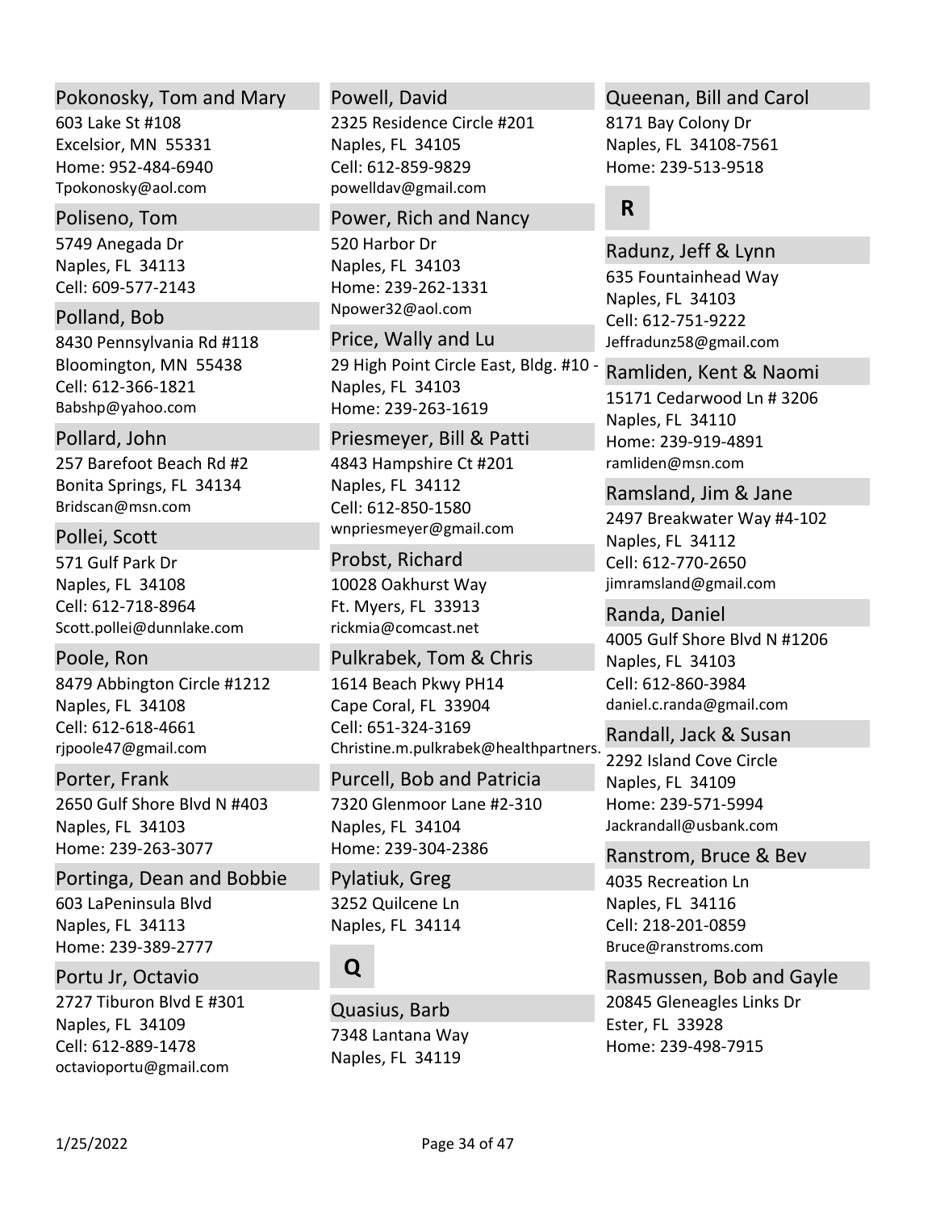### Pokonosky, Tom and Mary

603 Lake St #108
Excelsior, MN 55331
Home: 952-484-6940
Tpokonosky@aol.com

### Poliseno, Tom

5749 Anegada Dr
Naples, FL 34113
Cell: 609-577-2143

### Polland, Bob

8430 Pennsylvania Rd #118
Bloomington, MN 55438
Cell: 612-366-1821
Babshp@yahoo.com

### Pollard, John

257 Barefoot Beach Rd #2
Bonita Springs, FL 34134
Bridscan@msn.com

### Pollei, Scott

571 Gulf Park Dr
Naples, FL 34108
Cell: 612-718-8964
Scott.pollei@dunnlake.com

### Poole, Ron

8479 Abbington Circle #1212
Naples, FL 34108
Cell: 612-618-4661
rjpoole47@gmail.com

### Porter, Frank

2650 Gulf Shore Blvd N #403
Naples, FL 34103
Home: 239-263-3077

### Portinga, Dean and Bobbie

603 LaPeninsula Blvd
Naples, FL 34113
Home: 239-389-2777

### Portu Jr, Octavio

2727 Tiburon Blvd E #301
Naples, FL 34109
Cell: 612-889-1478
octavioportu@gmail.com

### Powell, David

2325 Residence Circle #201
Naples, FL 34105
Cell: 612-859-9829
powelldav@gmail.com

### Power, Rich and Nancy

520 Harbor Dr
Naples, FL 34103
Home: 239-262-1331
Npower32@aol.com

### Price, Wally and Lu

29 High Point Circle East, Bldg. #10 -
Naples, FL 34103
Home: 239-263-1619

### Priesmeyer, Bill & Patti

4843 Hampshire Ct #201
Naples, FL 34112
Cell: 612-850-1580
wnpriesmeyer@gmail.com

### Probst, Richard

10028 Oakhurst Way
Ft. Myers, FL 33913
rickmia@comcast.net

### Pulkrabek, Tom & Chris

1614 Beach Pkwy PH14
Cape Coral, FL 33904
Cell: 651-324-3169
Christine.m.pulkrabek@healthpartners.

### Purcell, Bob and Patricia

7320 Glenmoor Lane #2-310
Naples, FL 34104
Home: 239-304-2386

### Pylatiuk, Greg

3252 Quilcene Ln
Naples, FL 34114

## Q

### Quasius, Barb

7348 Lantana Way
Naples, FL 34119

### Queenan, Bill and Carol

8171 Bay Colony Dr
Naples, FL 34108-7561
Home: 239-513-9518

## R

### Radunz, Jeff & Lynn

635 Fountainhead Way
Naples, FL 34103
Cell: 612-751-9222
Jeffradunz58@gmail.com

### Ramliden, Kent & Naomi

15171 Cedarwood Ln # 3206
Naples, FL 34110
Home: 239-919-4891
ramliden@msn.com

### Ramsland, Jim & Jane

2497 Breakwater Way #4-102
Naples, FL 34112
Cell: 612-770-2650
jimramsland@gmail.com

### Randa, Daniel

4005 Gulf Shore Blvd N #1206
Naples, FL 34103
Cell: 612-860-3984
daniel.c.randa@gmail.com

### Randall, Jack & Susan

2292 Island Cove Circle
Naples, FL 34109
Home: 239-571-5994
Jackrandall@usbank.com

### Ranstrom, Bruce & Bev

4035 Recreation Ln
Naples, FL 34116
Cell: 218-201-0859
Bruce@ranstroms.com

### Rasmussen, Bob and Gayle

20845 Gleneagles Links Dr
Ester, FL 33928
Home: 239-498-7915

1/25/2022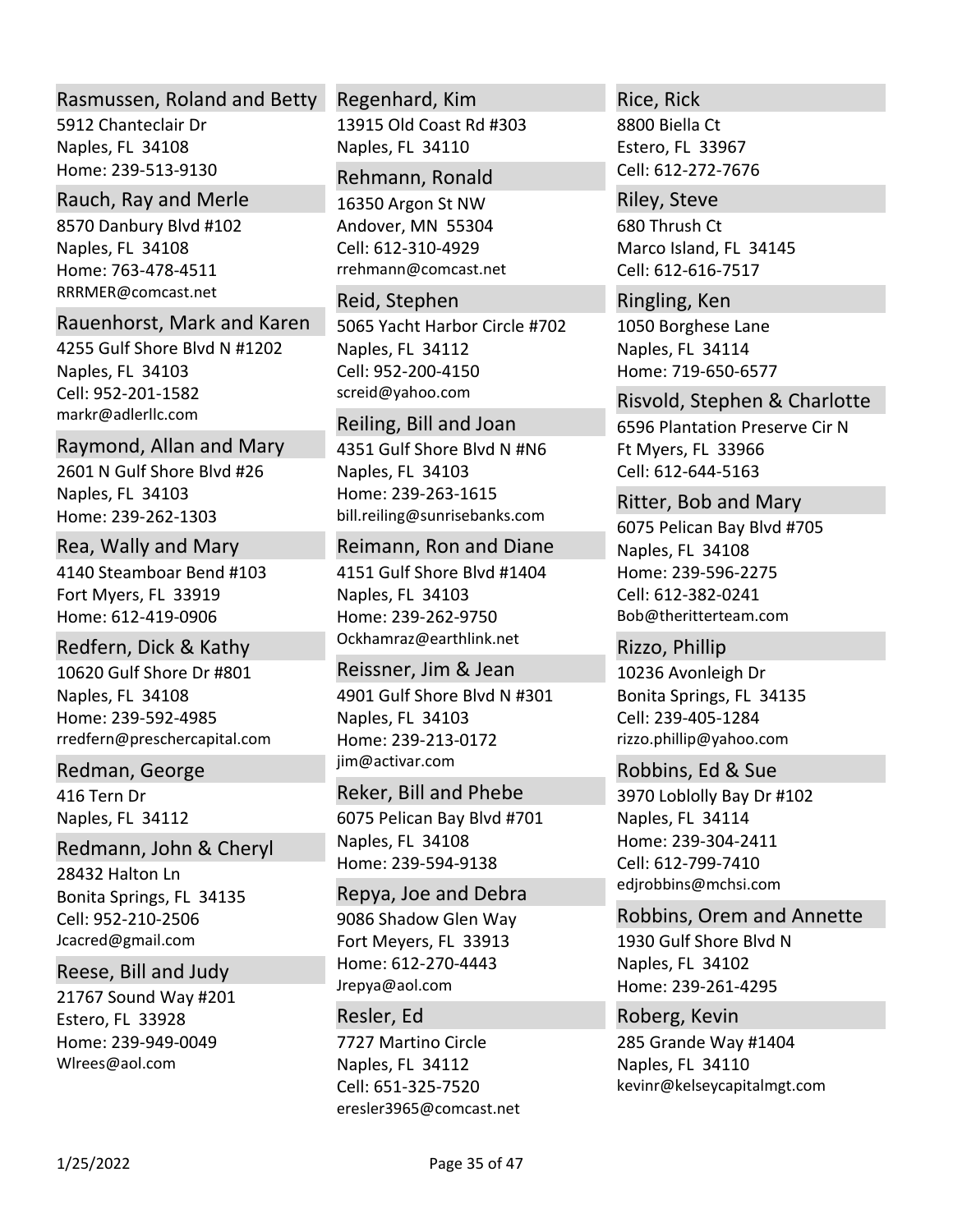### Rasmussen, Roland and Betty
5912 Chanteclair Dr
Naples, FL 34108
Home: 239-513-9130

### Rauch, Ray and Merle
8570 Danbury Blvd #102
Naples, FL 34108
Home: 763-478-4511
RRRMER@comcast.net

### Rauenhorst, Mark and Karen
4255 Gulf Shore Blvd N #1202
Naples, FL 34103
Cell: 952-201-1582
markr@adlerllc.com

### Raymond, Allan and Mary
2601 N Gulf Shore Blvd #26
Naples, FL 34103
Home: 239-262-1303

### Rea, Wally and Mary
4140 Steamboar Bend #103
Fort Myers, FL 33919
Home: 612-419-0906

### Redfern, Dick & Kathy
10620 Gulf Shore Dr #801
Naples, FL 34108
Home: 239-592-4985
rredfern@preschercapital.com

### Redman, George
416 Tern Dr
Naples, FL 34112

### Redmann, John & Cheryl
28432 Halton Ln
Bonita Springs, FL 34135
Cell: 952-210-2506
Jcacred@gmail.com

### Reese, Bill and Judy
21767 Sound Way #201
Estero, FL 33928
Home: 239-949-0049
Wlrees@aol.com

### Regenhard, Kim
13915 Old Coast Rd #303
Naples, FL 34110

### Rehmann, Ronald
16350 Argon St NW
Andover, MN 55304
Cell: 612-310-4929
rrehmann@comcast.net

### Reid, Stephen
5065 Yacht Harbor Circle #702
Naples, FL 34112
Cell: 952-200-4150
screid@yahoo.com

### Reiling, Bill and Joan
4351 Gulf Shore Blvd N #N6
Naples, FL 34103
Home: 239-263-1615
bill.reiling@sunrisebanks.com

### Reimann, Ron and Diane
4151 Gulf Shore Blvd #1404
Naples, FL 34103
Home: 239-262-9750
Ockhamraz@earthlink.net

### Reissner, Jim & Jean
4901 Gulf Shore Blvd N #301
Naples, FL 34103
Home: 239-213-0172
jim@activar.com

### Reker, Bill and Phebe
6075 Pelican Bay Blvd #701
Naples, FL 34108
Home: 239-594-9138

### Repya, Joe and Debra
9086 Shadow Glen Way
Fort Meyers, FL 33913
Home: 612-270-4443
Jrepya@aol.com

### Resler, Ed
7727 Martino Circle
Naples, FL 34112
Cell: 651-325-7520
eresler3965@comcast.net

### Rice, Rick
8800 Biella Ct
Estero, FL 33967
Cell: 612-272-7676

### Riley, Steve
680 Thrush Ct
Marco Island, FL 34145
Cell: 612-616-7517

### Ringling, Ken
1050 Borghese Lane
Naples, FL 34114
Home: 719-650-6577

### Risvold, Stephen & Charlotte
6596 Plantation Preserve Cir N
Ft Myers, FL 33966
Cell: 612-644-5163

### Ritter, Bob and Mary
6075 Pelican Bay Blvd #705
Naples, FL 34108
Home: 239-596-2275
Cell: 612-382-0241
Bob@theritterteam.com

### Rizzo, Phillip
10236 Avonleigh Dr
Bonita Springs, FL 34135
Cell: 239-405-1284
rizzo.phillip@yahoo.com

### Robbins, Ed & Sue
3970 Loblolly Bay Dr #102
Naples, FL 34114
Home: 239-304-2411
Cell: 612-799-7410
edjrobbins@mchsi.com

### Robbins, Orem and Annette
1930 Gulf Shore Blvd N
Naples, FL 34102
Home: 239-261-4295

### Roberg, Kevin
285 Grande Way #1404
Naples, FL 34110
kevinr@kelseycapitalmgt.com

1/25/2022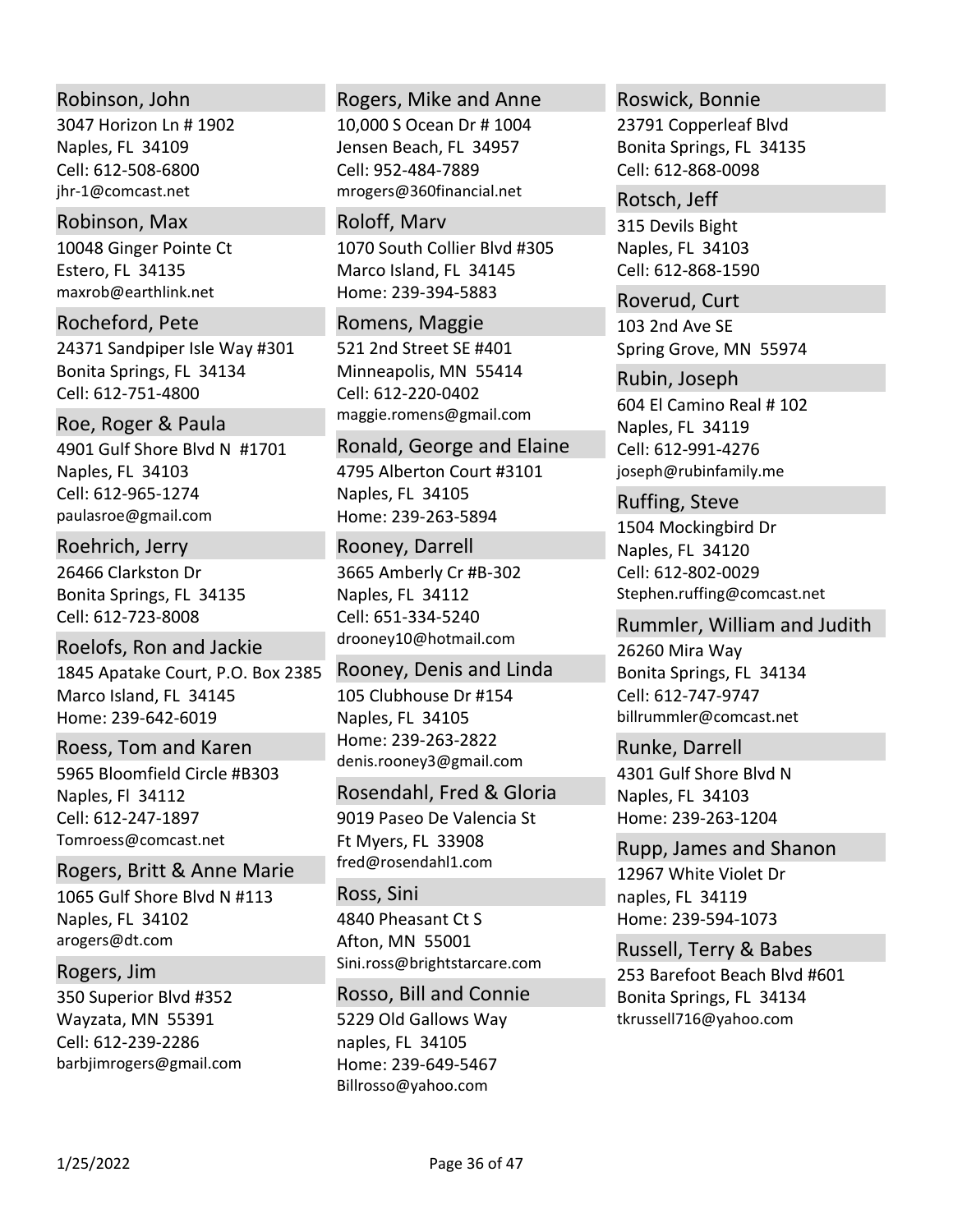### Robinson, John
3047 Horizon Ln # 1902
Naples, FL 34109
Cell: 612-508-6800
jhr-1@comcast.net

### Robinson, Max
10048 Ginger Pointe Ct
Estero, FL 34135
maxrob@earthlink.net

### Rocheford, Pete
24371 Sandpiper Isle Way #301
Bonita Springs, FL 34134
Cell: 612-751-4800

### Roe, Roger & Paula
4901 Gulf Shore Blvd N #1701
Naples, FL 34103
Cell: 612-965-1274
paulasroe@gmail.com

### Roehrich, Jerry
26466 Clarkston Dr
Bonita Springs, FL 34135
Cell: 612-723-8008

### Roelofs, Ron and Jackie
1845 Apatake Court, P.O. Box 2385
Marco Island, FL 34145
Home: 239-642-6019

### Roess, Tom and Karen
5965 Bloomfield Circle #B303
Naples, Fl 34112
Cell: 612-247-1897
Tomroess@comcast.net

### Rogers, Britt & Anne Marie
1065 Gulf Shore Blvd N #113
Naples, FL 34102
arogers@dt.com

### Rogers, Jim
350 Superior Blvd #352
Wayzata, MN 55391
Cell: 612-239-2286
barbjimrogers@gmail.com

### Rogers, Mike and Anne
10,000 S Ocean Dr # 1004
Jensen Beach, FL 34957
Cell: 952-484-7889
mrogers@360financial.net

### Roloff, Marv
1070 South Collier Blvd #305
Marco Island, FL 34145
Home: 239-394-5883

### Romens, Maggie
521 2nd Street SE #401
Minneapolis, MN 55414
Cell: 612-220-0402
maggie.romens@gmail.com

### Ronald, George and Elaine
4795 Alberton Court #3101
Naples, FL 34105
Home: 239-263-5894

### Rooney, Darrell
3665 Amberly Cr #B-302
Naples, FL 34112
Cell: 651-334-5240
drooney10@hotmail.com

### Rooney, Denis and Linda
105 Clubhouse Dr #154
Naples, FL 34105
Home: 239-263-2822
denis.rooney3@gmail.com

### Rosendahl, Fred & Gloria
9019 Paseo De Valencia St
Ft Myers, FL 33908
fred@rosendahl1.com

### Ross, Sini
4840 Pheasant Ct S
Afton, MN 55001
Sini.ross@brightstarcare.com

### Rosso, Bill and Connie
5229 Old Gallows Way
naples, FL 34105
Home: 239-649-5467
Billrosso@yahoo.com

### Roswick, Bonnie
23791 Copperleaf Blvd
Bonita Springs, FL 34135
Cell: 612-868-0098

### Rotsch, Jeff
315 Devils Bight
Naples, FL 34103
Cell: 612-868-1590

### Roverud, Curt
103 2nd Ave SE
Spring Grove, MN 55974

### Rubin, Joseph
604 El Camino Real # 102
Naples, FL 34119
Cell: 612-991-4276
joseph@rubinfamily.me

### Ruffing, Steve
1504 Mockingbird Dr
Naples, FL 34120
Cell: 612-802-0029
Stephen.ruffing@comcast.net

### Rummler, William and Judith
26260 Mira Way
Bonita Springs, FL 34134
Cell: 612-747-9747
billrummler@comcast.net

### Runke, Darrell
4301 Gulf Shore Blvd N
Naples, FL 34103
Home: 239-263-1204

### Rupp, James and Shanon
12967 White Violet Dr
naples, FL 34119
Home: 239-594-1073

### Russell, Terry & Babes
253 Barefoot Beach Blvd #601
Bonita Springs, FL 34134
tkrussell716@yahoo.com

1/25/2022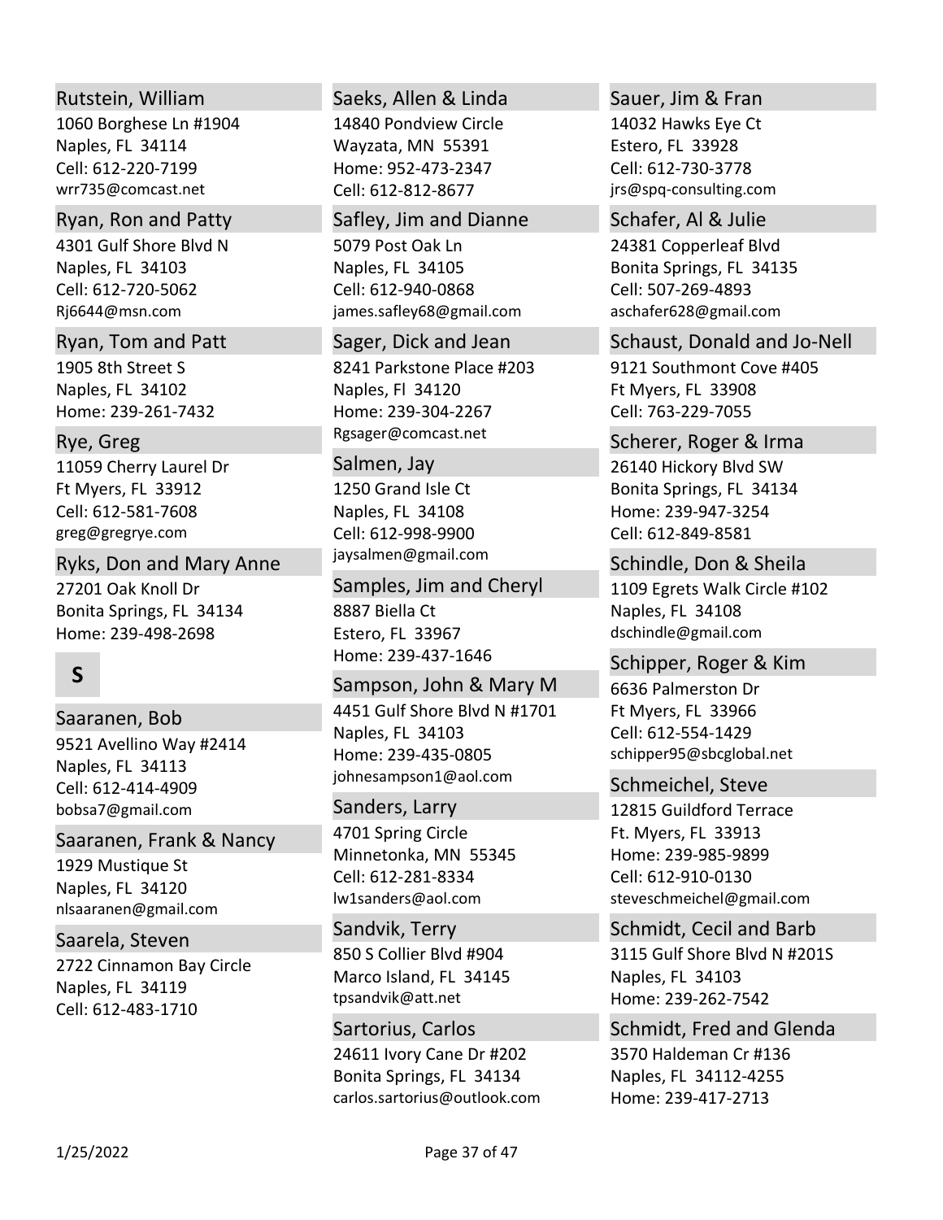### Rutstein, William
1060 Borghese Ln #1904
Naples, FL 34114
Cell: 612-220-7199
wrr735@comcast.net

### Ryan, Ron and Patty
4301 Gulf Shore Blvd N
Naples, FL 34103
Cell: 612-720-5062
Rj6644@msn.com

### Ryan, Tom and Patt
1905 8th Street S
Naples, FL 34102
Home: 239-261-7432

### Rye, Greg
11059 Cherry Laurel Dr
Ft Myers, FL 33912
Cell: 612-581-7608
greg@gregrye.com

### Ryks, Don and Mary Anne
27201 Oak Knoll Dr
Bonita Springs, FL 34134
Home: 239-498-2698

## S

### Saaranen, Bob
9521 Avellino Way #2414
Naples, FL 34113
Cell: 612-414-4909
bobsa7@gmail.com

### Saaranen, Frank & Nancy
1929 Mustique St
Naples, FL 34120
nlsaaranen@gmail.com

### Saarela, Steven
2722 Cinnamon Bay Circle
Naples, FL 34119
Cell: 612-483-1710

### Saeks, Allen & Linda
14840 Pondview Circle
Wayzata, MN 55391
Home: 952-473-2347
Cell: 612-812-8677

### Safley, Jim and Dianne
5079 Post Oak Ln
Naples, FL 34105
Cell: 612-940-0868
james.safley68@gmail.com

### Sager, Dick and Jean
8241 Parkstone Place #203
Naples, Fl 34120
Home: 239-304-2267
Rgsager@comcast.net

### Salmen, Jay
1250 Grand Isle Ct
Naples, FL 34108
Cell: 612-998-9900
jaysalmen@gmail.com

### Samples, Jim and Cheryl
8887 Biella Ct
Estero, FL 33967
Home: 239-437-1646

### Sampson, John & Mary M
4451 Gulf Shore Blvd N #1701
Naples, FL 34103
Home: 239-435-0805
johnesampson1@aol.com

### Sanders, Larry
4701 Spring Circle
Minnetonka, MN 55345
Cell: 612-281-8334
lw1sanders@aol.com

### Sandvik, Terry
850 S Collier Blvd #904
Marco Island, FL 34145
tpsandvik@att.net

### Sartorius, Carlos
24611 Ivory Cane Dr #202
Bonita Springs, FL 34134
carlos.sartorius@outlook.com

### Sauer, Jim & Fran
14032 Hawks Eye Ct
Estero, FL 33928
Cell: 612-730-3778
jrs@spq-consulting.com

### Schafer, Al & Julie
24381 Copperleaf Blvd
Bonita Springs, FL 34135
Cell: 507-269-4893
aschafer628@gmail.com

### Schaust, Donald and Jo-Nell
9121 Southmont Cove #405
Ft Myers, FL 33908
Cell: 763-229-7055

### Scherer, Roger & Irma
26140 Hickory Blvd SW
Bonita Springs, FL 34134
Home: 239-947-3254
Cell: 612-849-8581

### Schindle, Don & Sheila
1109 Egrets Walk Circle #102
Naples, FL 34108
dschindle@gmail.com

### Schipper, Roger & Kim
6636 Palmerston Dr
Ft Myers, FL 33966
Cell: 612-554-1429
schipper95@sbcglobal.net

### Schmeichel, Steve
12815 Guildford Terrace
Ft. Myers, FL 33913
Home: 239-985-9899
Cell: 612-910-0130
steveschmeichel@gmail.com

### Schmidt, Cecil and Barb
3115 Gulf Shore Blvd N #201S
Naples, FL 34103
Home: 239-262-7542

### Schmidt, Fred and Glenda
3570 Haldeman Cr #136
Naples, FL 34112-4255
Home: 239-417-2713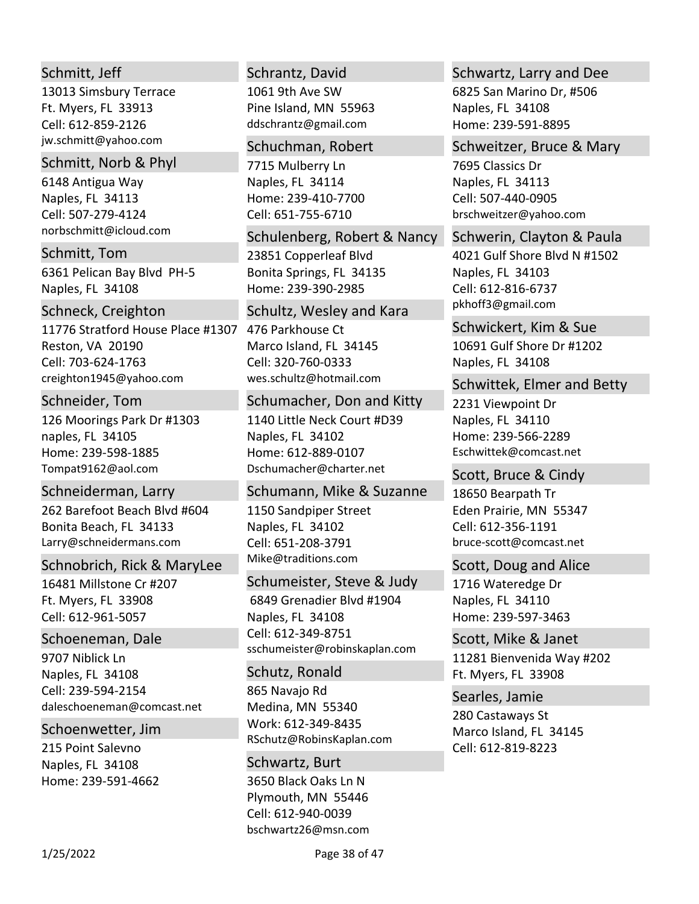### Schmitt, Jeff
13013 Simsbury Terrace
Ft. Myers, FL 33913
Cell: 612-859-2126
jw.schmitt@yahoo.com

### Schmitt, Norb & Phyl
6148 Antigua Way
Naples, FL 34113
Cell: 507-279-4124
norbschmitt@icloud.com

### Schmitt, Tom
6361 Pelican Bay Blvd PH-5
Naples, FL 34108

### Schneck, Creighton
11776 Stratford House Place #1307
Reston, VA 20190
Cell: 703-624-1763
creighton1945@yahoo.com

### Schneider, Tom
126 Moorings Park Dr #1303
naples, FL 34105
Home: 239-598-1885
Tompat9162@aol.com

### Schneiderman, Larry
262 Barefoot Beach Blvd #604
Bonita Beach, FL 34133
Larry@schneidermans.com

### Schnobrich, Rick & MaryLee
16481 Millstone Cr #207
Ft. Myers, FL 33908
Cell: 612-961-5057

### Schoeneman, Dale
9707 Niblick Ln
Naples, FL 34108
Cell: 239-594-2154
daleschoeneman@comcast.net

### Schoenwetter, Jim
215 Point Salevno
Naples, FL 34108
Home: 239-591-4662

### Schrantz, David
1061 9th Ave SW
Pine Island, MN 55963
ddschrantz@gmail.com

### Schuchman, Robert
7715 Mulberry Ln
Naples, FL 34114
Home: 239-410-7700
Cell: 651-755-6710

### Schulenberg, Robert & Nancy
23851 Copperleaf Blvd
Bonita Springs, FL 34135
Home: 239-390-2985

### Schultz, Wesley and Kara
476 Parkhouse Ct
Marco Island, FL 34145
Cell: 320-760-0333
wes.schultz@hotmail.com

### Schumacher, Don and Kitty
1140 Little Neck Court #D39
Naples, FL 34102
Home: 612-889-0107
Dschumacher@charter.net

### Schumann, Mike & Suzanne
1150 Sandpiper Street
Naples, FL 34102
Cell: 651-208-3791
Mike@traditions.com

### Schumeister, Steve & Judy
6849 Grenadier Blvd #1904
Naples, FL 34108
Cell: 612-349-8751
sschumeister@robinskaplan.com

### Schutz, Ronald
865 Navajo Rd
Medina, MN 55340
Work: 612-349-8435
RSchutz@RobinsKaplan.com

### Schwartz, Burt
3650 Black Oaks Ln N
Plymouth, MN 55446
Cell: 612-940-0039
bschwartz26@msn.com

### Schwartz, Larry and Dee
6825 San Marino Dr, #506
Naples, FL 34108
Home: 239-591-8895

### Schweitzer, Bruce & Mary
7695 Classics Dr
Naples, FL 34113
Cell: 507-440-0905
brschweitzer@yahoo.com

### Schwerin, Clayton & Paula
4021 Gulf Shore Blvd N #1502
Naples, FL 34103
Cell: 612-816-6737
pkhoff3@gmail.com

### Schwickert, Kim & Sue
10691 Gulf Shore Dr #1202
Naples, FL 34108

### Schwittek, Elmer and Betty
2231 Viewpoint Dr
Naples, FL 34110
Home: 239-566-2289
Eschwittek@comcast.net

### Scott, Bruce & Cindy
18650 Bearpath Tr
Eden Prairie, MN 55347
Cell: 612-356-1191
bruce-scott@comcast.net

### Scott, Doug and Alice
1716 Wateredge Dr
Naples, FL 34110
Home: 239-597-3463

### Scott, Mike & Janet
11281 Bienvenida Way #202
Ft. Myers, FL 33908

### Searles, Jamie
280 Castaways St
Marco Island, FL 34145
Cell: 612-819-8223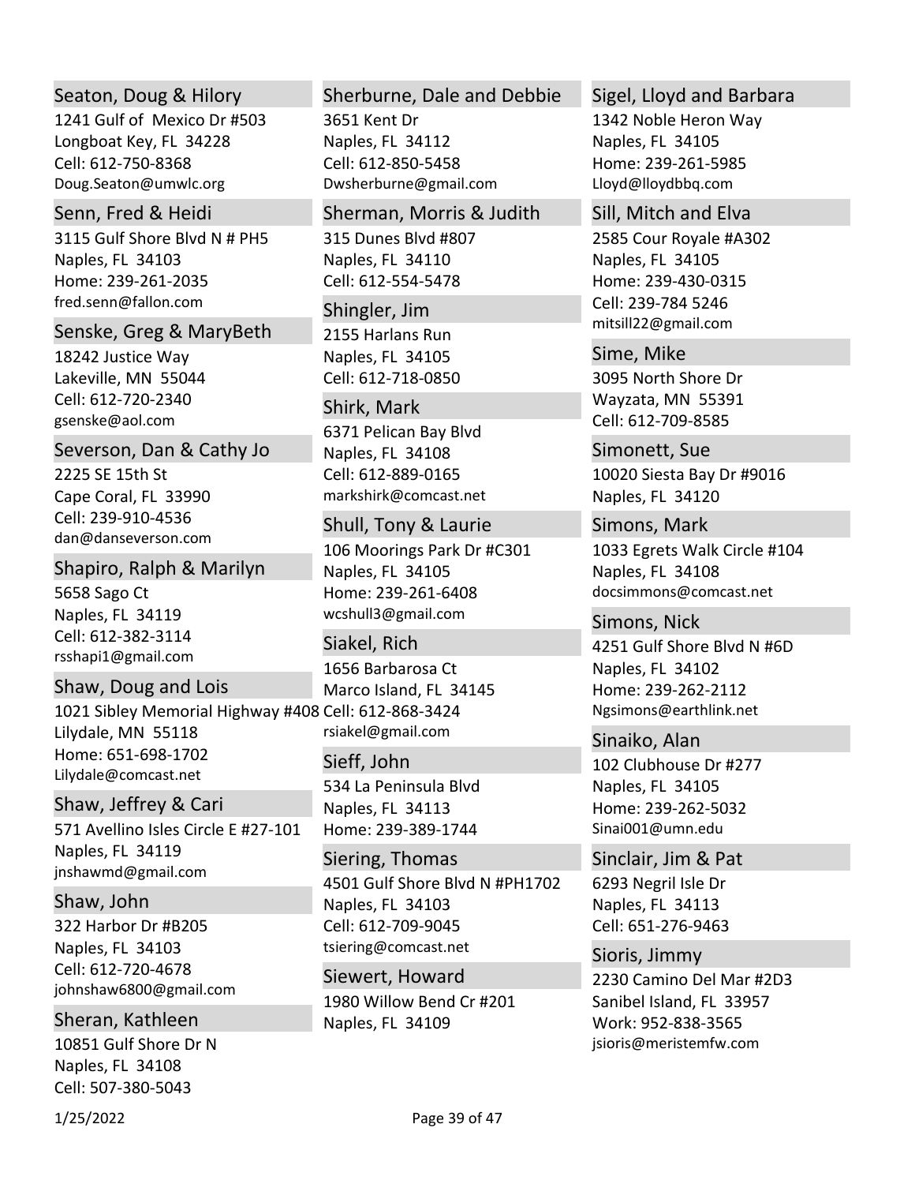### Seaton, Doug & Hilory
1241 Gulf of Mexico Dr #503
Longboat Key, FL 34228
Cell: 612-750-8368
Doug.Seaton@umwlc.org

### Senn, Fred & Heidi
3115 Gulf Shore Blvd N # PH5
Naples, FL 34103
Home: 239-261-2035
fred.senn@fallon.com

### Senske, Greg & MaryBeth
18242 Justice Way
Lakeville, MN 55044
Cell: 612-720-2340
gsenske@aol.com

### Severson, Dan & Cathy Jo
2225 SE 15th St
Cape Coral, FL 33990
Cell: 239-910-4536
dan@danseverson.com

### Shapiro, Ralph & Marilyn
5658 Sago Ct
Naples, FL 34119
Cell: 612-382-3114
rsshapi1@gmail.com

### Shaw, Doug and Lois
1021 Sibley Memorial Highway #408
Lilydale, MN 55118
Home: 651-698-1702
Lilydale@comcast.net

### Shaw, Jeffrey & Cari
571 Avellino Isles Circle E #27-101
Naples, FL 34119
jnshawmd@gmail.com

### Shaw, John
322 Harbor Dr #B205
Naples, FL 34103
Cell: 612-720-4678
johnshaw6800@gmail.com

### Sheran, Kathleen
10851 Gulf Shore Dr N
Naples, FL 34108
Cell: 507-380-5043

### Sherburne, Dale and Debbie
3651 Kent Dr
Naples, FL 34112
Cell: 612-850-5458
Dwsherburne@gmail.com

### Sherman, Morris & Judith
315 Dunes Blvd #807
Naples, FL 34110
Cell: 612-554-5478

### Shingler, Jim
2155 Harlans Run
Naples, FL 34105
Cell: 612-718-0850

### Shirk, Mark
6371 Pelican Bay Blvd
Naples, FL 34108
Cell: 612-889-0165
markshirk@comcast.net

### Shull, Tony & Laurie
106 Moorings Park Dr #C301
Naples, FL 34105
Home: 239-261-6408
wcshull3@gmail.com

### Siakel, Rich
1656 Barbarosa Ct
Marco Island, FL 34145
Cell: 612-868-3424
rsiakel@gmail.com

### Sieff, John
534 La Peninsula Blvd
Naples, FL 34113
Home: 239-389-1744

### Siering, Thomas
4501 Gulf Shore Blvd N #PH1702
Naples, FL 34103
Cell: 612-709-9045
tsiering@comcast.net

### Siewert, Howard
1980 Willow Bend Cr #201
Naples, FL 34109

### Sigel, Lloyd and Barbara
1342 Noble Heron Way
Naples, FL 34105
Home: 239-261-5985
Lloyd@lloydbbq.com

### Sill, Mitch and Elva
2585 Cour Royale #A302
Naples, FL 34105
Home: 239-430-0315
Cell: 239-784 5246
mitsill22@gmail.com

### Sime, Mike
3095 North Shore Dr
Wayzata, MN 55391
Cell: 612-709-8585

### Simonett, Sue
10020 Siesta Bay Dr #9016
Naples, FL 34120

### Simons, Mark
1033 Egrets Walk Circle #104
Naples, FL 34108
docsimmons@comcast.net

### Simons, Nick
4251 Gulf Shore Blvd N #6D
Naples, FL 34102
Home: 239-262-2112
Ngsimons@earthlink.net

### Sinaiko, Alan
102 Clubhouse Dr #277
Naples, FL 34105
Home: 239-262-5032
Sinai001@umn.edu

### Sinclair, Jim & Pat
6293 Negril Isle Dr
Naples, FL 34113
Cell: 651-276-9463

### Sioris, Jimmy
2230 Camino Del Mar #2D3
Sanibel Island, FL 33957
Work: 952-838-3565
jsioris@meristemfw.com

1/25/2022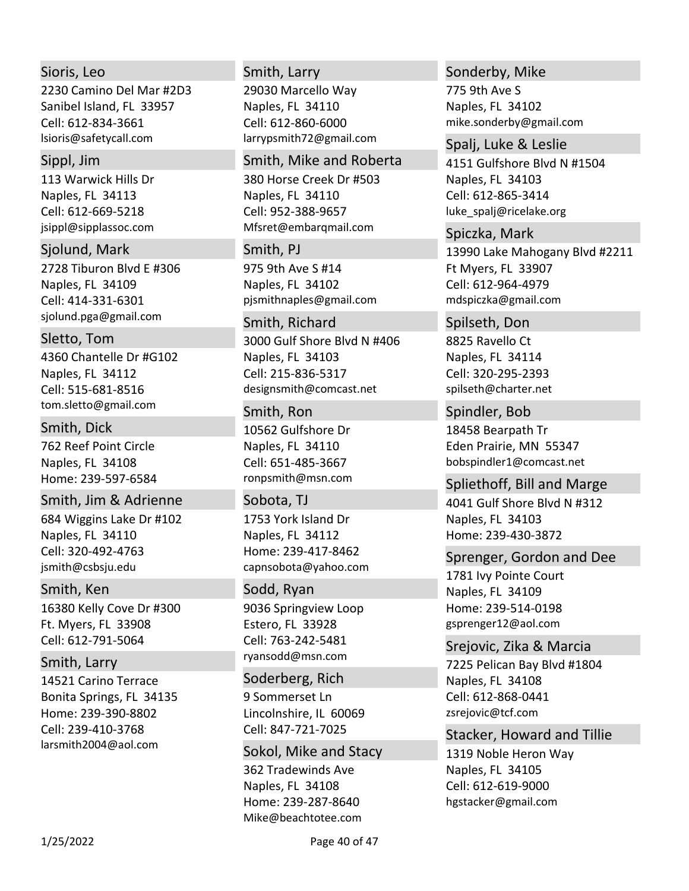### Sioris, Leo
2230 Camino Del Mar #2D3
Sanibel Island, FL  33957
Cell: 612-834-3661
lsioris@safetycall.com

### Sippl, Jim
113 Warwick Hills Dr
Naples, FL  34113
Cell: 612-669-5218
jsippl@sipplassoc.com

### Sjolund, Mark
2728 Tiburon Blvd E #306
Naples, FL  34109
Cell: 414-331-6301
sjolund.pga@gmail.com

### Sletto, Tom
4360 Chantelle Dr #G102
Naples, FL  34112
Cell: 515-681-8516
tom.sletto@gmail.com

### Smith, Dick
762 Reef Point Circle
Naples, FL  34108
Home: 239-597-6584

### Smith, Jim & Adrienne
684 Wiggins Lake Dr #102
Naples, FL  34110
Cell: 320-492-4763
jsmith@csbsju.edu

### Smith, Ken
16380 Kelly Cove Dr #300
Ft. Myers, FL  33908
Cell: 612-791-5064

### Smith, Larry
14521 Carino Terrace
Bonita Springs, FL  34135
Home: 239-390-8802
Cell: 239-410-3768
larsmith2004@aol.com

### Smith, Larry
29030 Marcello Way
Naples, FL  34110
Cell: 612-860-6000
larrypsmith72@gmail.com

### Smith, Mike and Roberta
380 Horse Creek Dr #503
Naples, FL  34110
Cell: 952-388-9657
Mfsret@embarqmail.com

### Smith, PJ
975 9th Ave S #14
Naples, FL  34102
pjsmithnaples@gmail.com

### Smith, Richard
3000 Gulf Shore Blvd N #406
Naples, FL  34103
Cell: 215-836-5317
designsmith@comcast.net

### Smith, Ron
10562 Gulfshore Dr
Naples, FL  34110
Cell: 651-485-3667
ronpsmith@msn.com

### Sobota, TJ
1753 York Island Dr
Naples, FL  34112
Home: 239-417-8462
capnsobota@yahoo.com

### Sodd, Ryan
9036 Springview Loop
Estero, FL  33928
Cell: 763-242-5481
ryansodd@msn.com

### Soderberg, Rich
9 Sommerset Ln
Lincolnshire, IL  60069
Cell: 847-721-7025

### Sokol, Mike and Stacy
362 Tradewinds Ave
Naples, FL  34108
Home: 239-287-8640
Mike@beachtotee.com

### Sonderby, Mike
775 9th Ave S
Naples, FL  34102
mike.sonderby@gmail.com

### Spalj, Luke & Leslie
4151 Gulfshore Blvd N #1504
Naples, FL  34103
Cell: 612-865-3414
luke_spalj@ricelake.org

### Spiczka, Mark
13990 Lake Mahogany Blvd #2211
Ft Myers, FL  33907
Cell: 612-964-4979
mdspiczka@gmail.com

### Spilseth, Don
8825 Ravello Ct
Naples, FL  34114
Cell: 320-295-2393
spilseth@charter.net

### Spindler, Bob
18458 Bearpath Tr
Eden Prairie, MN  55347
bobspindler1@comcast.net

### Spliethoff, Bill and Marge
4041 Gulf Shore Blvd N #312
Naples, FL  34103
Home: 239-430-3872

### Sprenger, Gordon and Dee
1781 Ivy Pointe Court
Naples, FL  34109
Home: 239-514-0198
gsprenger12@aol.com

### Srejovic, Zika & Marcia
7225 Pelican Bay Blvd #1804
Naples, FL  34108
Cell: 612-868-0441
zsrejovic@tcf.com

### Stacker, Howard and Tillie
1319 Noble Heron Way
Naples, FL  34105
Cell: 612-619-9000
hgstacker@gmail.com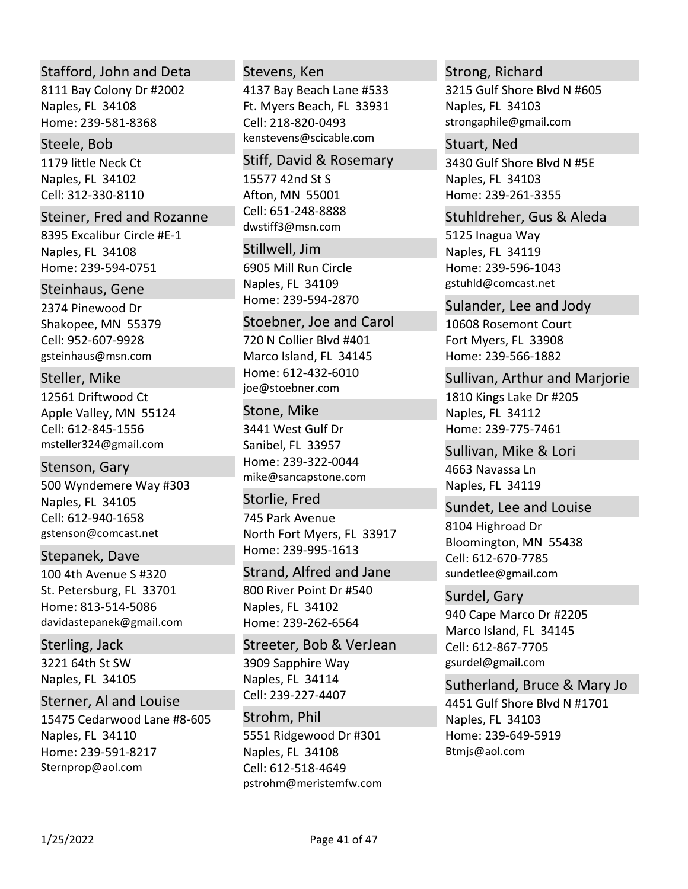### Stafford, John and Deta
8111 Bay Colony Dr #2002
Naples, FL 34108
Home: 239-581-8368

### Steele, Bob
1179 little Neck Ct
Naples, FL 34102
Cell: 312-330-8110

### Steiner, Fred and Rozanne
8395 Excalibur Circle #E-1
Naples, FL 34108
Home: 239-594-0751

### Steinhaus, Gene
2374 Pinewood Dr
Shakopee, MN 55379
Cell: 952-607-9928
gsteinhaus@msn.com

### Steller, Mike
12561 Driftwood Ct
Apple Valley, MN 55124
Cell: 612-845-1556
msteller324@gmail.com

### Stenson, Gary
500 Wyndemere Way #303
Naples, FL 34105
Cell: 612-940-1658
gstenson@comcast.net

### Stepanek, Dave
100 4th Avenue S #320
St. Petersburg, FL 33701
Home: 813-514-5086
davidastepanek@gmail.com

### Sterling, Jack
3221 64th St SW
Naples, FL 34105

### Sterner, Al and Louise
15475 Cedarwood Lane #8-605
Naples, FL 34110
Home: 239-591-8217
Sternprop@aol.com

### Stevens, Ken
4137 Bay Beach Lane #533
Ft. Myers Beach, FL 33931
Cell: 218-820-0493
kenstevens@scicable.com

### Stiff, David & Rosemary
15577 42nd St S
Afton, MN 55001
Cell: 651-248-8888
dwstiff3@msn.com

### Stillwell, Jim
6905 Mill Run Circle
Naples, FL 34109
Home: 239-594-2870

### Stoebner, Joe and Carol
720 N Collier Blvd #401
Marco Island, FL 34145
Home: 612-432-6010
joe@stoebner.com

### Stone, Mike
3441 West Gulf Dr
Sanibel, FL 33957
Home: 239-322-0044
mike@sancapstone.com

### Storlie, Fred
745 Park Avenue
North Fort Myers, FL 33917
Home: 239-995-1613

### Strand, Alfred and Jane
800 River Point Dr #540
Naples, FL 34102
Home: 239-262-6564

### Streeter, Bob & VerJean
3909 Sapphire Way
Naples, FL 34114
Cell: 239-227-4407

### Strohm, Phil
5551 Ridgewood Dr #301
Naples, FL 34108
Cell: 612-518-4649
pstrohm@meristemfw.com

### Strong, Richard
3215 Gulf Shore Blvd N #605
Naples, FL 34103
strongaphile@gmail.com

### Stuart, Ned
3430 Gulf Shore Blvd N #5E
Naples, FL 34103
Home: 239-261-3355

### Stuhldreher, Gus & Aleda
5125 Inagua Way
Naples, FL 34119
Home: 239-596-1043
gstuhld@comcast.net

### Sulander, Lee and Jody
10608 Rosemont Court
Fort Myers, FL 33908
Home: 239-566-1882

### Sullivan, Arthur and Marjorie
1810 Kings Lake Dr #205
Naples, FL 34112
Home: 239-775-7461

### Sullivan, Mike & Lori
4663 Navassa Ln
Naples, FL 34119

### Sundet, Lee and Louise
8104 Highroad Dr
Bloomington, MN 55438
Cell: 612-670-7785
sundetlee@gmail.com

### Surdel, Gary
940 Cape Marco Dr #2205
Marco Island, FL 34145
Cell: 612-867-7705
gsurdel@gmail.com

### Sutherland, Bruce & Mary Jo
4451 Gulf Shore Blvd N #1701
Naples, FL 34103
Home: 239-649-5919
Btmjs@aol.com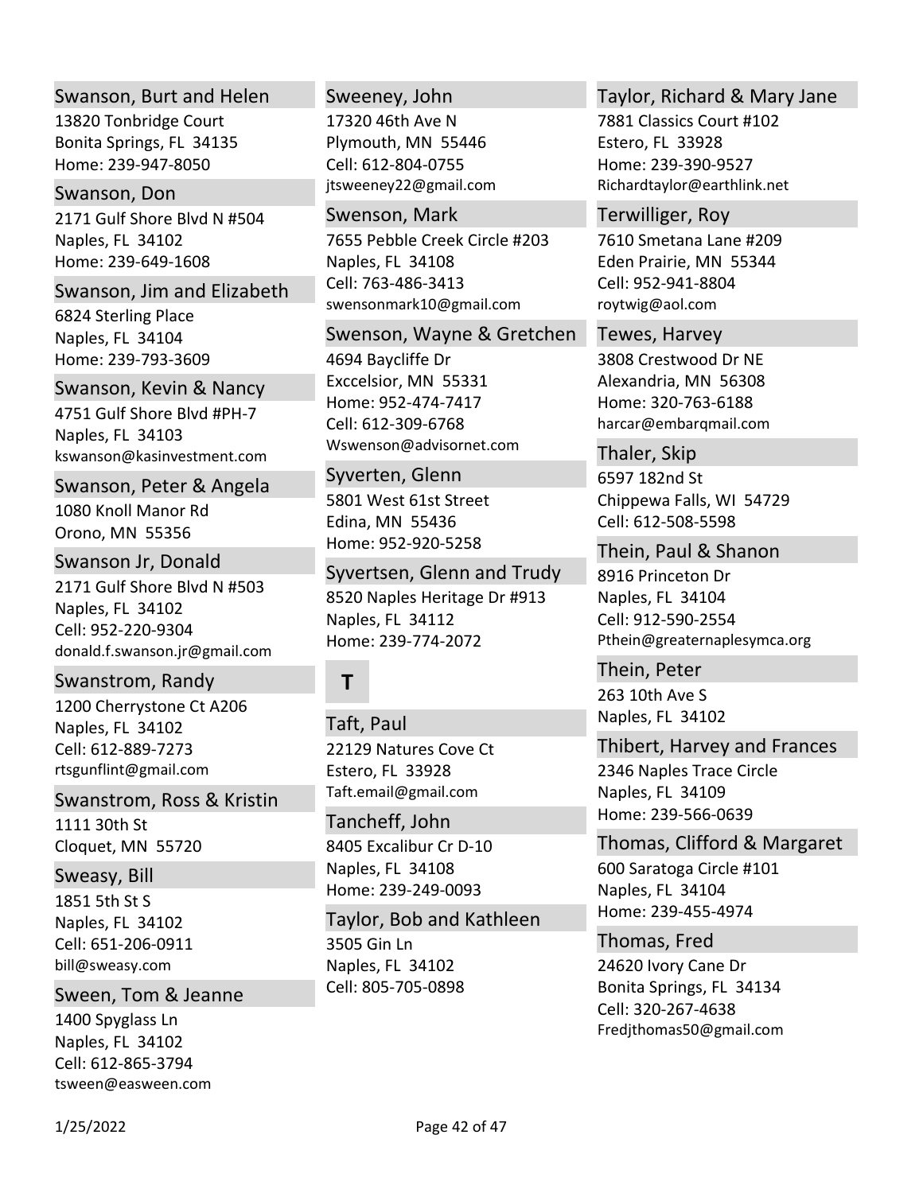### Swanson, Burt and Helen

13820 Tonbridge Court
Bonita Springs, FL 34135
Home: 239-947-8050

### Swanson, Don

2171 Gulf Shore Blvd N #504
Naples, FL 34102
Home: 239-649-1608

### Swanson, Jim and Elizabeth

6824 Sterling Place
Naples, FL 34104
Home: 239-793-3609

### Swanson, Kevin & Nancy

4751 Gulf Shore Blvd #PH-7
Naples, FL 34103
kswanson@kasinvestment.com

### Swanson, Peter & Angela

1080 Knoll Manor Rd
Orono, MN 55356

### Swanson Jr, Donald

2171 Gulf Shore Blvd N #503
Naples, FL 34102
Cell: 952-220-9304
donald.f.swanson.jr@gmail.com

### Swanstrom, Randy

1200 Cherrystone Ct A206
Naples, FL 34102
Cell: 612-889-7273
rtsgunflint@gmail.com

### Swanstrom, Ross & Kristin

1111 30th St
Cloquet, MN 55720

### Sweasy, Bill

1851 5th St S
Naples, FL 34102
Cell: 651-206-0911
bill@sweasy.com

### Sween, Tom & Jeanne

1400 Spyglass Ln
Naples, FL 34102
Cell: 612-865-3794
tsween@easween.com

### Sweeney, John

17320 46th Ave N
Plymouth, MN 55446
Cell: 612-804-0755
jtsweeney22@gmail.com

### Swenson, Mark

7655 Pebble Creek Circle #203
Naples, FL 34108
Cell: 763-486-3413
swensonmark10@gmail.com

### Swenson, Wayne & Gretchen

4694 Baycliffe Dr
Exccelsior, MN 55331
Home: 952-474-7417
Cell: 612-309-6768
Wswenson@advisornet.com

### Syverten, Glenn

5801 West 61st Street
Edina, MN 55436
Home: 952-920-5258

### Syvertsen, Glenn and Trudy

8520 Naples Heritage Dr #913
Naples, FL 34112
Home: 239-774-2072

## T

### Taft, Paul

22129 Natures Cove Ct
Estero, FL 33928
Taft.email@gmail.com

### Tancheff, John

8405 Excalibur Cr D-10
Naples, FL 34108
Home: 239-249-0093

### Taylor, Bob and Kathleen

3505 Gin Ln
Naples, FL 34102
Cell: 805-705-0898

### Taylor, Richard & Mary Jane

7881 Classics Court #102
Estero, FL 33928
Home: 239-390-9527
Richardtaylor@earthlink.net

### Terwilliger, Roy

7610 Smetana Lane #209
Eden Prairie, MN 55344
Cell: 952-941-8804
roytwig@aol.com

### Tewes, Harvey

3808 Crestwood Dr NE
Alexandria, MN 56308
Home: 320-763-6188
harcar@embarqmail.com

### Thaler, Skip

6597 182nd St
Chippewa Falls, WI 54729
Cell: 612-508-5598

### Thein, Paul & Shanon

8916 Princeton Dr
Naples, FL 34104
Cell: 912-590-2554
Pthein@greaternaplesymca.org

### Thein, Peter

263 10th Ave S
Naples, FL 34102

### Thibert, Harvey and Frances

2346 Naples Trace Circle
Naples, FL 34109
Home: 239-566-0639

### Thomas, Clifford & Margaret

600 Saratoga Circle #101
Naples, FL 34104
Home: 239-455-4974

### Thomas, Fred

24620 Ivory Cane Dr
Bonita Springs, FL 34134
Cell: 320-267-4638
Fredjthomas50@gmail.com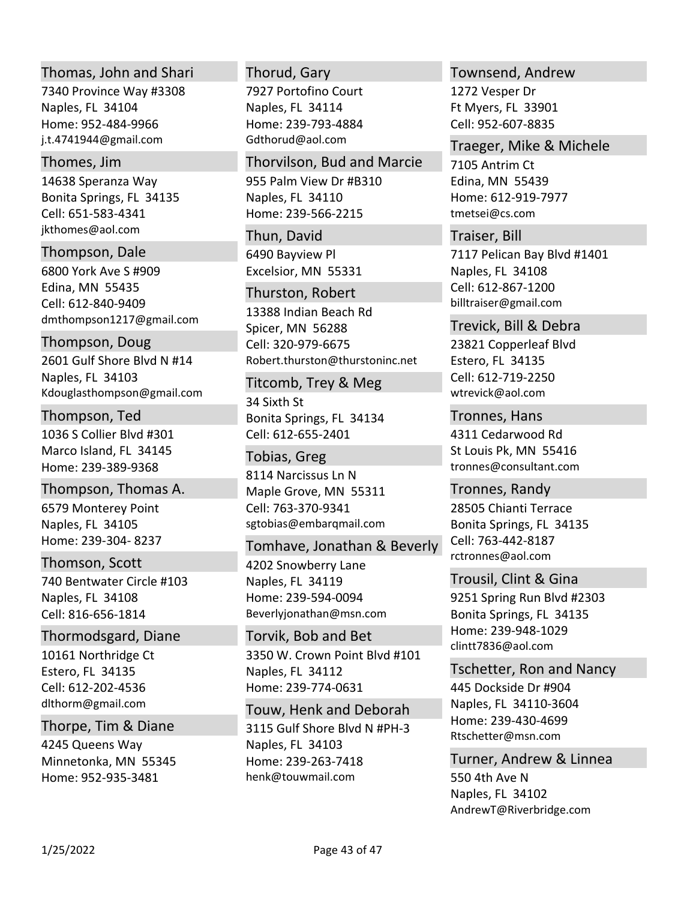### Thomas, John and Shari
7340 Province Way #3308
Naples, FL 34104
Home: 952-484-9966
j.t.4741944@gmail.com

### Thomes, Jim
14638 Speranza Way
Bonita Springs, FL 34135
Cell: 651-583-4341
jkthomes@aol.com

### Thompson, Dale
6800 York Ave S #909
Edina, MN 55435
Cell: 612-840-9409
dmthompson1217@gmail.com

### Thompson, Doug
2601 Gulf Shore Blvd N #14
Naples, FL 34103
Kdouglasthompson@gmail.com

### Thompson, Ted
1036 S Collier Blvd #301
Marco Island, FL 34145
Home: 239-389-9368

### Thompson, Thomas A.
6579 Monterey Point
Naples, FL 34105
Home: 239-304- 8237

### Thomson, Scott
740 Bentwater Circle #103
Naples, FL 34108
Cell: 816-656-1814

### Thormodsgard, Diane
10161 Northridge Ct
Estero, FL 34135
Cell: 612-202-4536
dlthorm@gmail.com

### Thorpe, Tim & Diane
4245 Queens Way
Minnetonka, MN 55345
Home: 952-935-3481

### Thorud, Gary
7927 Portofino Court
Naples, FL 34114
Home: 239-793-4884
Gdthorud@aol.com

### Thorvilson, Bud and Marcie
955 Palm View Dr #B310
Naples, FL 34110
Home: 239-566-2215

### Thun, David
6490 Bayview Pl
Excelsior, MN 55331

### Thurston, Robert
13388 Indian Beach Rd
Spicer, MN 56288
Cell: 320-979-6675
Robert.thurston@thurstoninc.net

### Titcomb, Trey & Meg
34 Sixth St
Bonita Springs, FL 34134
Cell: 612-655-2401

### Tobias, Greg
8114 Narcissus Ln N
Maple Grove, MN 55311
Cell: 763-370-9341
sgtobias@embarqmail.com

### Tomhave, Jonathan & Beverly
4202 Snowberry Lane
Naples, FL 34119
Home: 239-594-0094
Beverlyjonathan@msn.com

### Torvik, Bob and Bet
3350 W. Crown Point Blvd #101
Naples, FL 34112
Home: 239-774-0631

### Touw, Henk and Deborah
3115 Gulf Shore Blvd N #PH-3
Naples, FL 34103
Home: 239-263-7418
henk@touwmail.com

### Townsend, Andrew
1272 Vesper Dr
Ft Myers, FL 33901
Cell: 952-607-8835

### Traeger, Mike & Michele
7105 Antrim Ct
Edina, MN 55439
Home: 612-919-7977
tmetsei@cs.com

### Traiser, Bill
7117 Pelican Bay Blvd #1401
Naples, FL 34108
Cell: 612-867-1200
billtraiser@gmail.com

### Trevick, Bill & Debra
23821 Copperleaf Blvd
Estero, FL 34135
Cell: 612-719-2250
wtrevick@aol.com

### Tronnes, Hans
4311 Cedarwood Rd
St Louis Pk, MN 55416
tronnes@consultant.com

### Tronnes, Randy
28505 Chianti Terrace
Bonita Springs, FL 34135
Cell: 763-442-8187
rctronnes@aol.com

### Trousil, Clint & Gina
9251 Spring Run Blvd #2303
Bonita Springs, FL 34135
Home: 239-948-1029
clintt7836@aol.com

### Tschetter, Ron and Nancy
445 Dockside Dr #904
Naples, FL 34110-3604
Home: 239-430-4699
Rtschetter@msn.com

### Turner, Andrew & Linnea
550 4th Ave N
Naples, FL 34102
AndrewT@Riverbridge.com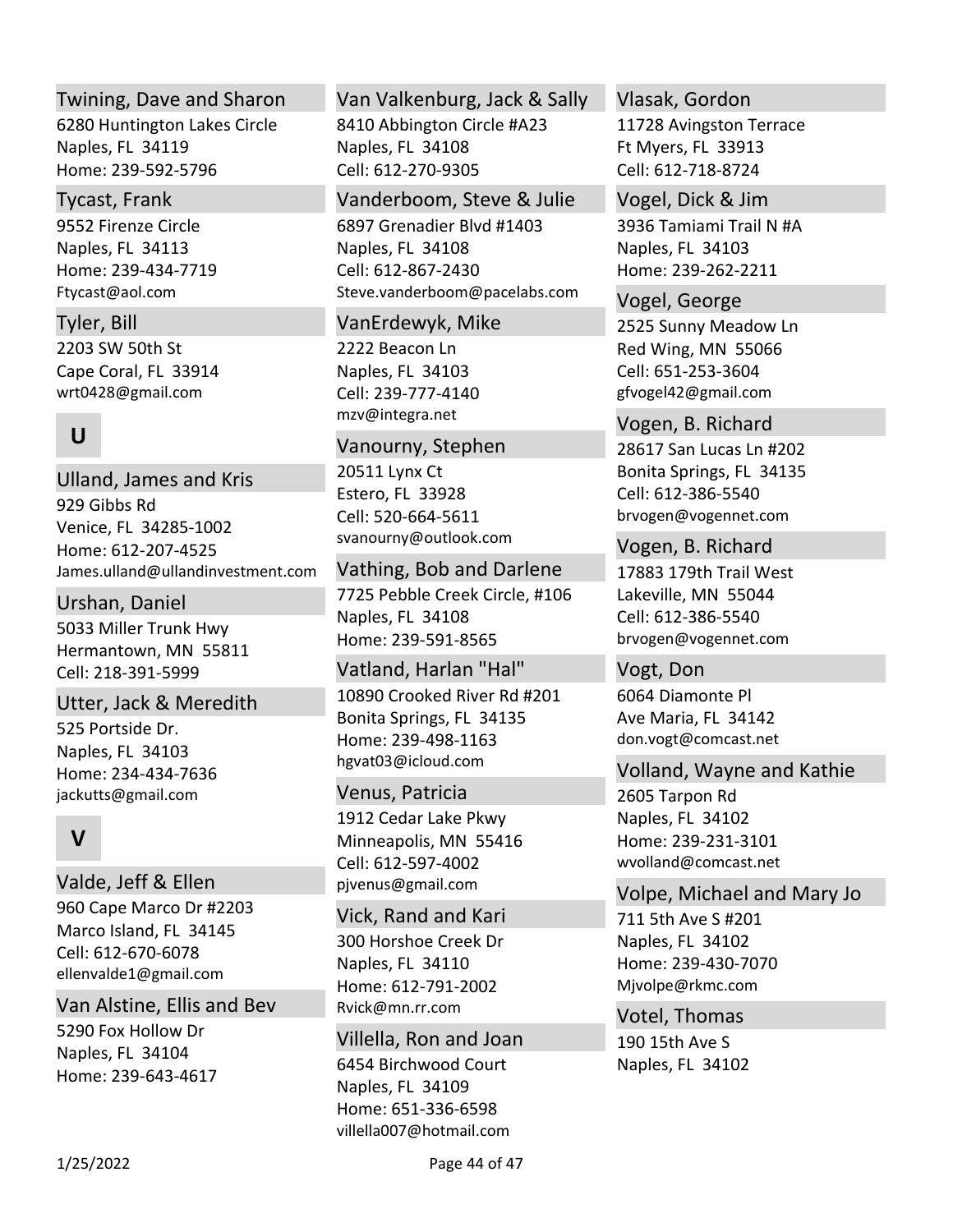### Twining, Dave and Sharon
6280 Huntington Lakes Circle
Naples, FL 34119
Home: 239-592-5796

### Tycast, Frank
9552 Firenze Circle
Naples, FL 34113
Home: 239-434-7719
Ftycast@aol.com

### Tyler, Bill
2203 SW 50th St
Cape Coral, FL 33914
wrt0428@gmail.com

## U

### Ulland, James and Kris
929 Gibbs Rd
Venice, FL 34285-1002
Home: 612-207-4525
James.ulland@ullandinvestment.com

### Urshan, Daniel
5033 Miller Trunk Hwy
Hermantown, MN 55811
Cell: 218-391-5999

### Utter, Jack & Meredith
525 Portside Dr.
Naples, FL 34103
Home: 234-434-7636
jackutts@gmail.com

## V

### Valde, Jeff & Ellen
960 Cape Marco Dr #2203
Marco Island, FL 34145
Cell: 612-670-6078
ellenvalde1@gmail.com

### Van Alstine, Ellis and Bev
5290 Fox Hollow Dr
Naples, FL 34104
Home: 239-643-4617

### Van Valkenburg, Jack & Sally
8410 Abbington Circle #A23
Naples, FL 34108
Cell: 612-270-9305

### Vanderboom, Steve & Julie
6897 Grenadier Blvd #1403
Naples, FL 34108
Cell: 612-867-2430
Steve.vanderboom@pacelabs.com

### VanErdewyk, Mike
2222 Beacon Ln
Naples, FL 34103
Cell: 239-777-4140
mzv@integra.net

### Vanourny, Stephen
20511 Lynx Ct
Estero, FL 33928
Cell: 520-664-5611
svanourny@outlook.com

### Vathing, Bob and Darlene
7725 Pebble Creek Circle, #106
Naples, FL 34108
Home: 239-591-8565

### Vatland, Harlan "Hal"
10890 Crooked River Rd #201
Bonita Springs, FL 34135
Home: 239-498-1163
hgvat03@icloud.com

### Venus, Patricia
1912 Cedar Lake Pkwy
Minneapolis, MN 55416
Cell: 612-597-4002
pjvenus@gmail.com

### Vick, Rand and Kari
300 Horshoe Creek Dr
Naples, FL 34110
Home: 612-791-2002
Rvick@mn.rr.com

### Villella, Ron and Joan
6454 Birchwood Court
Naples, FL 34109
Home: 651-336-6598
villella007@hotmail.com

### Vlasak, Gordon
11728 Avingston Terrace
Ft Myers, FL 33913
Cell: 612-718-8724

### Vogel, Dick & Jim
3936 Tamiami Trail N #A
Naples, FL 34103
Home: 239-262-2211

### Vogel, George
2525 Sunny Meadow Ln
Red Wing, MN 55066
Cell: 651-253-3604
gfvogel42@gmail.com

### Vogen, B. Richard
28617 San Lucas Ln #202
Bonita Springs, FL 34135
Cell: 612-386-5540
brvogen@vogennet.com

### Vogen, B. Richard
17883 179th Trail West
Lakeville, MN 55044
Cell: 612-386-5540
brvogen@vogennet.com

### Vogt, Don
6064 Diamonte Pl
Ave Maria, FL 34142
don.vogt@comcast.net

### Volland, Wayne and Kathie
2605 Tarpon Rd
Naples, FL 34102
Home: 239-231-3101
wvolland@comcast.net

### Volpe, Michael and Mary Jo
711 5th Ave S #201
Naples, FL 34102
Home: 239-430-7070
Mjvolpe@rkmc.com

### Votel, Thomas
190 15th Ave S
Naples, FL 34102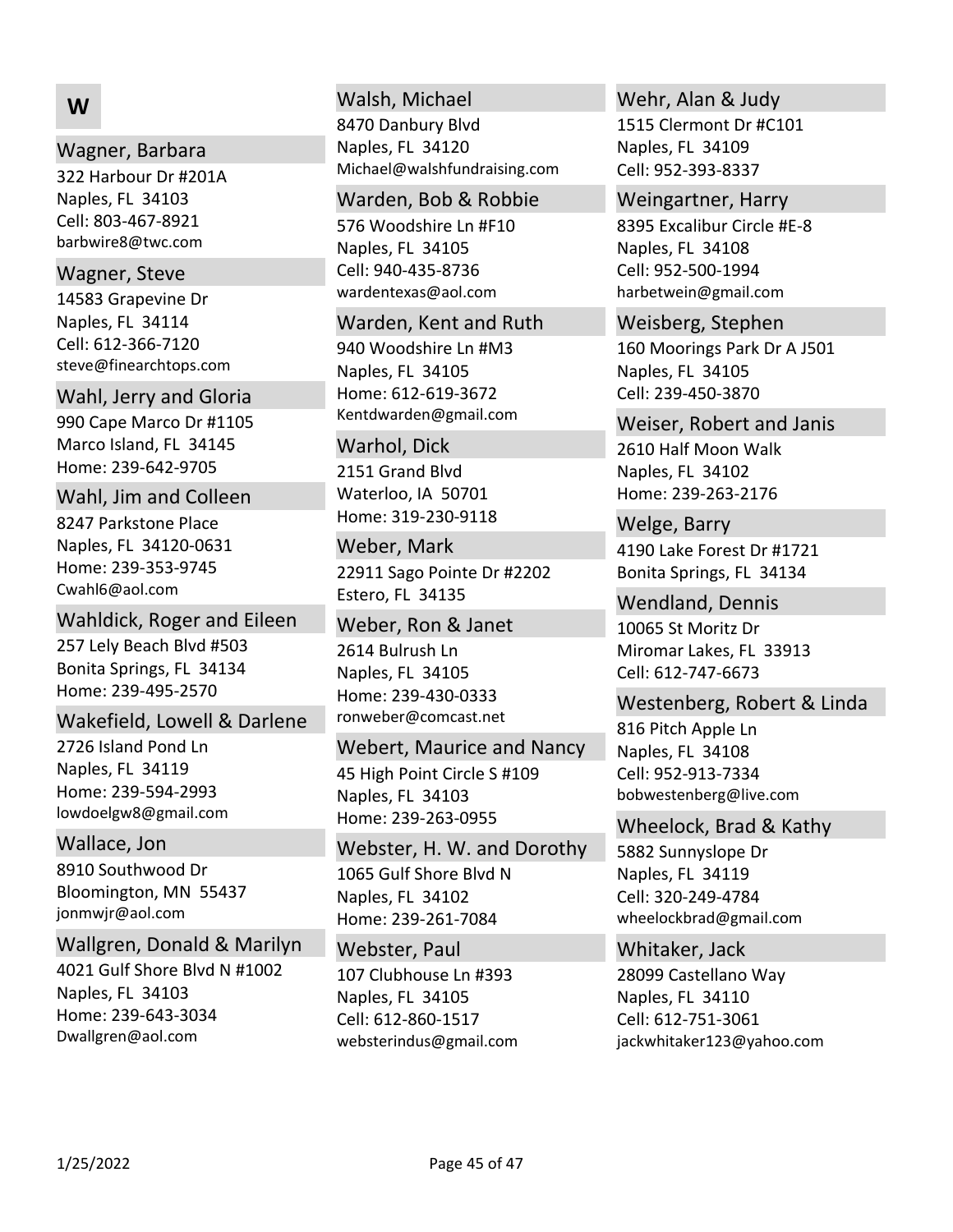# W

### Wagner, Barbara
322 Harbour Dr #201A
Naples, FL 34103
Cell: 803-467-8921
barbwire8@twc.com

### Wagner, Steve
14583 Grapevine Dr
Naples, FL 34114
Cell: 612-366-7120
steve@finearchtops.com

### Wahl, Jerry and Gloria
990 Cape Marco Dr #1105
Marco Island, FL 34145
Home: 239-642-9705

### Wahl, Jim and Colleen
8247 Parkstone Place
Naples, FL 34120-0631
Home: 239-353-9745
Cwahl6@aol.com

### Wahldick, Roger and Eileen
257 Lely Beach Blvd #503
Bonita Springs, FL 34134
Home: 239-495-2570

### Wakefield, Lowell & Darlene
2726 Island Pond Ln
Naples, FL 34119
Home: 239-594-2993
lowdoelgw8@gmail.com

### Wallace, Jon
8910 Southwood Dr
Bloomington, MN 55437
jonmwjr@aol.com

### Wallgren, Donald & Marilyn
4021 Gulf Shore Blvd N #1002
Naples, FL 34103
Home: 239-643-3034
Dwallgren@aol.com

### Walsh, Michael
8470 Danbury Blvd
Naples, FL 34120
Michael@walshfundraising.com

### Warden, Bob & Robbie
576 Woodshire Ln #F10
Naples, FL 34105
Cell: 940-435-8736
wardentexas@aol.com

### Warden, Kent and Ruth
940 Woodshire Ln #M3
Naples, FL 34105
Home: 612-619-3672
Kentdwarden@gmail.com

### Warhol, Dick
2151 Grand Blvd
Waterloo, IA 50701
Home: 319-230-9118

### Weber, Mark
22911 Sago Pointe Dr #2202
Estero, FL 34135

### Weber, Ron & Janet
2614 Bulrush Ln
Naples, FL 34105
Home: 239-430-0333
ronweber@comcast.net

### Webert, Maurice and Nancy
45 High Point Circle S #109
Naples, FL 34103
Home: 239-263-0955

### Webster, H. W. and Dorothy
1065 Gulf Shore Blvd N
Naples, FL 34102
Home: 239-261-7084

### Webster, Paul
107 Clubhouse Ln #393
Naples, FL 34105
Cell: 612-860-1517
websterindus@gmail.com

### Wehr, Alan & Judy
1515 Clermont Dr #C101
Naples, FL 34109
Cell: 952-393-8337

### Weingartner, Harry
8395 Excalibur Circle #E-8
Naples, FL 34108
Cell: 952-500-1994
harbetwein@gmail.com

### Weisberg, Stephen
160 Moorings Park Dr A J501
Naples, FL 34105
Cell: 239-450-3870

### Weiser, Robert and Janis
2610 Half Moon Walk
Naples, FL 34102
Home: 239-263-2176

### Welge, Barry
4190 Lake Forest Dr #1721
Bonita Springs, FL 34134

### Wendland, Dennis
10065 St Moritz Dr
Miromar Lakes, FL 33913
Cell: 612-747-6673

### Westenberg, Robert & Linda
816 Pitch Apple Ln
Naples, FL 34108
Cell: 952-913-7334
bobwestenberg@live.com

### Wheelock, Brad & Kathy
5882 Sunnyslope Dr
Naples, FL 34119
Cell: 320-249-4784
wheelockbrad@gmail.com

### Whitaker, Jack
28099 Castellano Way
Naples, FL 34110
Cell: 612-751-3061
jackwhitaker123@yahoo.com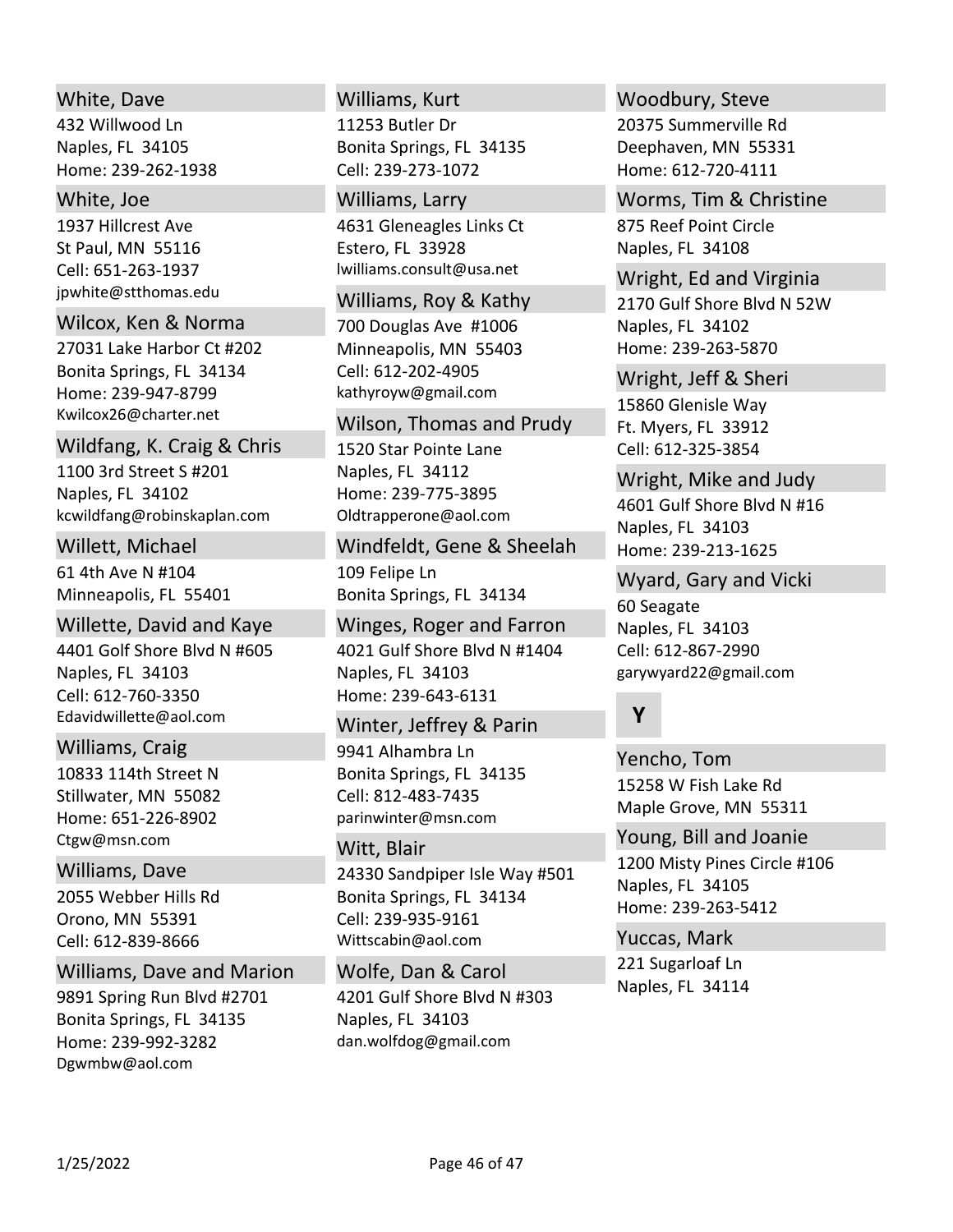### White, Dave
432 Willwood Ln
Naples, FL 34105
Home: 239-262-1938

### White, Joe
1937 Hillcrest Ave
St Paul, MN 55116
Cell: 651-263-1937
jpwhite@stthomas.edu

### Wilcox, Ken & Norma
27031 Lake Harbor Ct #202
Bonita Springs, FL 34134
Home: 239-947-8799
Kwilcox26@charter.net

### Wildfang, K. Craig & Chris
1100 3rd Street S #201
Naples, FL 34102
kcwildfang@robinskaplan.com

### Willett, Michael
61 4th Ave N #104
Minneapolis, FL 55401

### Willette, David and Kaye
4401 Golf Shore Blvd N #605
Naples, FL 34103
Cell: 612-760-3350
Edavidwillette@aol.com

### Williams, Craig
10833 114th Street N
Stillwater, MN 55082
Home: 651-226-8902
Ctgw@msn.com

### Williams, Dave
2055 Webber Hills Rd
Orono, MN 55391
Cell: 612-839-8666

### Williams, Dave and Marion
9891 Spring Run Blvd #2701
Bonita Springs, FL 34135
Home: 239-992-3282
Dgwmbw@aol.com

### Williams, Kurt
11253 Butler Dr
Bonita Springs, FL 34135
Cell: 239-273-1072

### Williams, Larry
4631 Gleneagles Links Ct
Estero, FL 33928
lwilliams.consult@usa.net

### Williams, Roy & Kathy
700 Douglas Ave #1006
Minneapolis, MN 55403
Cell: 612-202-4905
kathyroyw@gmail.com

### Wilson, Thomas and Prudy
1520 Star Pointe Lane
Naples, FL 34112
Home: 239-775-3895
Oldtrapperone@aol.com

### Windfeldt, Gene & Sheelah
109 Felipe Ln
Bonita Springs, FL 34134

### Winges, Roger and Farron
4021 Gulf Shore Blvd N #1404
Naples, FL 34103
Home: 239-643-6131

### Winter, Jeffrey & Parin
9941 Alhambra Ln
Bonita Springs, FL 34135
Cell: 812-483-7435
parinwinter@msn.com

### Witt, Blair
24330 Sandpiper Isle Way #501
Bonita Springs, FL 34134
Cell: 239-935-9161
Wittscabin@aol.com

### Wolfe, Dan & Carol
4201 Gulf Shore Blvd N #303
Naples, FL 34103
dan.wolfdog@gmail.com

### Woodbury, Steve
20375 Summerville Rd
Deephaven, MN 55331
Home: 612-720-4111

### Worms, Tim & Christine
875 Reef Point Circle
Naples, FL 34108

### Wright, Ed and Virginia
2170 Gulf Shore Blvd N 52W
Naples, FL 34102
Home: 239-263-5870

### Wright, Jeff & Sheri
15860 Glenisle Way
Ft. Myers, FL 33912
Cell: 612-325-3854

### Wright, Mike and Judy
4601 Gulf Shore Blvd N #16
Naples, FL 34103
Home: 239-213-1625

### Wyard, Gary and Vicki
60 Seagate
Naples, FL 34103
Cell: 612-867-2990
garywyard22@gmail.com

## Y

### Yencho, Tom
15258 W Fish Lake Rd
Maple Grove, MN 55311

### Young, Bill and Joanie
1200 Misty Pines Circle #106
Naples, FL 34105
Home: 239-263-5412

### Yuccas, Mark
221 Sugarloaf Ln
Naples, FL 34114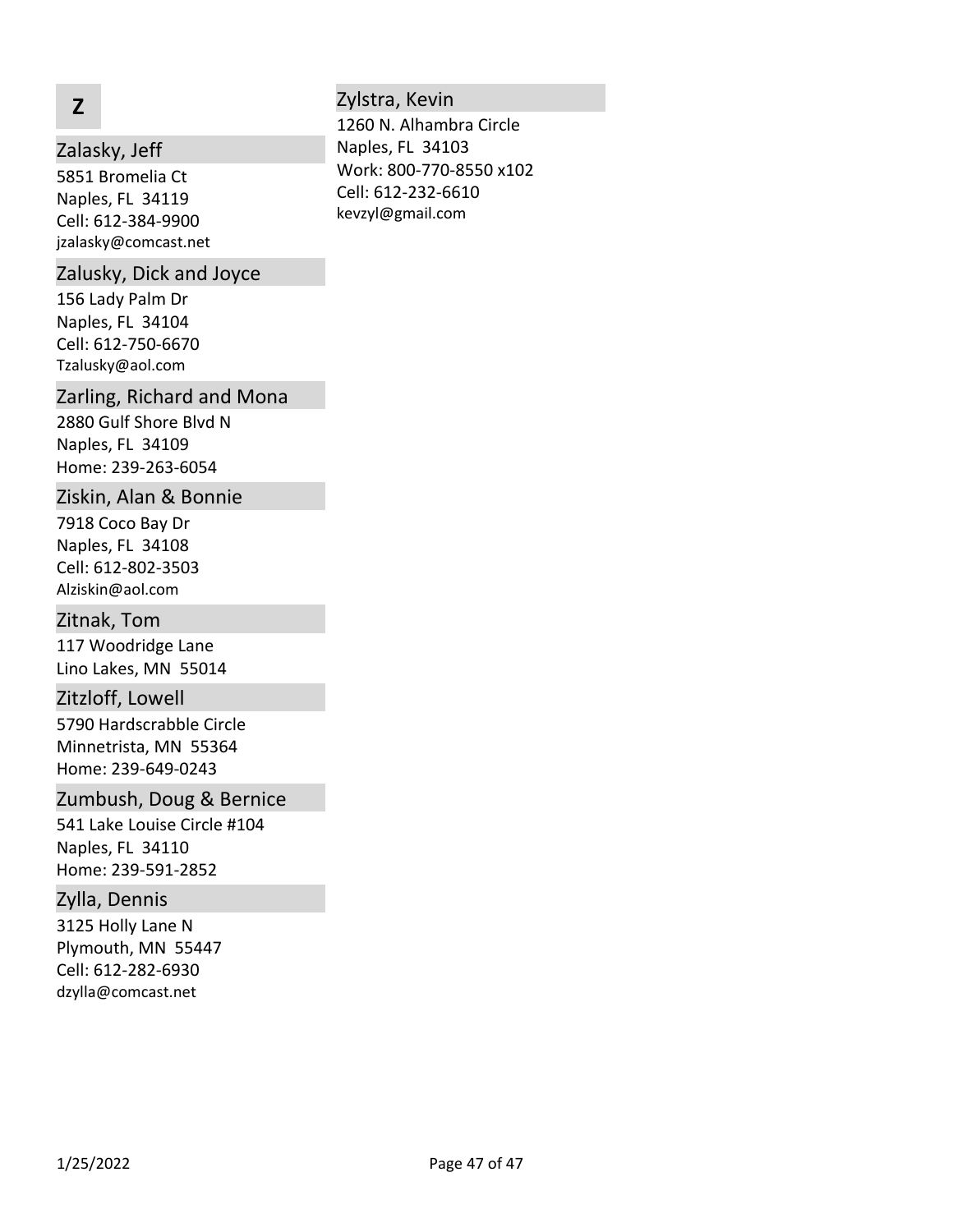# Z

## Zalasky, Jeff

5851 Bromelia Ct
Naples, FL 34119
Cell: 612-384-9900
jzalasky@comcast.net

## Zalusky, Dick and Joyce

156 Lady Palm Dr
Naples, FL 34104
Cell: 612-750-6670
Tzalusky@aol.com

## Zarling, Richard and Mona

2880 Gulf Shore Blvd N
Naples, FL 34109
Home: 239-263-6054

## Ziskin, Alan & Bonnie

7918 Coco Bay Dr
Naples, FL 34108
Cell: 612-802-3503
Alziskin@aol.com

## Zitnak, Tom

117 Woodridge Lane
Lino Lakes, MN 55014

## Zitzloff, Lowell

5790 Hardscrabble Circle
Minnetrista, MN 55364
Home: 239-649-0243

## Zumbush, Doug & Bernice

541 Lake Louise Circle #104
Naples, FL 34110
Home: 239-591-2852

## Zylla, Dennis

3125 Holly Lane N
Plymouth, MN 55447
Cell: 612-282-6930
dzylla@comcast.net

## Zylstra, Kevin

1260 N. Alhambra Circle
Naples, FL 34103
Work: 800-770-8550 x102
Cell: 612-232-6610
kevzyl@gmail.com

1/25/2022